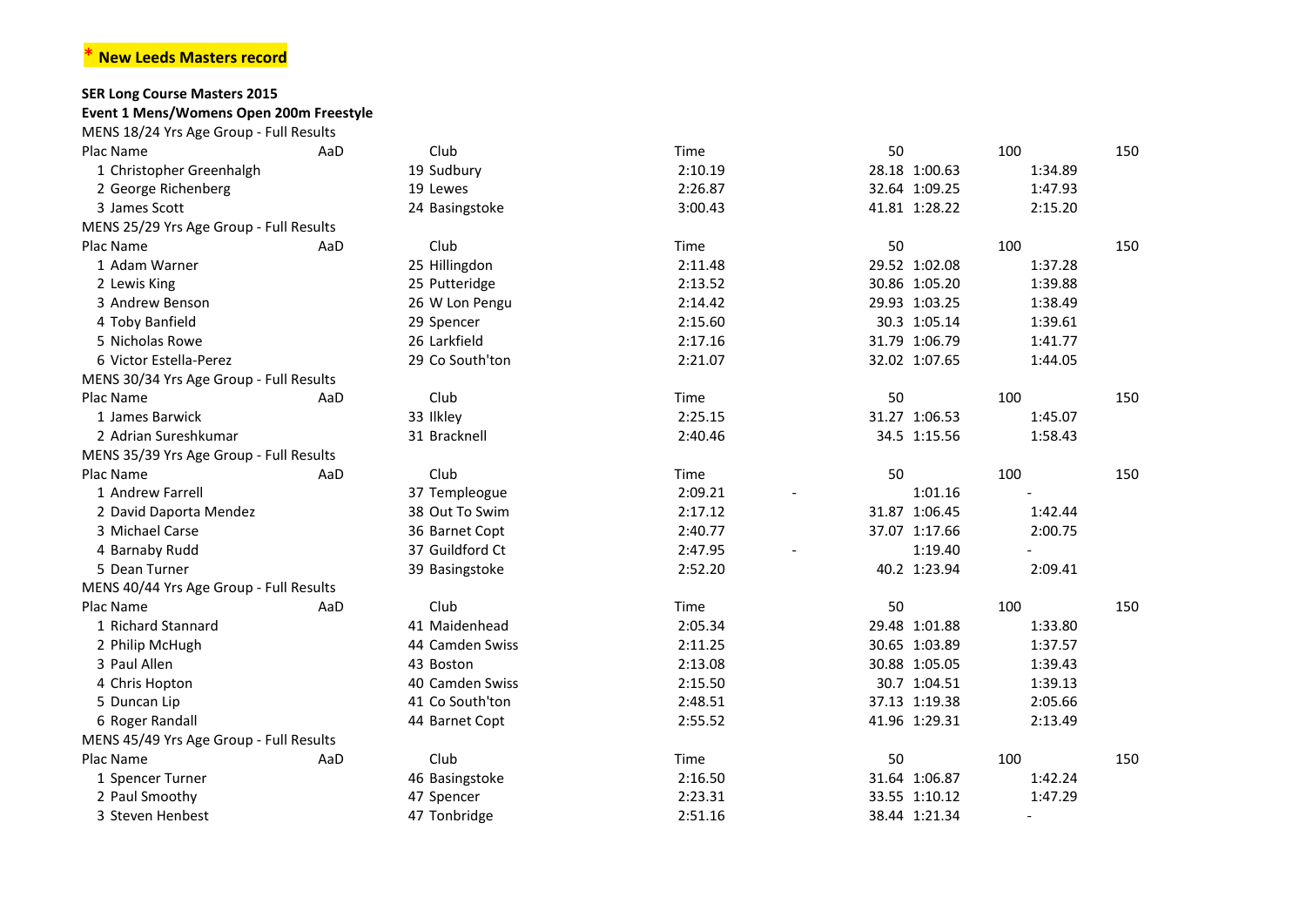**\* New Leeds Masters record**

**SER Long Course Masters 2015**

**Event 1 Mens/Womens Open 200m Freestyle**

MENS 18/24 Yrs Age Group - Full Results

| Plac | Name | AaD | Club | Time | 50 | 100 | 150 |
|---|---|---|---|---|---|---|---|
| 1 | Christopher Greenhalgh | 19 | Sudbury | 2:10.19 | 28.18 | 1:00.63 | 1:34.89 |
| 2 | George Richenberg | 19 | Lewes | 2:26.87 | 32.64 | 1:09.25 | 1:47.93 |
| 3 | James Scott | 24 | Basingstoke | 3:00.43 | 41.81 | 1:28.22 | 2:15.20 |

MENS 25/29 Yrs Age Group - Full Results

| Plac | Name | AaD | Club | Time | 50 | 100 | 150 |
|---|---|---|---|---|---|---|---|
| 1 | Adam Warner | 25 | Hillingdon | 2:11.48 | 29.52 | 1:02.08 | 1:37.28 |
| 2 | Lewis King | 25 | Putteridge | 2:13.52 | 30.86 | 1:05.20 | 1:39.88 |
| 3 | Andrew Benson | 26 | W Lon Pengu | 2:14.42 | 29.93 | 1:03.25 | 1:38.49 |
| 4 | Toby Banfield | 29 | Spencer | 2:15.60 | 30.3 | 1:05.14 | 1:39.61 |
| 5 | Nicholas Rowe | 26 | Larkfield | 2:17.16 | 31.79 | 1:06.79 | 1:41.77 |
| 6 | Victor Estella-Perez | 29 | Co South'ton | 2:21.07 | 32.02 | 1:07.65 | 1:44.05 |

MENS 30/34 Yrs Age Group - Full Results

| Plac | Name | AaD | Club | Time | 50 | 100 | 150 |
|---|---|---|---|---|---|---|---|
| 1 | James Barwick | 33 | Ilkley | 2:25.15 | 31.27 | 1:06.53 | 1:45.07 |
| 2 | Adrian Sureshkumar | 31 | Bracknell | 2:40.46 | 34.5 | 1:15.56 | 1:58.43 |

MENS 35/39 Yrs Age Group - Full Results

| Plac | Name | AaD | Club | Time | 50 | 100 | 150 |
|---|---|---|---|---|---|---|---|
| 1 | Andrew Farrell | 37 | Templeogue | 2:09.21 | - | 1:01.16 | - |
| 2 | David Daporta Mendez | 38 | Out To Swim | 2:17.12 | 31.87 | 1:06.45 | 1:42.44 |
| 3 | Michael Carse | 36 | Barnet Copt | 2:40.77 | 37.07 | 1:17.66 | 2:00.75 |
| 4 | Barnaby Rudd | 37 | Guildford Ct | 2:47.95 | - | 1:19.40 | - |
| 5 | Dean Turner | 39 | Basingstoke | 2:52.20 | 40.2 | 1:23.94 | 2:09.41 |

MENS 40/44 Yrs Age Group - Full Results

| Plac | Name | AaD | Club | Time | 50 | 100 | 150 |
|---|---|---|---|---|---|---|---|
| 1 | Richard Stannard | 41 | Maidenhead | 2:05.34 | 29.48 | 1:01.88 | 1:33.80 |
| 2 | Philip McHugh | 44 | Camden Swiss | 2:11.25 | 30.65 | 1:03.89 | 1:37.57 |
| 3 | Paul Allen | 43 | Boston | 2:13.08 | 30.88 | 1:05.05 | 1:39.43 |
| 4 | Chris Hopton | 40 | Camden Swiss | 2:15.50 | 30.7 | 1:04.51 | 1:39.13 |
| 5 | Duncan Lip | 41 | Co South'ton | 2:48.51 | 37.13 | 1:19.38 | 2:05.66 |
| 6 | Roger Randall | 44 | Barnet Copt | 2:55.52 | 41.96 | 1:29.31 | 2:13.49 |

MENS 45/49 Yrs Age Group - Full Results

| Plac | Name | AaD | Club | Time | 50 | 100 | 150 |
|---|---|---|---|---|---|---|---|
| 1 | Spencer Turner | 46 | Basingstoke | 2:16.50 | 31.64 | 1:06.87 | 1:42.24 |
| 2 | Paul Smoothy | 47 | Spencer | 2:23.31 | 33.55 | 1:10.12 | 1:47.29 |
| 3 | Steven Henbest | 47 | Tonbridge | 2:51.16 | 38.44 | 1:21.34 | - |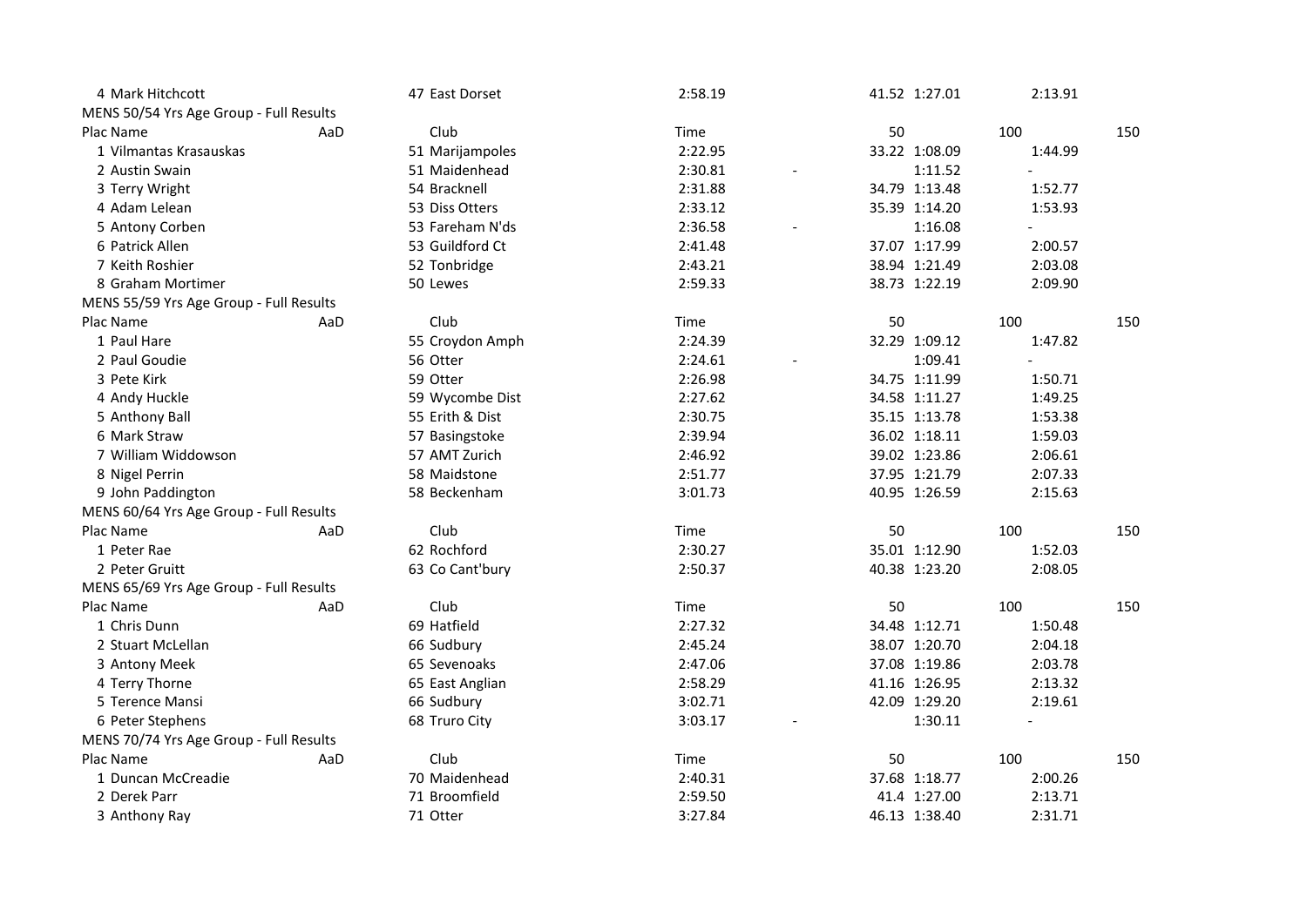| Plac | Name | AaD | Club | Time | | 50 | | 100 | 150 |
|---|---|---|---|---|---|---|---|---|---|
| 4 | Mark Hitchcott | | 47 East Dorset | 2:58.19 | | 41.52 | 1:27.01 | 2:13.91 | |

MENS 50/54 Yrs Age Group - Full Results

| Plac | Name | AaD | Club | Time | | 50 | | 100 | 150 |
|---|---|---|---|---|---|---|---|---|---|
| 1 | Vilmantas Krasauskas | | 51 Marijampoles | 2:22.95 | | 33.22 | 1:08.09 | 1:44.99 | |
| 2 | Austin Swain | | 51 Maidenhead | 2:30.81 | - | | 1:11.52 | - | |
| 3 | Terry Wright | | 54 Bracknell | 2:31.88 | | 34.79 | 1:13.48 | 1:52.77 | |
| 4 | Adam Lelean | | 53 Diss Otters | 2:33.12 | | 35.39 | 1:14.20 | 1:53.93 | |
| 5 | Antony Corben | | 53 Fareham N'ds | 2:36.58 | - | | 1:16.08 | - | |
| 6 | Patrick Allen | | 53 Guildford Ct | 2:41.48 | | 37.07 | 1:17.99 | 2:00.57 | |
| 7 | Keith Roshier | | 52 Tonbridge | 2:43.21 | | 38.94 | 1:21.49 | 2:03.08 | |
| 8 | Graham Mortimer | | 50 Lewes | 2:59.33 | | 38.73 | 1:22.19 | 2:09.90 | |

MENS 55/59 Yrs Age Group - Full Results

| Plac | Name | AaD | Club | Time | | 50 | | 100 | 150 |
|---|---|---|---|---|---|---|---|---|---|
| 1 | Paul Hare | | 55 Croydon Amph | 2:24.39 | | 32.29 | 1:09.12 | 1:47.82 | |
| 2 | Paul Goudie | | 56 Otter | 2:24.61 | - | | 1:09.41 | - | |
| 3 | Pete Kirk | | 59 Otter | 2:26.98 | | 34.75 | 1:11.99 | 1:50.71 | |
| 4 | Andy Huckle | | 59 Wycombe Dist | 2:27.62 | | 34.58 | 1:11.27 | 1:49.25 | |
| 5 | Anthony Ball | | 55 Erith & Dist | 2:30.75 | | 35.15 | 1:13.78 | 1:53.38 | |
| 6 | Mark Straw | | 57 Basingstoke | 2:39.94 | | 36.02 | 1:18.11 | 1:59.03 | |
| 7 | William Widdowson | | 57 AMT Zurich | 2:46.92 | | 39.02 | 1:23.86 | 2:06.61 | |
| 8 | Nigel Perrin | | 58 Maidstone | 2:51.77 | | 37.95 | 1:21.79 | 2:07.33 | |
| 9 | John Paddington | | 58 Beckenham | 3:01.73 | | 40.95 | 1:26.59 | 2:15.63 | |

MENS 60/64 Yrs Age Group - Full Results

| Plac | Name | AaD | Club | Time | | 50 | | 100 | 150 |
|---|---|---|---|---|---|---|---|---|---|
| 1 | Peter Rae | | 62 Rochford | 2:30.27 | | 35.01 | 1:12.90 | 1:52.03 | |
| 2 | Peter Gruitt | | 63 Co Cant'bury | 2:50.37 | | 40.38 | 1:23.20 | 2:08.05 | |

MENS 65/69 Yrs Age Group - Full Results

| Plac | Name | AaD | Club | Time | | 50 | | 100 | 150 |
|---|---|---|---|---|---|---|---|---|---|
| 1 | Chris Dunn | | 69 Hatfield | 2:27.32 | | 34.48 | 1:12.71 | 1:50.48 | |
| 2 | Stuart McLellan | | 66 Sudbury | 2:45.24 | | 38.07 | 1:20.70 | 2:04.18 | |
| 3 | Antony Meek | | 65 Sevenoaks | 2:47.06 | | 37.08 | 1:19.86 | 2:03.78 | |
| 4 | Terry Thorne | | 65 East Anglian | 2:58.29 | | 41.16 | 1:26.95 | 2:13.32 | |
| 5 | Terence Mansi | | 66 Sudbury | 3:02.71 | | 42.09 | 1:29.20 | 2:19.61 | |
| 6 | Peter Stephens | | 68 Truro City | 3:03.17 | - | | 1:30.11 | - | |

MENS 70/74 Yrs Age Group - Full Results

| Plac | Name | AaD | Club | Time | | 50 | | 100 | 150 |
|---|---|---|---|---|---|---|---|---|---|
| 1 | Duncan McCreadie | | 70 Maidenhead | 2:40.31 | | 37.68 | 1:18.77 | 2:00.26 | |
| 2 | Derek Parr | | 71 Broomfield | 2:59.50 | | 41.4 | 1:27.00 | 2:13.71 | |
| 3 | Anthony Ray | | 71 Otter | 3:27.84 | | 46.13 | 1:38.40 | 2:31.71 | |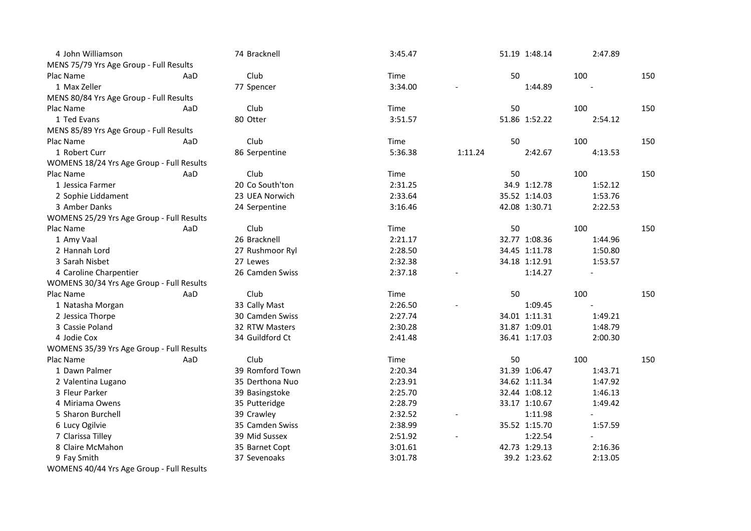| Plac | Name | AaD | Club | Time | 50 | 100 | 150 |
|---|---|---|---|---|---|---|---|
| 4 | John Williamson | 74 | Bracknell | 3:45.47 | 51.19 | 1:48.14 | 2:47.89 |

MENS 75/79 Yrs Age Group - Full Results

| Plac | Name | AaD | Club | Time | 50 | 100 | 150 |
|---|---|---|---|---|---|---|---|
| 1 | Max Zeller | 77 | Spencer | 3:34.00 | - | 1:44.89 | - |

MENS 80/84 Yrs Age Group - Full Results

| Plac | Name | AaD | Club | Time | 50 | 100 | 150 |
|---|---|---|---|---|---|---|---|
| 1 | Ted Evans | 80 | Otter | 3:51.57 | 51.86 | 1:52.22 | 2:54.12 |

MENS 85/89 Yrs Age Group - Full Results

| Plac | Name | AaD | Club | Time | 50 | 100 | 150 |
|---|---|---|---|---|---|---|---|
| 1 | Robert Curr | 86 | Serpentine | 5:36.38 | 1:11.24 | 2:42.67 | 4:13.53 |

WOMENS 18/24 Yrs Age Group - Full Results

| Plac | Name | AaD | Club | Time | 50 | 100 | 150 |
|---|---|---|---|---|---|---|---|
| 1 | Jessica Farmer | 20 | Co South'ton | 2:31.25 | 34.9 | 1:12.78 | 1:52.12 |
| 2 | Sophie Liddament | 23 | UEA Norwich | 2:33.64 | 35.52 | 1:14.03 | 1:53.76 |
| 3 | Amber Danks | 24 | Serpentine | 3:16.46 | 42.08 | 1:30.71 | 2:22.53 |

WOMENS 25/29 Yrs Age Group - Full Results

| Plac | Name | AaD | Club | Time | 50 | 100 | 150 |
|---|---|---|---|---|---|---|---|
| 1 | Amy Vaal | 26 | Bracknell | 2:21.17 | 32.77 | 1:08.36 | 1:44.96 |
| 2 | Hannah Lord | 27 | Rushmoor Ryl | 2:28.50 | 34.45 | 1:11.78 | 1:50.80 |
| 3 | Sarah Nisbet | 27 | Lewes | 2:32.38 | 34.18 | 1:12.91 | 1:53.57 |
| 4 | Caroline Charpentier | 26 | Camden Swiss | 2:37.18 | - | 1:14.27 | - |

WOMENS 30/34 Yrs Age Group - Full Results

| Plac | Name | AaD | Club | Time | 50 | 100 | 150 |
|---|---|---|---|---|---|---|---|
| 1 | Natasha Morgan | 33 | Cally Mast | 2:26.50 | - | 1:09.45 | - |
| 2 | Jessica Thorpe | 30 | Camden Swiss | 2:27.74 | 34.01 | 1:11.31 | 1:49.21 |
| 3 | Cassie Poland | 32 | RTW Masters | 2:30.28 | 31.87 | 1:09.01 | 1:48.79 |
| 4 | Jodie Cox | 34 | Guildford Ct | 2:41.48 | 36.41 | 1:17.03 | 2:00.30 |

WOMENS 35/39 Yrs Age Group - Full Results

| Plac | Name | AaD | Club | Time | 50 | 100 | 150 |
|---|---|---|---|---|---|---|---|
| 1 | Dawn Palmer | 39 | Romford Town | 2:20.34 | 31.39 | 1:06.47 | 1:43.71 |
| 2 | Valentina Lugano | 35 | Derthona Nuo | 2:23.91 | 34.62 | 1:11.34 | 1:47.92 |
| 3 | Fleur Parker | 39 | Basingstoke | 2:25.70 | 32.44 | 1:08.12 | 1:46.13 |
| 4 | Miriama Owens | 35 | Putteridge | 2:28.79 | 33.17 | 1:10.67 | 1:49.42 |
| 5 | Sharon Burchell | 39 | Crawley | 2:32.52 | - | 1:11.98 | - |
| 6 | Lucy Ogilvie | 35 | Camden Swiss | 2:38.99 | 35.52 | 1:15.70 | 1:57.59 |
| 7 | Clarissa Tilley | 39 | Mid Sussex | 2:51.92 | - | 1:22.54 | - |
| 8 | Claire McMahon | 35 | Barnet Copt | 3:01.61 | 42.73 | 1:29.13 | 2:16.36 |
| 9 | Fay Smith | 37 | Sevenoaks | 3:01.78 | 39.2 | 1:23.62 | 2:13.05 |

WOMENS 40/44 Yrs Age Group - Full Results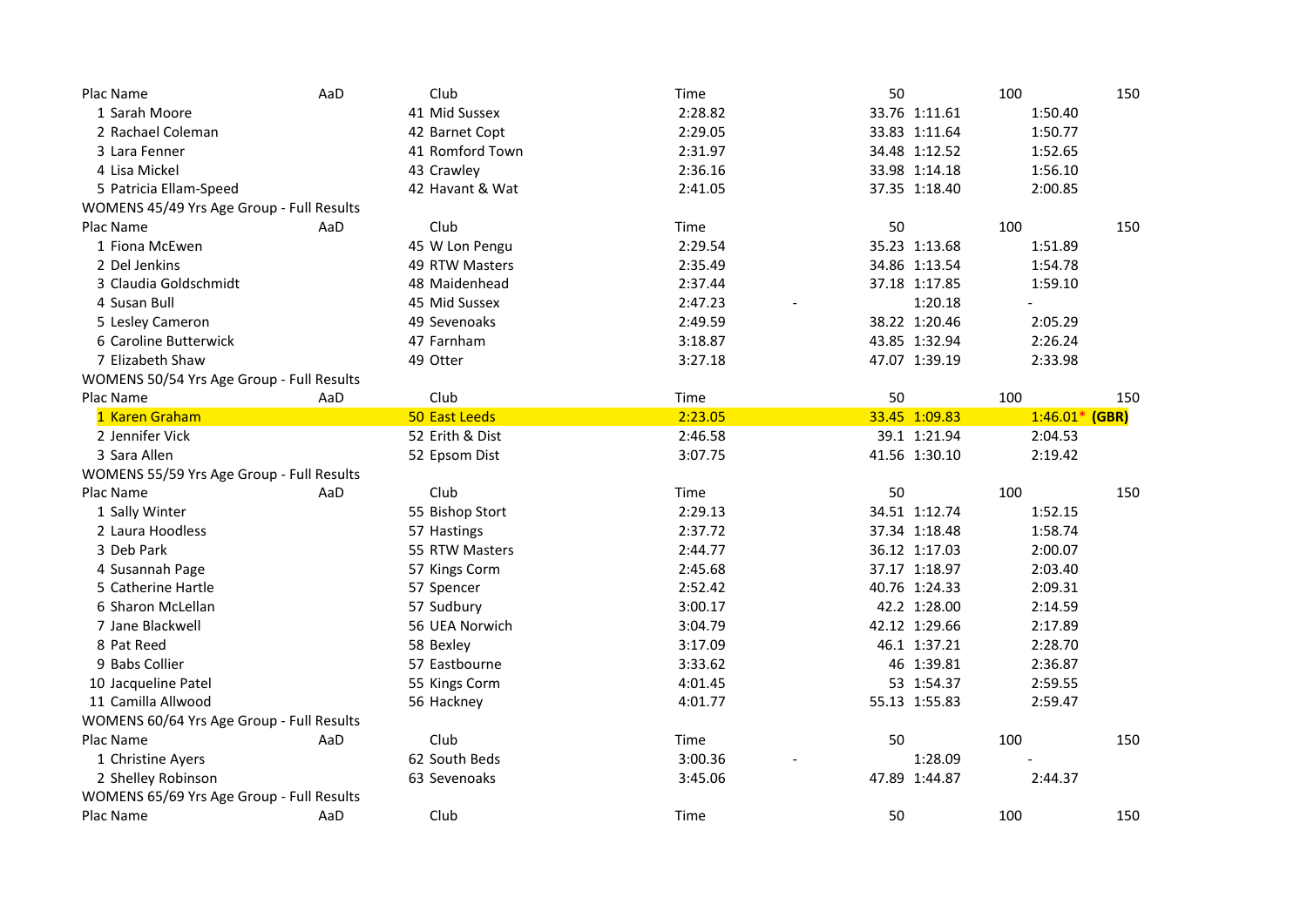| Plac | Name | AaD | Club | Time | 50 | 100 | 150 |
|---|---|---|---|---|---|---|---|
| 1 | Sarah Moore | 41 | Mid Sussex | 2:28.82 | 33.76 | 1:11.61 | 1:50.40 |
| 2 | Rachael Coleman | 42 | Barnet Copt | 2:29.05 | 33.83 | 1:11.64 | 1:50.77 |
| 3 | Lara Fenner | 41 | Romford Town | 2:31.97 | 34.48 | 1:12.52 | 1:52.65 |
| 4 | Lisa Mickel | 43 | Crawley | 2:36.16 | 33.98 | 1:14.18 | 1:56.10 |
| 5 | Patricia Ellam-Speed | 42 | Havant & Wat | 2:41.05 | 37.35 | 1:18.40 | 2:00.85 |

WOMENS 45/49 Yrs Age Group - Full Results

| Plac | Name | AaD | Club | Time | 50 | 100 | 150 |
|---|---|---|---|---|---|---|---|
| 1 | Fiona McEwen | 45 | W Lon Pengu | 2:29.54 | 35.23 | 1:13.68 | 1:51.89 |
| 2 | Del Jenkins | 49 | RTW Masters | 2:35.49 | 34.86 | 1:13.54 | 1:54.78 |
| 3 | Claudia Goldschmidt | 48 | Maidenhead | 2:37.44 | 37.18 | 1:17.85 | 1:59.10 |
| 4 | Susan Bull | 45 | Mid Sussex | 2:47.23 | - | 1:20.18 | - |
| 5 | Lesley Cameron | 49 | Sevenoaks | 2:49.59 | 38.22 | 1:20.46 | 2:05.29 |
| 6 | Caroline Butterwick | 47 | Farnham | 3:18.87 | 43.85 | 1:32.94 | 2:26.24 |
| 7 | Elizabeth Shaw | 49 | Otter | 3:27.18 | 47.07 | 1:39.19 | 2:33.98 |

WOMENS 50/54 Yrs Age Group - Full Results

| Plac | Name | AaD | Club | Time | 50 | 100 | 150 |
|---|---|---|---|---|---|---|---|
| 1 | Karen Graham | 50 | East Leeds | 2:23.05 | 33.45 | 1:09.83 | 1:46.01* **(GBR)** |
| 2 | Jennifer Vick | 52 | Erith & Dist | 2:46.58 | 39.1 | 1:21.94 | 2:04.53 |
| 3 | Sara Allen | 52 | Epsom Dist | 3:07.75 | 41.56 | 1:30.10 | 2:19.42 |

WOMENS 55/59 Yrs Age Group - Full Results

| Plac | Name | AaD | Club | Time | 50 | 100 | 150 |
|---|---|---|---|---|---|---|---|
| 1 | Sally Winter | 55 | Bishop Stort | 2:29.13 | 34.51 | 1:12.74 | 1:52.15 |
| 2 | Laura Hoodless | 57 | Hastings | 2:37.72 | 37.34 | 1:18.48 | 1:58.74 |
| 3 | Deb Park | 55 | RTW Masters | 2:44.77 | 36.12 | 1:17.03 | 2:00.07 |
| 4 | Susannah Page | 57 | Kings Corm | 2:45.68 | 37.17 | 1:18.97 | 2:03.40 |
| 5 | Catherine Hartle | 57 | Spencer | 2:52.42 | 40.76 | 1:24.33 | 2:09.31 |
| 6 | Sharon McLellan | 57 | Sudbury | 3:00.17 | 42.2 | 1:28.00 | 2:14.59 |
| 7 | Jane Blackwell | 56 | UEA Norwich | 3:04.79 | 42.12 | 1:29.66 | 2:17.89 |
| 8 | Pat Reed | 58 | Bexley | 3:17.09 | 46.1 | 1:37.21 | 2:28.70 |
| 9 | Babs Collier | 57 | Eastbourne | 3:33.62 | 46 | 1:39.81 | 2:36.87 |
| 10 | Jacqueline Patel | 55 | Kings Corm | 4:01.45 | 53 | 1:54.37 | 2:59.55 |
| 11 | Camilla Allwood | 56 | Hackney | 4:01.77 | 55.13 | 1:55.83 | 2:59.47 |

WOMENS 60/64 Yrs Age Group - Full Results

| Plac | Name | AaD | Club | Time | 50 | 100 | 150 |
|---|---|---|---|---|---|---|---|
| 1 | Christine Ayers | 62 | South Beds | 3:00.36 | - | 1:28.09 | - |
| 2 | Shelley Robinson | 63 | Sevenoaks | 3:45.06 | 47.89 | 1:44.87 | 2:44.37 |

WOMENS 65/69 Yrs Age Group - Full Results

| Plac | Name | AaD | Club | Time | 50 | 100 | 150 |
|---|---|---|---|---|---|---|---|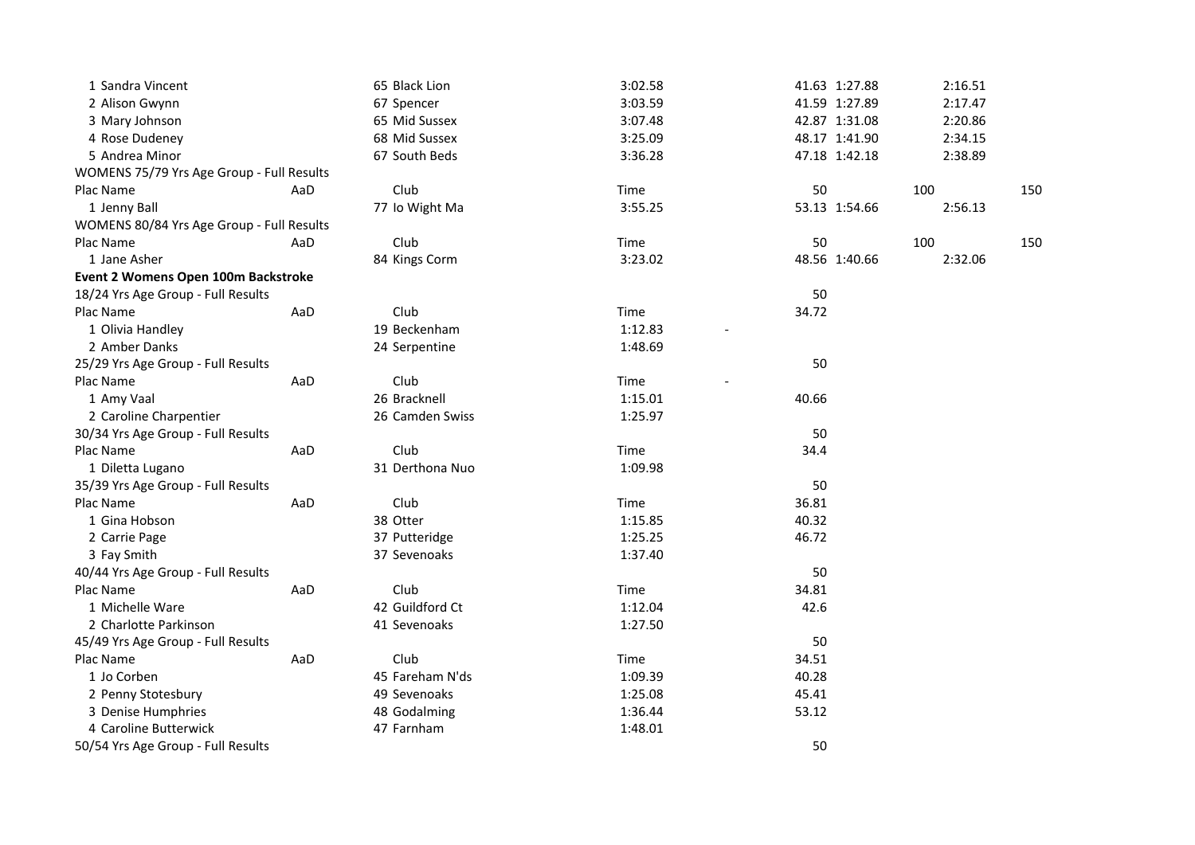| Plac Name | AaD | Club | Time | | 50 | 100 | 150 |
|---|---|---|---|---|---|---|---|
| 1 Sandra Vincent | | 65 Black Lion | 3:02.58 | | 41.63 | 1:27.88 | 2:16.51 |
| 2 Alison Gwynn | | 67 Spencer | 3:03.59 | | 41.59 | 1:27.89 | 2:17.47 |
| 3 Mary Johnson | | 65 Mid Sussex | 3:07.48 | | 42.87 | 1:31.08 | 2:20.86 |
| 4 Rose Dudeney | | 68 Mid Sussex | 3:25.09 | | 48.17 | 1:41.90 | 2:34.15 |
| 5 Andrea Minor | | 67 South Beds | 3:36.28 | | 47.18 | 1:42.18 | 2:38.89 |

WOMENS 75/79 Yrs Age Group - Full Results

| Plac Name | AaD | Club | Time | 50 | 100 | 150 |
|---|---|---|---|---|---|---|
| 1 Jenny Ball | | 77 Io Wight Ma | 3:55.25 | 53.13 | 1:54.66 | 2:56.13 |

WOMENS 80/84 Yrs Age Group - Full Results

| Plac Name | AaD | Club | Time | 50 | 100 | 150 |
|---|---|---|---|---|---|---|
| 1 Jane Asher | | 84 Kings Corm | 3:23.02 | 48.56 | 1:40.66 | 2:32.06 |

**Event 2 Womens Open 100m Backstroke**

18/24 Yrs Age Group - Full Results

| Plac Name | AaD | Club | Time | | 50 |
|---|---|---|---|---|---|
| 1 Olivia Handley | | 19 Beckenham | 1:12.83 | - | 34.72 |
| 2 Amber Danks | | 24 Serpentine | 1:48.69 | | |

25/29 Yrs Age Group - Full Results

| Plac Name | AaD | Club | Time | | 50 |
|---|---|---|---|---|---|
| 1 Amy Vaal | | 26 Bracknell | 1:15.01 | - | 40.66 |
| 2 Caroline Charpentier | | 26 Camden Swiss | 1:25.97 | | |

30/34 Yrs Age Group - Full Results

| Plac Name | AaD | Club | Time | 50 |
|---|---|---|---|---|
| 1 Diletta Lugano | | 31 Derthona Nuo | 1:09.98 | 34.4 |

35/39 Yrs Age Group - Full Results

| Plac Name | AaD | Club | Time | 50 |
|---|---|---|---|---|
| 1 Gina Hobson | | 38 Otter | 1:15.85 | 36.81 |
| 2 Carrie Page | | 37 Putteridge | 1:25.25 | 40.32 |
| 3 Fay Smith | | 37 Sevenoaks | 1:37.40 | 46.72 |

40/44 Yrs Age Group - Full Results

| Plac Name | AaD | Club | Time | 50 |
|---|---|---|---|---|
| 1 Michelle Ware | | 42 Guildford Ct | 1:12.04 | 34.81 |
| 2 Charlotte Parkinson | | 41 Sevenoaks | 1:27.50 | 42.6 |

45/49 Yrs Age Group - Full Results

| Plac Name | AaD | Club | Time | 50 |
|---|---|---|---|---|
| 1 Jo Corben | | 45 Fareham N'ds | 1:09.39 | 34.51 |
| 2 Penny Stotesbury | | 49 Sevenoaks | 1:25.08 | 40.28 |
| 3 Denise Humphries | | 48 Godalming | 1:36.44 | 45.41 |
| 4 Caroline Butterwick | | 47 Farnham | 1:48.01 | 53.12 |

50/54 Yrs Age Group - Full Results

| | | | | 50 |
|---|---|---|---|---|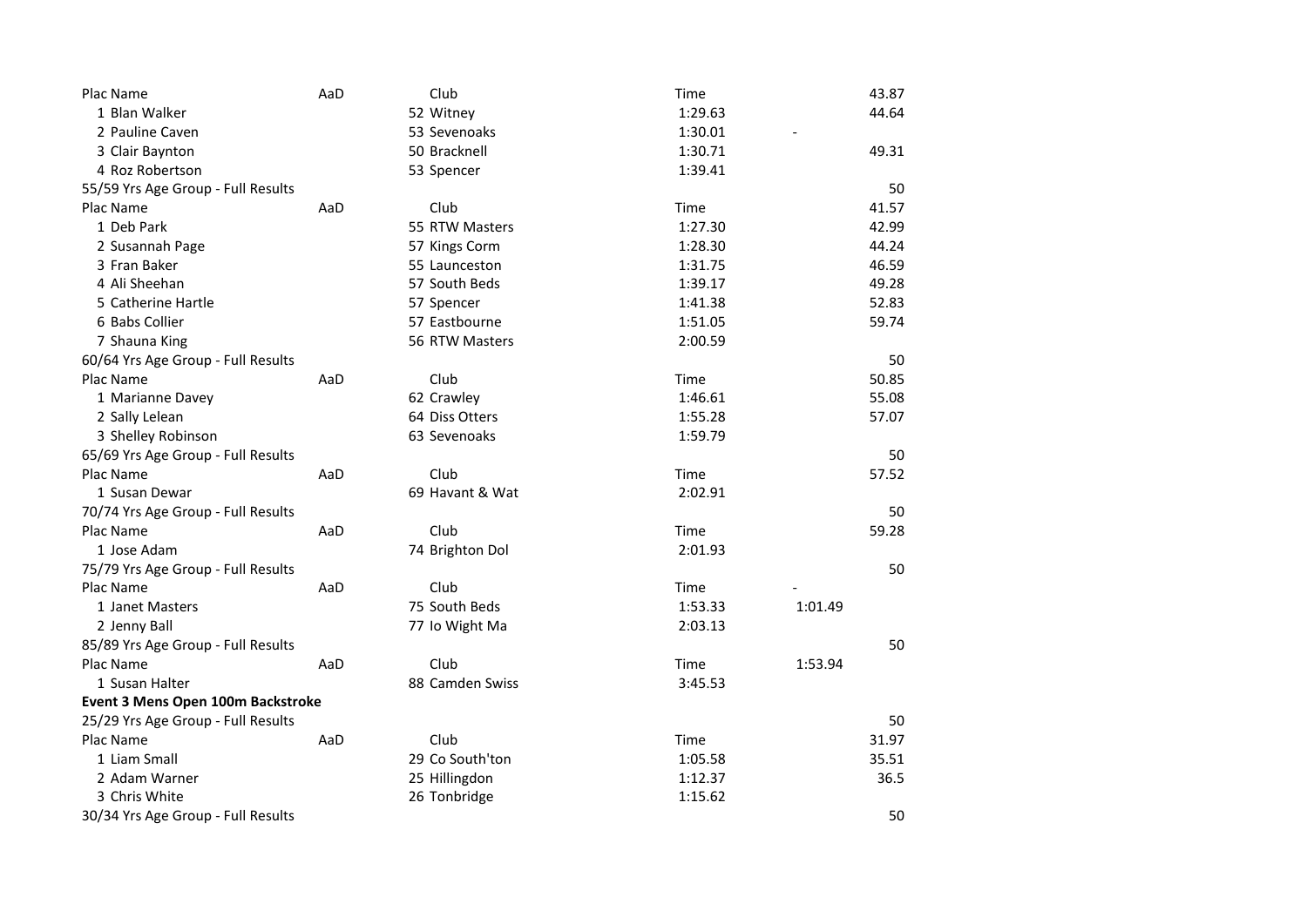| Plac | Name | AaD | Club | Time | | 43.87 |
|---|---|---|---|---|---|---|
| 1 | Blan Walker | | 52 Witney | 1:29.63 | | 44.64 |
| 2 | Pauline Caven | | 53 Sevenoaks | 1:30.01 | - | |
| 3 | Clair Baynton | | 50 Bracknell | 1:30.71 | | 49.31 |
| 4 | Roz Robertson | | 53 Spencer | 1:39.41 | | |

55/59 Yrs Age Group - Full Results

| Plac | Name | AaD | Club | Time | | 50 |
|---|---|---|---|---|---|---|
| | | | | | | 41.57 |
| 1 | Deb Park | | 55 RTW Masters | 1:27.30 | | 42.99 |
| 2 | Susannah Page | | 57 Kings Corm | 1:28.30 | | 44.24 |
| 3 | Fran Baker | | 55 Launceston | 1:31.75 | | 46.59 |
| 4 | Ali Sheehan | | 57 South Beds | 1:39.17 | | 49.28 |
| 5 | Catherine Hartle | | 57 Spencer | 1:41.38 | | 52.83 |
| 6 | Babs Collier | | 57 Eastbourne | 1:51.05 | | 59.74 |
| 7 | Shauna King | | 56 RTW Masters | 2:00.59 | | |

60/64 Yrs Age Group - Full Results

| Plac | Name | AaD | Club | Time | | 50 |
|---|---|---|---|---|---|---|
| | | | | | | 50.85 |
| 1 | Marianne Davey | | 62 Crawley | 1:46.61 | | 55.08 |
| 2 | Sally Lelean | | 64 Diss Otters | 1:55.28 | | 57.07 |
| 3 | Shelley Robinson | | 63 Sevenoaks | 1:59.79 | | |

65/69 Yrs Age Group - Full Results

| Plac | Name | AaD | Club | Time | | 50 |
|---|---|---|---|---|---|---|
| | | | | | | 57.52 |
| 1 | Susan Dewar | | 69 Havant & Wat | 2:02.91 | | |

70/74 Yrs Age Group - Full Results

| Plac | Name | AaD | Club | Time | | 50 |
|---|---|---|---|---|---|---|
| | | | | | | 59.28 |
| 1 | Jose Adam | | 74 Brighton Dol | 2:01.93 | | |

75/79 Yrs Age Group - Full Results

| Plac | Name | AaD | Club | Time | | 50 |
|---|---|---|---|---|---|---|
| | | | | | - | |
| 1 | Janet Masters | | 75 South Beds | 1:53.33 | 1:01.49 | |
| 2 | Jenny Ball | | 77 Io Wight Ma | 2:03.13 | | |

85/89 Yrs Age Group - Full Results

| Plac | Name | AaD | Club | Time | | 50 |
|---|---|---|---|---|---|---|
| | | | | | 1:53.94 | |
| 1 | Susan Halter | | 88 Camden Swiss | 3:45.53 | | |

**Event 3 Mens Open 100m Backstroke**

25/29 Yrs Age Group - Full Results

| Plac | Name | AaD | Club | Time | | 50 |
|---|---|---|---|---|---|---|
| | | | | | | 31.97 |
| 1 | Liam Small | | 29 Co South'ton | 1:05.58 | | 35.51 |
| 2 | Adam Warner | | 25 Hillingdon | 1:12.37 | | 36.5 |
| 3 | Chris White | | 26 Tonbridge | 1:15.62 | | |

30/34 Yrs Age Group - Full Results

50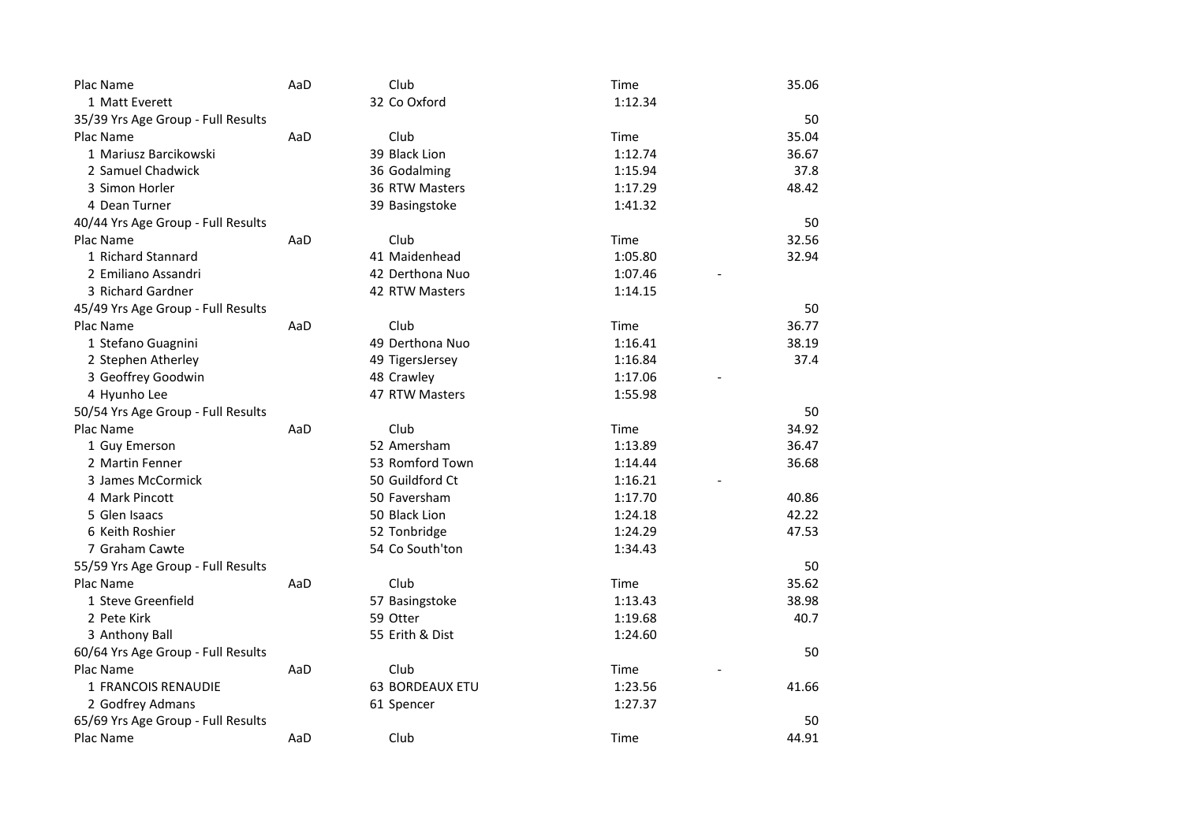| Plac Name | AaD | Club | Time | 35.06 |
|---|---|---|---|---|
| 1 Matt Everett | | 32 Co Oxford | 1:12.34 | |
| 35/39 Yrs Age Group - Full Results | | | | 50 |
| Plac Name | AaD | Club | Time | 35.04 |
| 1 Mariusz Barcikowski | | 39 Black Lion | 1:12.74 | 36.67 |
| 2 Samuel Chadwick | | 36 Godalming | 1:15.94 | 37.8 |
| 3 Simon Horler | | 36 RTW Masters | 1:17.29 | 48.42 |
| 4 Dean Turner | | 39 Basingstoke | 1:41.32 | |
| 40/44 Yrs Age Group - Full Results | | | | 50 |
| Plac Name | AaD | Club | Time | 32.56 |
| 1 Richard Stannard | | 41 Maidenhead | 1:05.80 | 32.94 |
| 2 Emiliano Assandri | | 42 Derthona Nuo | 1:07.46 | - |
| 3 Richard Gardner | | 42 RTW Masters | 1:14.15 | |
| 45/49 Yrs Age Group - Full Results | | | | 50 |
| Plac Name | AaD | Club | Time | 36.77 |
| 1 Stefano Guagnini | | 49 Derthona Nuo | 1:16.41 | 38.19 |
| 2 Stephen Atherley | | 49 TigersJersey | 1:16.84 | 37.4 |
| 3 Geoffrey Goodwin | | 48 Crawley | 1:17.06 | - |
| 4 Hyunho Lee | | 47 RTW Masters | 1:55.98 | |
| 50/54 Yrs Age Group - Full Results | | | | 50 |
| Plac Name | AaD | Club | Time | 34.92 |
| 1 Guy Emerson | | 52 Amersham | 1:13.89 | 36.47 |
| 2 Martin Fenner | | 53 Romford Town | 1:14.44 | 36.68 |
| 3 James McCormick | | 50 Guildford Ct | 1:16.21 | - |
| 4 Mark Pincott | | 50 Faversham | 1:17.70 | 40.86 |
| 5 Glen Isaacs | | 50 Black Lion | 1:24.18 | 42.22 |
| 6 Keith Roshier | | 52 Tonbridge | 1:24.29 | 47.53 |
| 7 Graham Cawte | | 54 Co South'ton | 1:34.43 | |
| 55/59 Yrs Age Group - Full Results | | | | 50 |
| Plac Name | AaD | Club | Time | 35.62 |
| 1 Steve Greenfield | | 57 Basingstoke | 1:13.43 | 38.98 |
| 2 Pete Kirk | | 59 Otter | 1:19.68 | 40.7 |
| 3 Anthony Ball | | 55 Erith & Dist | 1:24.60 | |
| 60/64 Yrs Age Group - Full Results | | | | 50 |
| Plac Name | AaD | Club | Time | - |
| 1 FRANCOIS RENAUDIE | | 63 BORDEAUX ETU | 1:23.56 | 41.66 |
| 2 Godfrey Admans | | 61 Spencer | 1:27.37 | |
| 65/69 Yrs Age Group - Full Results | | | | 50 |
| Plac Name | AaD | Club | Time | 44.91 |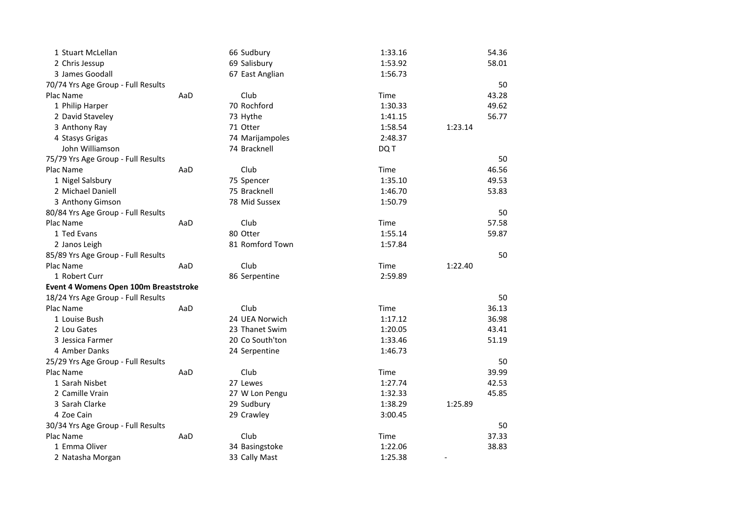| | | | | | |
|---|---|---|---|---|---|
| 1 Stuart McLellan | | 66 Sudbury | 1:33.16 | | 54.36 |
| 2 Chris Jessup | | 69 Salisbury | 1:53.92 | | 58.01 |
| 3 James Goodall | | 67 East Anglian | 1:56.73 | | |

70/74 Yrs Age Group - Full Results

| Plac Name | AaD | Club | Time | | 50 |
|---|---|---|---|---|---|
| | | | | | 43.28 |
| 1 Philip Harper | | 70 Rochford | 1:30.33 | | 49.62 |
| 2 David Staveley | | 73 Hythe | 1:41.15 | | 56.77 |
| 3 Anthony Ray | | 71 Otter | 1:58.54 | 1:23.14 | |
| 4 Stasys Grigas | | 74 Marijampoles | 2:48.37 | | |
| John Williamson | | 74 Bracknell | DQ T | | |

75/79 Yrs Age Group - Full Results

| Plac Name | AaD | Club | Time | | 50 |
|---|---|---|---|---|---|
| | | | | | 46.56 |
| 1 Nigel Salsbury | | 75 Spencer | 1:35.10 | | 49.53 |
| 2 Michael Daniell | | 75 Bracknell | 1:46.70 | | 53.83 |
| 3 Anthony Gimson | | 78 Mid Sussex | 1:50.79 | | |

80/84 Yrs Age Group - Full Results

| Plac Name | AaD | Club | Time | | 50 |
|---|---|---|---|---|---|
| | | | | | 57.58 |
| 1 Ted Evans | | 80 Otter | 1:55.14 | | 59.87 |
| 2 Janos Leigh | | 81 Romford Town | 1:57.84 | | |

85/89 Yrs Age Group - Full Results

| Plac Name | AaD | Club | Time | | 50 |
|---|---|---|---|---|---|
| | | | | 1:22.40 | |
| 1 Robert Curr | | 86 Serpentine | 2:59.89 | | |

**Event 4 Womens Open 100m Breaststroke**

18/24 Yrs Age Group - Full Results

| Plac Name | AaD | Club | Time | | 50 |
|---|---|---|---|---|---|
| | | | | | 36.13 |
| 1 Louise Bush | | 24 UEA Norwich | 1:17.12 | | 36.98 |
| 2 Lou Gates | | 23 Thanet Swim | 1:20.05 | | 43.41 |
| 3 Jessica Farmer | | 20 Co South'ton | 1:33.46 | | 51.19 |
| 4 Amber Danks | | 24 Serpentine | 1:46.73 | | |

25/29 Yrs Age Group - Full Results

| Plac Name | AaD | Club | Time | | 50 |
|---|---|---|---|---|---|
| | | | | | 39.99 |
| 1 Sarah Nisbet | | 27 Lewes | 1:27.74 | | 42.53 |
| 2 Camille Vrain | | 27 W Lon Pengu | 1:32.33 | | 45.85 |
| 3 Sarah Clarke | | 29 Sudbury | 1:38.29 | 1:25.89 | |
| 4 Zoe Cain | | 29 Crawley | 3:00.45 | | |

30/34 Yrs Age Group - Full Results

| Plac Name | AaD | Club | Time | | 50 |
|---|---|---|---|---|---|
| | | | | | 37.33 |
| 1 Emma Oliver | | 34 Basingstoke | 1:22.06 | | 38.83 |
| 2 Natasha Morgan | | 33 Cally Mast | 1:25.38 | - | |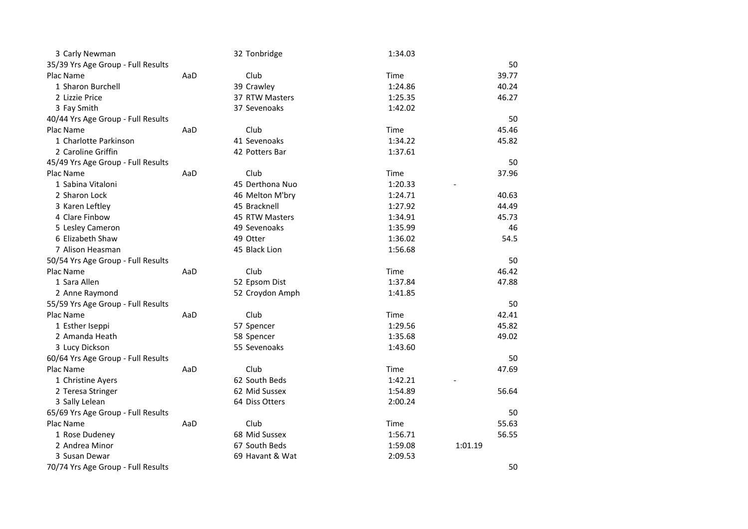| | | | | | |
|---|---|---|---|---|---|
| 3 Carly Newman | | 32 Tonbridge | 1:34.03 | | |
| 35/39 Yrs Age Group - Full Results | | | | | 50 |
| Plac Name | AaD | Club | Time | | 39.77 |
| 1 Sharon Burchell | | 39 Crawley | 1:24.86 | | 40.24 |
| 2 Lizzie Price | | 37 RTW Masters | 1:25.35 | | 46.27 |
| 3 Fay Smith | | 37 Sevenoaks | 1:42.02 | | |
| 40/44 Yrs Age Group - Full Results | | | | | 50 |
| Plac Name | AaD | Club | Time | | 45.46 |
| 1 Charlotte Parkinson | | 41 Sevenoaks | 1:34.22 | | 45.82 |
| 2 Caroline Griffin | | 42 Potters Bar | 1:37.61 | | |
| 45/49 Yrs Age Group - Full Results | | | | | 50 |
| Plac Name | AaD | Club | Time | | 37.96 |
| 1 Sabina Vitaloni | | 45 Derthona Nuo | 1:20.33 | - | |
| 2 Sharon Lock | | 46 Melton M'bry | 1:24.71 | | 40.63 |
| 3 Karen Leftley | | 45 Bracknell | 1:27.92 | | 44.49 |
| 4 Clare Finbow | | 45 RTW Masters | 1:34.91 | | 45.73 |
| 5 Lesley Cameron | | 49 Sevenoaks | 1:35.99 | | 46 |
| 6 Elizabeth Shaw | | 49 Otter | 1:36.02 | | 54.5 |
| 7 Alison Heasman | | 45 Black Lion | 1:56.68 | | |
| 50/54 Yrs Age Group - Full Results | | | | | 50 |
| Plac Name | AaD | Club | Time | | 46.42 |
| 1 Sara Allen | | 52 Epsom Dist | 1:37.84 | | 47.88 |
| 2 Anne Raymond | | 52 Croydon Amph | 1:41.85 | | |
| 55/59 Yrs Age Group - Full Results | | | | | 50 |
| Plac Name | AaD | Club | Time | | 42.41 |
| 1 Esther Iseppi | | 57 Spencer | 1:29.56 | | 45.82 |
| 2 Amanda Heath | | 58 Spencer | 1:35.68 | | 49.02 |
| 3 Lucy Dickson | | 55 Sevenoaks | 1:43.60 | | |
| 60/64 Yrs Age Group - Full Results | | | | | 50 |
| Plac Name | AaD | Club | Time | | 47.69 |
| 1 Christine Ayers | | 62 South Beds | 1:42.21 | - | |
| 2 Teresa Stringer | | 62 Mid Sussex | 1:54.89 | | 56.64 |
| 3 Sally Lelean | | 64 Diss Otters | 2:00.24 | | |
| 65/69 Yrs Age Group - Full Results | | | | | 50 |
| Plac Name | AaD | Club | Time | | 55.63 |
| 1 Rose Dudeney | | 68 Mid Sussex | 1:56.71 | | 56.55 |
| 2 Andrea Minor | | 67 South Beds | 1:59.08 | 1:01.19 | |
| 3 Susan Dewar | | 69 Havant & Wat | 2:09.53 | | |
| 70/74 Yrs Age Group - Full Results | | | | | 50 |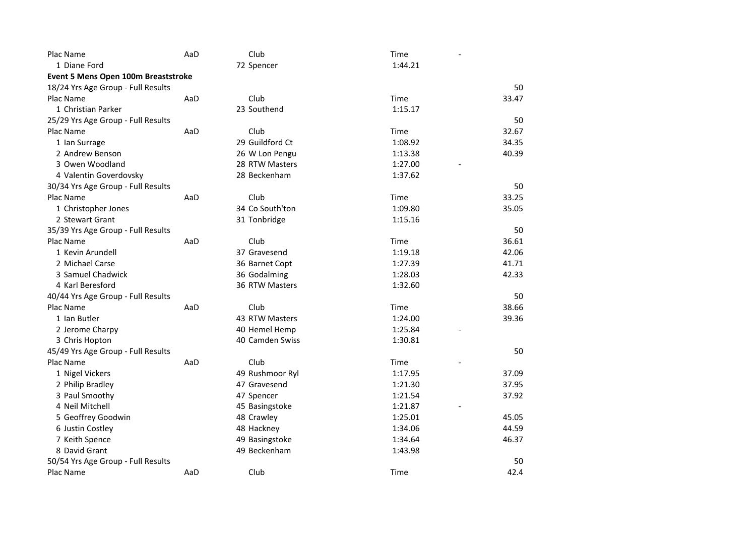| Plac Name | AaD | Club | Time | - |
|---|---|---|---|---|
| 1 Diane Ford | | 72 Spencer | 1:44.21 | |

**Event 5 Mens Open 100m Breaststroke**

18/24 Yrs Age Group - Full Results

| Plac Name | AaD | Club | Time | 50 |
|---|---|---|---|---|
| | | | | 33.47 |
| 1 Christian Parker | | 23 Southend | 1:15.17 | |

25/29 Yrs Age Group - Full Results

| Plac Name | AaD | Club | Time | 50 |
|---|---|---|---|---|
| | | | | 32.67 |
| 1 Ian Surrage | | 29 Guildford Ct | 1:08.92 | 34.35 |
| 2 Andrew Benson | | 26 W Lon Pengu | 1:13.38 | 40.39 |
| 3 Owen Woodland | | 28 RTW Masters | 1:27.00 | - |
| 4 Valentin Goverdovsky | | 28 Beckenham | 1:37.62 | |

30/34 Yrs Age Group - Full Results

| Plac Name | AaD | Club | Time | 50 |
|---|---|---|---|---|
| | | | | 33.25 |
| 1 Christopher Jones | | 34 Co South'ton | 1:09.80 | 35.05 |
| 2 Stewart Grant | | 31 Tonbridge | 1:15.16 | |

35/39 Yrs Age Group - Full Results

| Plac Name | AaD | Club | Time | 50 |
|---|---|---|---|---|
| | | | | 36.61 |
| 1 Kevin Arundell | | 37 Gravesend | 1:19.18 | 42.06 |
| 2 Michael Carse | | 36 Barnet Copt | 1:27.39 | 41.71 |
| 3 Samuel Chadwick | | 36 Godalming | 1:28.03 | 42.33 |
| 4 Karl Beresford | | 36 RTW Masters | 1:32.60 | |

40/44 Yrs Age Group - Full Results

| Plac Name | AaD | Club | Time | 50 |
|---|---|---|---|---|
| | | | | 38.66 |
| 1 Ian Butler | | 43 RTW Masters | 1:24.00 | 39.36 |
| 2 Jerome Charpy | | 40 Hemel Hemp | 1:25.84 | - |
| 3 Chris Hopton | | 40 Camden Swiss | 1:30.81 | |

45/49 Yrs Age Group - Full Results

| Plac Name | AaD | Club | Time | 50 |
|---|---|---|---|---|
| | | | | - |
| 1 Nigel Vickers | | 49 Rushmoor Ryl | 1:17.95 | 37.09 |
| 2 Philip Bradley | | 47 Gravesend | 1:21.30 | 37.95 |
| 3 Paul Smoothy | | 47 Spencer | 1:21.54 | 37.92 |
| 4 Neil Mitchell | | 45 Basingstoke | 1:21.87 | - |
| 5 Geoffrey Goodwin | | 48 Crawley | 1:25.01 | 45.05 |
| 6 Justin Costley | | 48 Hackney | 1:34.06 | 44.59 |
| 7 Keith Spence | | 49 Basingstoke | 1:34.64 | 46.37 |
| 8 David Grant | | 49 Beckenham | 1:43.98 | |

50/54 Yrs Age Group - Full Results

| Plac Name | AaD | Club | Time | 50 |
|---|---|---|---|---|
| | | | | 42.4 |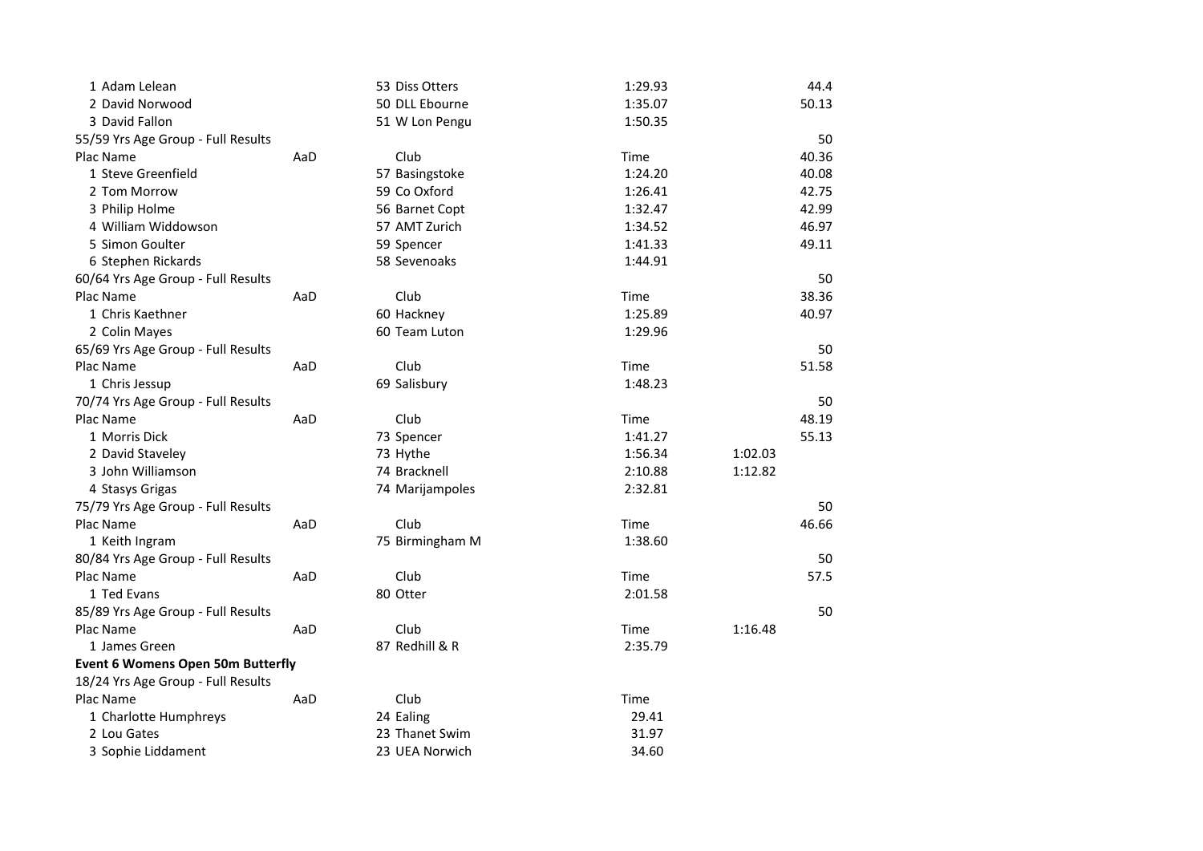| | | | | | |
|---|---|---|---|---|---|
| 1 Adam Lelean | | 53 Diss Otters | 1:29.93 | | 44.4 |
| 2 David Norwood | | 50 DLL Ebourne | 1:35.07 | | 50.13 |
| 3 David Fallon | | 51 W Lon Pengu | 1:50.35 | | |
| 55/59 Yrs Age Group - Full Results | | | | | 50 |
| Plac Name | AaD | Club | Time | | 40.36 |
| 1 Steve Greenfield | | 57 Basingstoke | 1:24.20 | | 40.08 |
| 2 Tom Morrow | | 59 Co Oxford | 1:26.41 | | 42.75 |
| 3 Philip Holme | | 56 Barnet Copt | 1:32.47 | | 42.99 |
| 4 William Widdowson | | 57 AMT Zurich | 1:34.52 | | 46.97 |
| 5 Simon Goulter | | 59 Spencer | 1:41.33 | | 49.11 |
| 6 Stephen Rickards | | 58 Sevenoaks | 1:44.91 | | |
| 60/64 Yrs Age Group - Full Results | | | | | 50 |
| Plac Name | AaD | Club | Time | | 38.36 |
| 1 Chris Kaethner | | 60 Hackney | 1:25.89 | | 40.97 |
| 2 Colin Mayes | | 60 Team Luton | 1:29.96 | | |
| 65/69 Yrs Age Group - Full Results | | | | | 50 |
| Plac Name | AaD | Club | Time | | 51.58 |
| 1 Chris Jessup | | 69 Salisbury | 1:48.23 | | |
| 70/74 Yrs Age Group - Full Results | | | | | 50 |
| Plac Name | AaD | Club | Time | | 48.19 |
| 1 Morris Dick | | 73 Spencer | 1:41.27 | | 55.13 |
| 2 David Staveley | | 73 Hythe | 1:56.34 | 1:02.03 | |
| 3 John Williamson | | 74 Bracknell | 2:10.88 | 1:12.82 | |
| 4 Stasys Grigas | | 74 Marijampoles | 2:32.81 | | |
| 75/79 Yrs Age Group - Full Results | | | | | 50 |
| Plac Name | AaD | Club | Time | | 46.66 |
| 1 Keith Ingram | | 75 Birmingham M | 1:38.60 | | |
| 80/84 Yrs Age Group - Full Results | | | | | 50 |
| Plac Name | AaD | Club | Time | | 57.5 |
| 1 Ted Evans | | 80 Otter | 2:01.58 | | |
| 85/89 Yrs Age Group - Full Results | | | | | 50 |
| Plac Name | AaD | Club | Time | 1:16.48 | |
| 1 James Green | | 87 Redhill & R | 2:35.79 | | |

**Event 6 Womens Open 50m Butterfly**

| | | | |
|---|---|---|---|
| 18/24 Yrs Age Group - Full Results | | | |
| Plac Name | AaD | Club | Time |
| 1 Charlotte Humphreys | | 24 Ealing | 29.41 |
| 2 Lou Gates | | 23 Thanet Swim | 31.97 |
| 3 Sophie Liddament | | 23 UEA Norwich | 34.60 |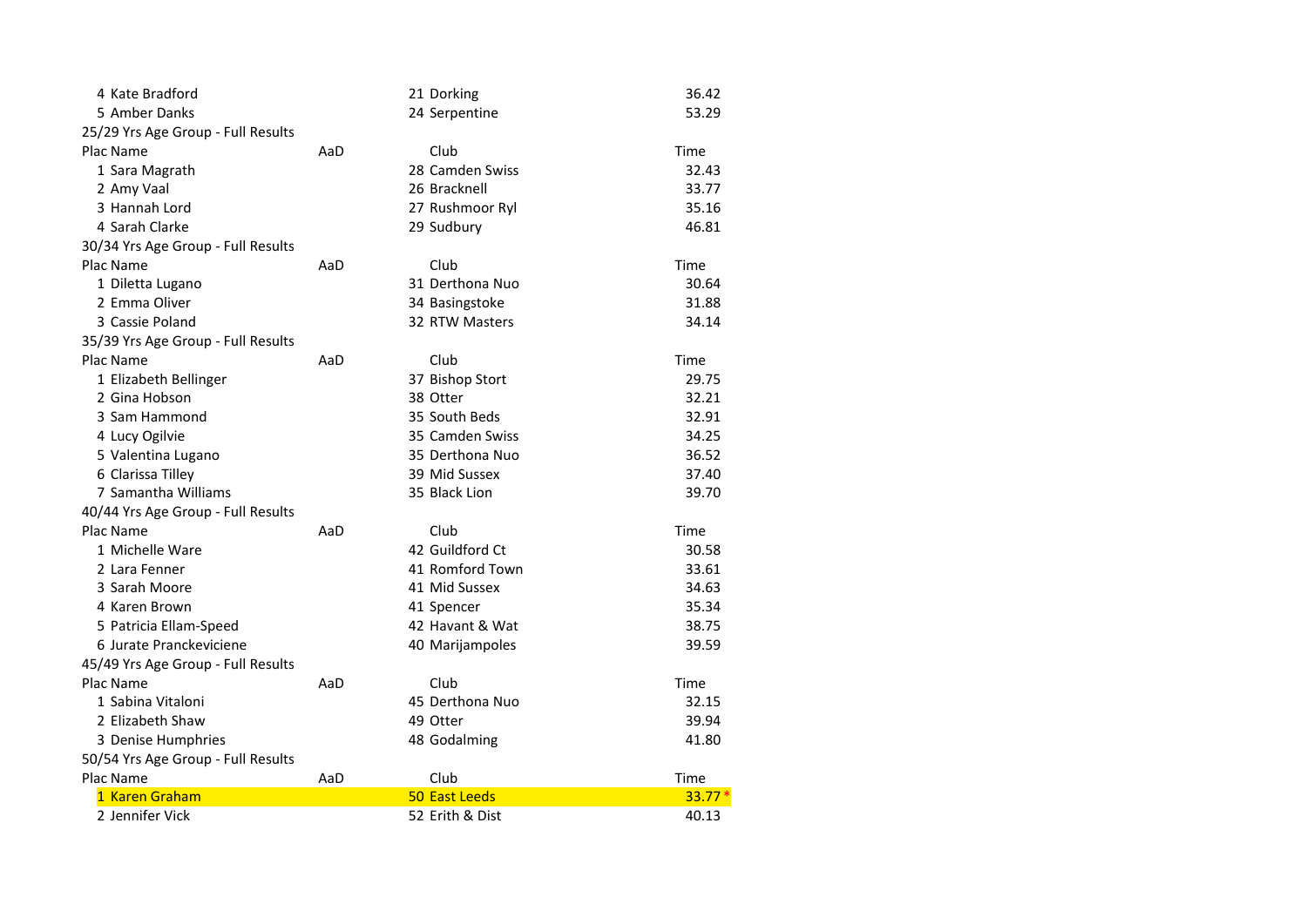| Plac | Name | AaD | Club | Time |
|---|---|---|---|---|
| 4 | Kate Bradford | 21 | Dorking | 36.42 |
| 5 | Amber Danks | 24 | Serpentine | 53.29 |

25/29 Yrs Age Group - Full Results

| Plac | Name | AaD | Club | Time |
|---|---|---|---|---|
| 1 | Sara Magrath | 28 | Camden Swiss | 32.43 |
| 2 | Amy Vaal | 26 | Bracknell | 33.77 |
| 3 | Hannah Lord | 27 | Rushmoor Ryl | 35.16 |
| 4 | Sarah Clarke | 29 | Sudbury | 46.81 |

30/34 Yrs Age Group - Full Results

| Plac | Name | AaD | Club | Time |
|---|---|---|---|---|
| 1 | Diletta Lugano | 31 | Derthona Nuo | 30.64 |
| 2 | Emma Oliver | 34 | Basingstoke | 31.88 |
| 3 | Cassie Poland | 32 | RTW Masters | 34.14 |

35/39 Yrs Age Group - Full Results

| Plac | Name | AaD | Club | Time |
|---|---|---|---|---|
| 1 | Elizabeth Bellinger | 37 | Bishop Stort | 29.75 |
| 2 | Gina Hobson | 38 | Otter | 32.21 |
| 3 | Sam Hammond | 35 | South Beds | 32.91 |
| 4 | Lucy Ogilvie | 35 | Camden Swiss | 34.25 |
| 5 | Valentina Lugano | 35 | Derthona Nuo | 36.52 |
| 6 | Clarissa Tilley | 39 | Mid Sussex | 37.40 |
| 7 | Samantha Williams | 35 | Black Lion | 39.70 |

40/44 Yrs Age Group - Full Results

| Plac | Name | AaD | Club | Time |
|---|---|---|---|---|
| 1 | Michelle Ware | 42 | Guildford Ct | 30.58 |
| 2 | Lara Fenner | 41 | Romford Town | 33.61 |
| 3 | Sarah Moore | 41 | Mid Sussex | 34.63 |
| 4 | Karen Brown | 41 | Spencer | 35.34 |
| 5 | Patricia Ellam-Speed | 42 | Havant & Wat | 38.75 |
| 6 | Jurate Pranckeviciene | 40 | Marijampoles | 39.59 |

45/49 Yrs Age Group - Full Results

| Plac | Name | AaD | Club | Time |
|---|---|---|---|---|
| 1 | Sabina Vitaloni | 45 | Derthona Nuo | 32.15 |
| 2 | Elizabeth Shaw | 49 | Otter | 39.94 |
| 3 | Denise Humphries | 48 | Godalming | 41.80 |

50/54 Yrs Age Group - Full Results

| Plac | Name | AaD | Club | Time |
|---|---|---|---|---|
| 1 | Karen Graham | 50 | East Leeds | 33.77 * |
| 2 | Jennifer Vick | 52 | Erith & Dist | 40.13 |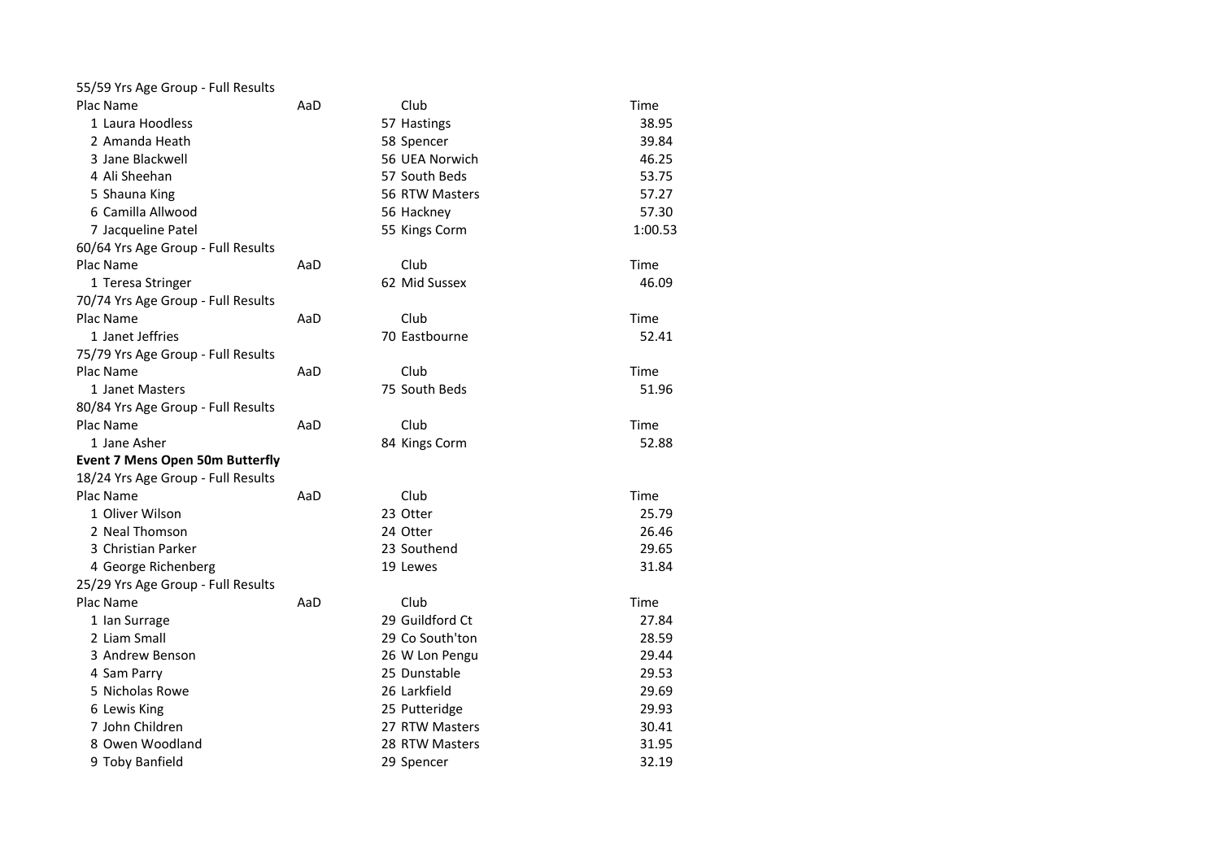55/59 Yrs Age Group - Full Results

| Plac | Name | AaD | Club | Time |
|---|---|---|---|---|
| 1 | Laura Hoodless | 57 | Hastings | 38.95 |
| 2 | Amanda Heath | 58 | Spencer | 39.84 |
| 3 | Jane Blackwell | 56 | UEA Norwich | 46.25 |
| 4 | Ali Sheehan | 57 | South Beds | 53.75 |
| 5 | Shauna King | 56 | RTW Masters | 57.27 |
| 6 | Camilla Allwood | 56 | Hackney | 57.30 |
| 7 | Jacqueline Patel | 55 | Kings Corm | 1:00.53 |

60/64 Yrs Age Group - Full Results

| Plac | Name | AaD | Club | Time |
|---|---|---|---|---|
| 1 | Teresa Stringer | 62 | Mid Sussex | 46.09 |

70/74 Yrs Age Group - Full Results

| Plac | Name | AaD | Club | Time |
|---|---|---|---|---|
| 1 | Janet Jeffries | 70 | Eastbourne | 52.41 |

75/79 Yrs Age Group - Full Results

| Plac | Name | AaD | Club | Time |
|---|---|---|---|---|
| 1 | Janet Masters | 75 | South Beds | 51.96 |

80/84 Yrs Age Group - Full Results

| Plac | Name | AaD | Club | Time |
|---|---|---|---|---|
| 1 | Jane Asher | 84 | Kings Corm | 52.88 |

**Event 7 Mens Open 50m Butterfly**

18/24 Yrs Age Group - Full Results

| Plac | Name | AaD | Club | Time |
|---|---|---|---|---|
| 1 | Oliver Wilson | 23 | Otter | 25.79 |
| 2 | Neal Thomson | 24 | Otter | 26.46 |
| 3 | Christian Parker | 23 | Southend | 29.65 |
| 4 | George Richenberg | 19 | Lewes | 31.84 |

25/29 Yrs Age Group - Full Results

| Plac | Name | AaD | Club | Time |
|---|---|---|---|---|
| 1 | Ian Surrage | 29 | Guildford Ct | 27.84 |
| 2 | Liam Small | 29 | Co South'ton | 28.59 |
| 3 | Andrew Benson | 26 | W Lon Pengu | 29.44 |
| 4 | Sam Parry | 25 | Dunstable | 29.53 |
| 5 | Nicholas Rowe | 26 | Larkfield | 29.69 |
| 6 | Lewis King | 25 | Putteridge | 29.93 |
| 7 | John Children | 27 | RTW Masters | 30.41 |
| 8 | Owen Woodland | 28 | RTW Masters | 31.95 |
| 9 | Toby Banfield | 29 | Spencer | 32.19 |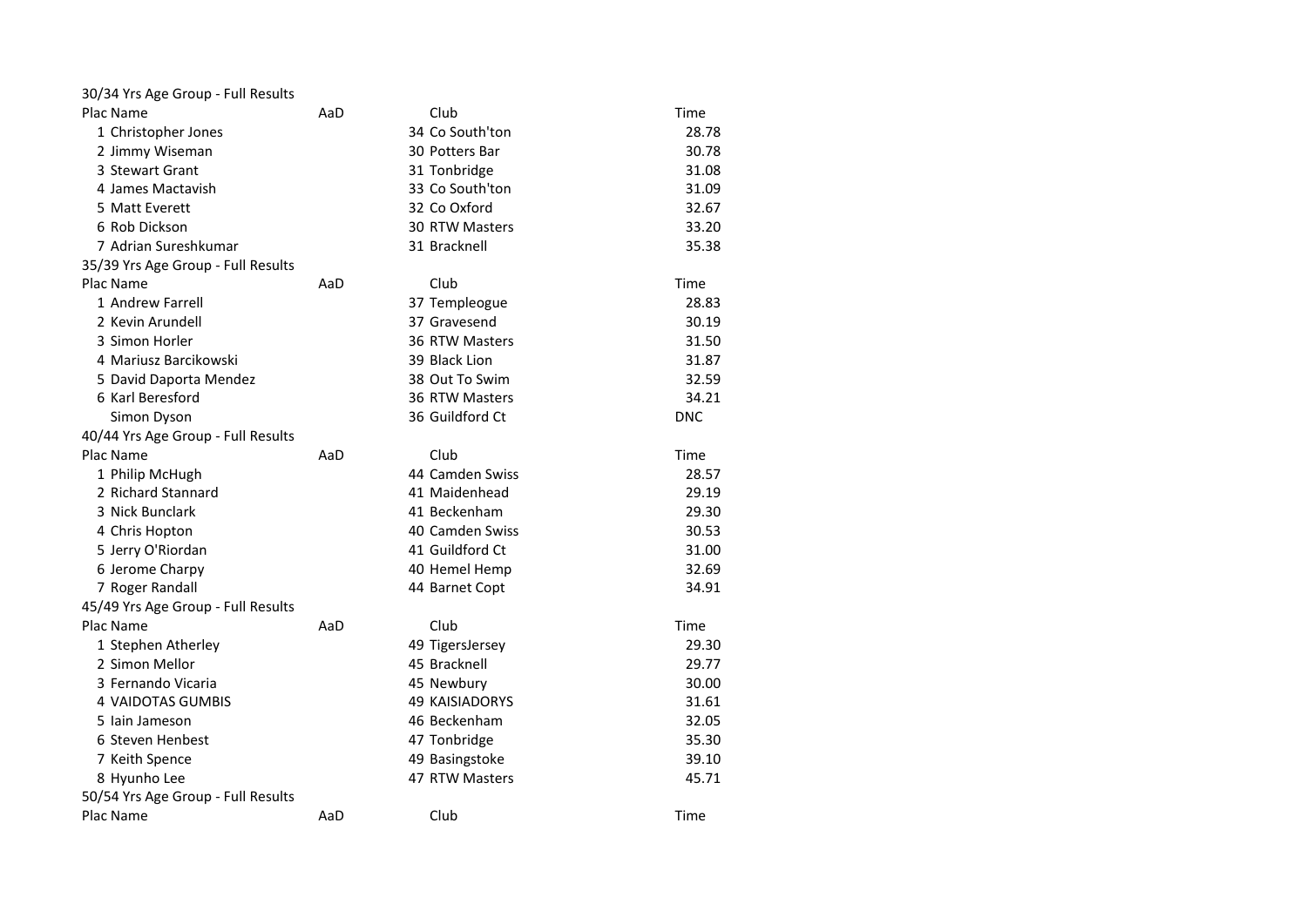30/34 Yrs Age Group - Full Results

| Plac | Name | AaD | Club | Time |
|---|---|---|---|---|
| 1 | Christopher Jones | 34 | Co South'ton | 28.78 |
| 2 | Jimmy Wiseman | 30 | Potters Bar | 30.78 |
| 3 | Stewart Grant | 31 | Tonbridge | 31.08 |
| 4 | James Mactavish | 33 | Co South'ton | 31.09 |
| 5 | Matt Everett | 32 | Co Oxford | 32.67 |
| 6 | Rob Dickson | 30 | RTW Masters | 33.20 |
| 7 | Adrian Sureshkumar | 31 | Bracknell | 35.38 |

35/39 Yrs Age Group - Full Results

| Plac | Name | AaD | Club | Time |
|---|---|---|---|---|
| 1 | Andrew Farrell | 37 | Templeogue | 28.83 |
| 2 | Kevin Arundell | 37 | Gravesend | 30.19 |
| 3 | Simon Horler | 36 | RTW Masters | 31.50 |
| 4 | Mariusz Barcikowski | 39 | Black Lion | 31.87 |
| 5 | David Daporta Mendez | 38 | Out To Swim | 32.59 |
| 6 | Karl Beresford | 36 | RTW Masters | 34.21 |
| | Simon Dyson | 36 | Guildford Ct | DNC |

40/44 Yrs Age Group - Full Results

| Plac | Name | AaD | Club | Time |
|---|---|---|---|---|
| 1 | Philip McHugh | 44 | Camden Swiss | 28.57 |
| 2 | Richard Stannard | 41 | Maidenhead | 29.19 |
| 3 | Nick Bunclark | 41 | Beckenham | 29.30 |
| 4 | Chris Hopton | 40 | Camden Swiss | 30.53 |
| 5 | Jerry O'Riordan | 41 | Guildford Ct | 31.00 |
| 6 | Jerome Charpy | 40 | Hemel Hemp | 32.69 |
| 7 | Roger Randall | 44 | Barnet Copt | 34.91 |

45/49 Yrs Age Group - Full Results

| Plac | Name | AaD | Club | Time |
|---|---|---|---|---|
| 1 | Stephen Atherley | 49 | TigersJersey | 29.30 |
| 2 | Simon Mellor | 45 | Bracknell | 29.77 |
| 3 | Fernando Vicaria | 45 | Newbury | 30.00 |
| 4 | VAIDOTAS GUMBIS | 49 | KAISIADORYS | 31.61 |
| 5 | Iain Jameson | 46 | Beckenham | 32.05 |
| 6 | Steven Henbest | 47 | Tonbridge | 35.30 |
| 7 | Keith Spence | 49 | Basingstoke | 39.10 |
| 8 | Hyunho Lee | 47 | RTW Masters | 45.71 |

50/54 Yrs Age Group - Full Results

| Plac | Name | AaD | Club | Time |
|---|---|---|---|---|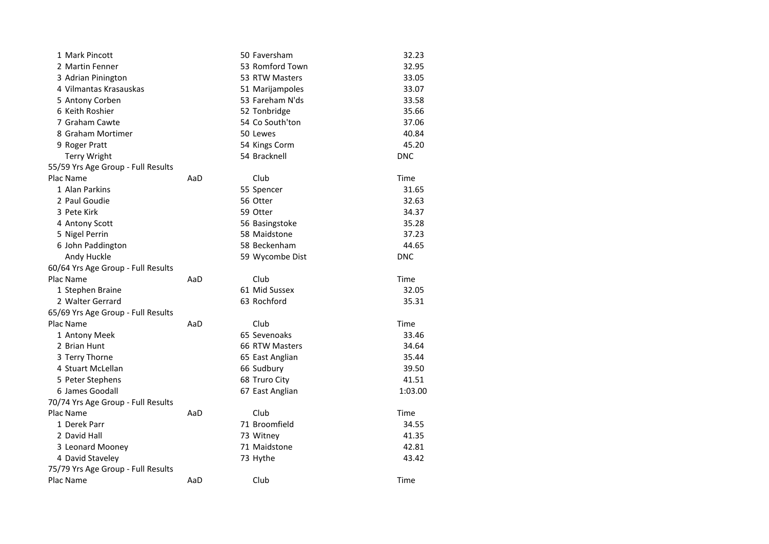| Plac Name | AaD | Club | Time |
|---|---|---|---|
| 1 Mark Pincott | | 50 Faversham | 32.23 |
| 2 Martin Fenner | | 53 Romford Town | 32.95 |
| 3 Adrian Pinington | | 53 RTW Masters | 33.05 |
| 4 Vilmantas Krasauskas | | 51 Marijampoles | 33.07 |
| 5 Antony Corben | | 53 Fareham N'ds | 33.58 |
| 6 Keith Roshier | | 52 Tonbridge | 35.66 |
| 7 Graham Cawte | | 54 Co South'ton | 37.06 |
| 8 Graham Mortimer | | 50 Lewes | 40.84 |
| 9 Roger Pratt | | 54 Kings Corm | 45.20 |
| Terry Wright | | 54 Bracknell | DNC |

55/59 Yrs Age Group - Full Results

| Plac Name | AaD | Club | Time |
|---|---|---|---|
| 1 Alan Parkins | | 55 Spencer | 31.65 |
| 2 Paul Goudie | | 56 Otter | 32.63 |
| 3 Pete Kirk | | 59 Otter | 34.37 |
| 4 Antony Scott | | 56 Basingstoke | 35.28 |
| 5 Nigel Perrin | | 58 Maidstone | 37.23 |
| 6 John Paddington | | 58 Beckenham | 44.65 |
| Andy Huckle | | 59 Wycombe Dist | DNC |

60/64 Yrs Age Group - Full Results

| Plac Name | AaD | Club | Time |
|---|---|---|---|
| 1 Stephen Braine | | 61 Mid Sussex | 32.05 |
| 2 Walter Gerrard | | 63 Rochford | 35.31 |

65/69 Yrs Age Group - Full Results

| Plac Name | AaD | Club | Time |
|---|---|---|---|
| 1 Antony Meek | | 65 Sevenoaks | 33.46 |
| 2 Brian Hunt | | 66 RTW Masters | 34.64 |
| 3 Terry Thorne | | 65 East Anglian | 35.44 |
| 4 Stuart McLellan | | 66 Sudbury | 39.50 |
| 5 Peter Stephens | | 68 Truro City | 41.51 |
| 6 James Goodall | | 67 East Anglian | 1:03.00 |

70/74 Yrs Age Group - Full Results

| Plac Name | AaD | Club | Time |
|---|---|---|---|
| 1 Derek Parr | | 71 Broomfield | 34.55 |
| 2 David Hall | | 73 Witney | 41.35 |
| 3 Leonard Mooney | | 71 Maidstone | 42.81 |
| 4 David Staveley | | 73 Hythe | 43.42 |

75/79 Yrs Age Group - Full Results

| Plac Name | AaD | Club | Time |
|---|---|---|---|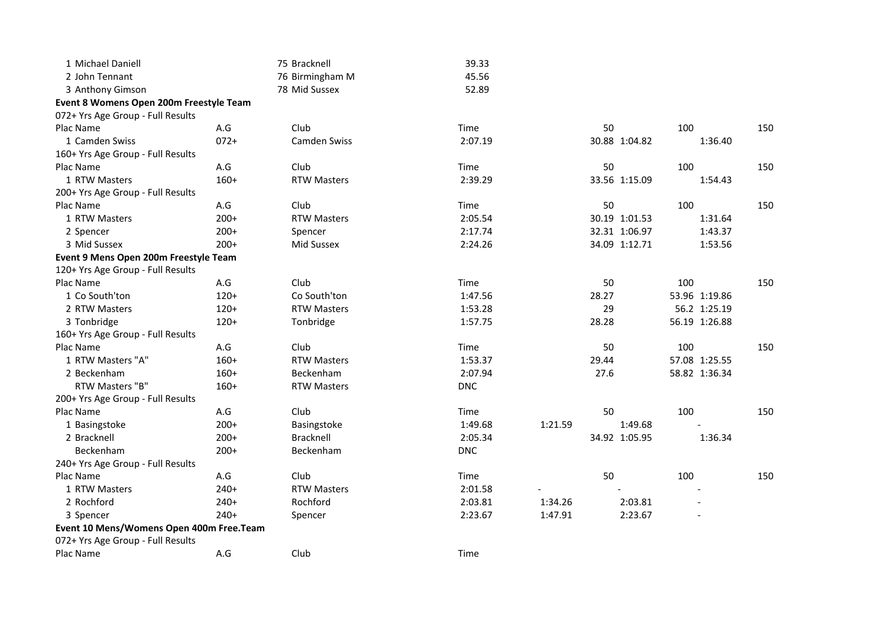| Plac Name | | Club | Time |
|---|---|---|---|
| 1 Michael Daniell | | 75 Bracknell | 39.33 |
| 2 John Tennant | | 76 Birmingham M | 45.56 |
| 3 Anthony Gimson | | 78 Mid Sussex | 52.89 |

**Event 8 Womens Open 200m Freestyle Team**

072+ Yrs Age Group - Full Results

| Plac Name | A.G | Club | Time | | 50 | | 100 | | 150 |
|---|---|---|---|---|---|---|---|---|---|
| 1 Camden Swiss | 072+ | Camden Swiss | 2:07.19 | | 30.88 | 1:04.82 | | 1:36.40 | |

160+ Yrs Age Group - Full Results

| Plac Name | A.G | Club | Time | | 50 | | 100 | | 150 |
|---|---|---|---|---|---|---|---|---|---|
| 1 RTW Masters | 160+ | RTW Masters | 2:39.29 | | 33.56 | 1:15.09 | | 1:54.43 | |

200+ Yrs Age Group - Full Results

| Plac Name | A.G | Club | Time | | 50 | | 100 | | 150 |
|---|---|---|---|---|---|---|---|---|---|
| 1 RTW Masters | 200+ | RTW Masters | 2:05.54 | | 30.19 | 1:01.53 | | 1:31.64 | |
| 2 Spencer | 200+ | Spencer | 2:17.74 | | 32.31 | 1:06.97 | | 1:43.37 | |
| 3 Mid Sussex | 200+ | Mid Sussex | 2:24.26 | | 34.09 | 1:12.71 | | 1:53.56 | |

**Event 9 Mens Open 200m Freestyle Team**

120+ Yrs Age Group - Full Results

| Plac Name | A.G | Club | Time | | 50 | | 100 | | 150 |
|---|---|---|---|---|---|---|---|---|---|
| 1 Co South'ton | 120+ | Co South'ton | 1:47.56 | | 28.27 | | 53.96 | 1:19.86 | |
| 2 RTW Masters | 120+ | RTW Masters | 1:53.28 | | 29 | | 56.2 | 1:25.19 | |
| 3 Tonbridge | 120+ | Tonbridge | 1:57.75 | | 28.28 | | 56.19 | 1:26.88 | |

160+ Yrs Age Group - Full Results

| Plac Name | A.G | Club | Time | | 50 | | 100 | | 150 |
|---|---|---|---|---|---|---|---|---|---|
| 1 RTW Masters "A" | 160+ | RTW Masters | 1:53.37 | | 29.44 | | 57.08 | 1:25.55 | |
| 2 Beckenham | 160+ | Beckenham | 2:07.94 | | 27.6 | | 58.82 | 1:36.34 | |
| RTW Masters "B" | 160+ | RTW Masters | DNC | | | | | | |

200+ Yrs Age Group - Full Results

| Plac Name | A.G | Club | Time | | 50 | | 100 | | 150 |
|---|---|---|---|---|---|---|---|---|---|
| 1 Basingstoke | 200+ | Basingstoke | 1:49.68 | 1:21.59 | | 1:49.68 | | - | |
| 2 Bracknell | 200+ | Bracknell | 2:05.34 | | 34.92 | 1:05.95 | | 1:36.34 | |
| Beckenham | 200+ | Beckenham | DNC | | | | | | |

240+ Yrs Age Group - Full Results

| Plac Name | A.G | Club | Time | | 50 | | 100 | | 150 |
|---|---|---|---|---|---|---|---|---|---|
| 1 RTW Masters | 240+ | RTW Masters | 2:01.58 | - | | - | | - | |
| 2 Rochford | 240+ | Rochford | 2:03.81 | 1:34.26 | | 2:03.81 | | - | |
| 3 Spencer | 240+ | Spencer | 2:23.67 | 1:47.91 | | 2:23.67 | | - | |

**Event 10 Mens/Womens Open 400m Free.Team**

072+ Yrs Age Group - Full Results

| Plac Name | A.G | Club | Time |
|---|---|---|---|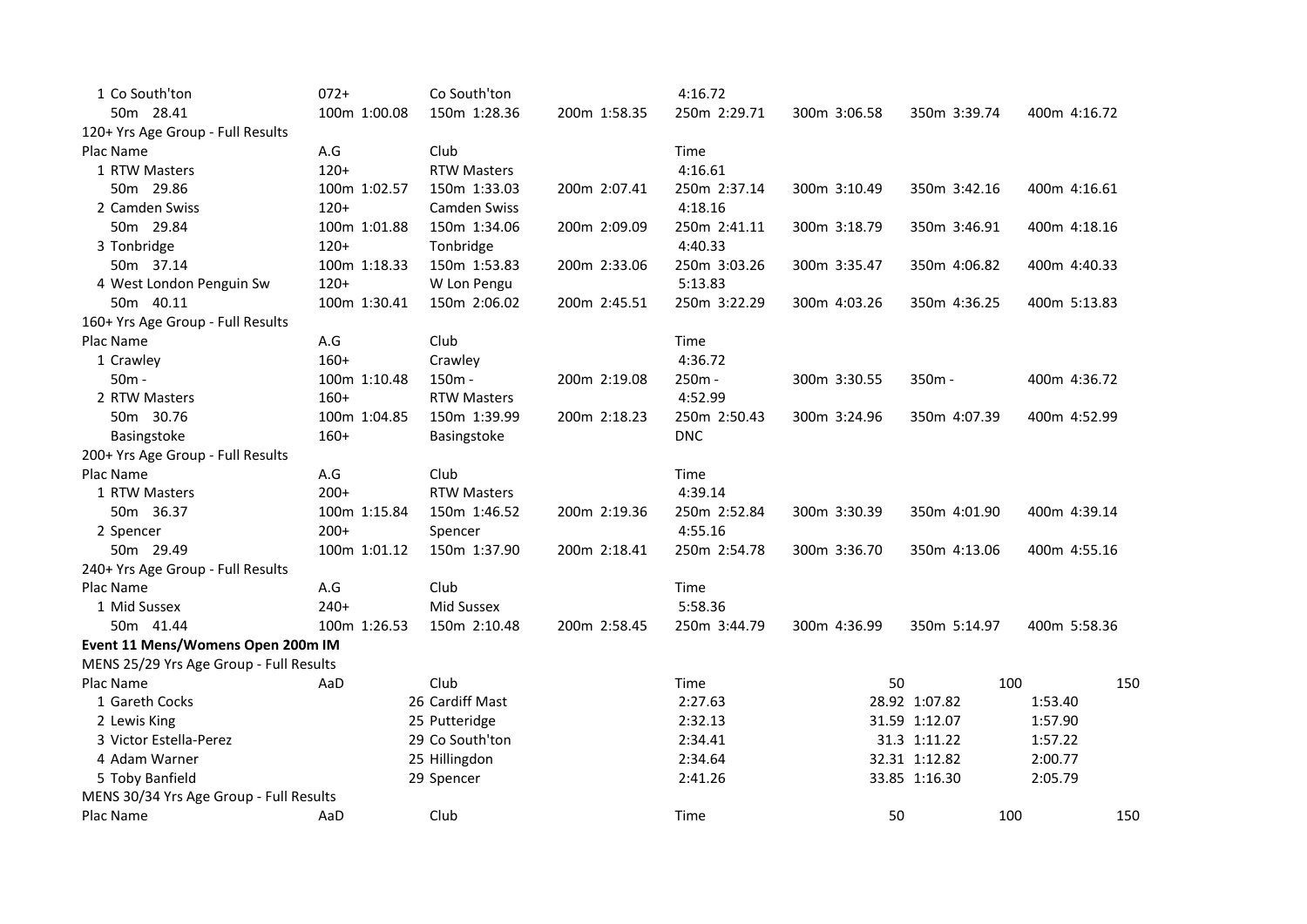| | | | | | | | |
|---|---|---|---|---|---|---|---|
| 1 Co South'ton | 072+ | Co South'ton | | 4:16.72 | | | |
| 50m 28.41 | 100m 1:00.08 | 150m 1:28.36 | 200m 1:58.35 | 250m 2:29.71 | 300m 3:06.58 | 350m 3:39.74 | 400m 4:16.72 |

120+ Yrs Age Group - Full Results

| Plac Name | A.G | Club | | Time | | | |
|---|---|---|---|---|---|---|---|
| 1 RTW Masters | 120+ | RTW Masters | | 4:16.61 | | | |
| 50m 29.86 | 100m 1:02.57 | 150m 1:33.03 | 200m 2:07.41 | 250m 2:37.14 | 300m 3:10.49 | 350m 3:42.16 | 400m 4:16.61 |
| 2 Camden Swiss | 120+ | Camden Swiss | | 4:18.16 | | | |
| 50m 29.84 | 100m 1:01.88 | 150m 1:34.06 | 200m 2:09.09 | 250m 2:41.11 | 300m 3:18.79 | 350m 3:46.91 | 400m 4:18.16 |
| 3 Tonbridge | 120+ | Tonbridge | | 4:40.33 | | | |
| 50m 37.14 | 100m 1:18.33 | 150m 1:53.83 | 200m 2:33.06 | 250m 3:03.26 | 300m 3:35.47 | 350m 4:06.82 | 400m 4:40.33 |
| 4 West London Penguin Sw | 120+ | W Lon Pengu | | 5:13.83 | | | |
| 50m 40.11 | 100m 1:30.41 | 150m 2:06.02 | 200m 2:45.51 | 250m 3:22.29 | 300m 4:03.26 | 350m 4:36.25 | 400m 5:13.83 |

160+ Yrs Age Group - Full Results

| Plac Name | A.G | Club | | Time | | | |
|---|---|---|---|---|---|---|---|
| 1 Crawley | 160+ | Crawley | | 4:36.72 | | | |
| 50m - | 100m 1:10.48 | 150m - | 200m 2:19.08 | 250m - | 300m 3:30.55 | 350m - | 400m 4:36.72 |
| 2 RTW Masters | 160+ | RTW Masters | | 4:52.99 | | | |
| 50m 30.76 | 100m 1:04.85 | 150m 1:39.99 | 200m 2:18.23 | 250m 2:50.43 | 300m 3:24.96 | 350m 4:07.39 | 400m 4:52.99 |
| Basingstoke | 160+ | Basingstoke | | DNC | | | |

200+ Yrs Age Group - Full Results

| Plac Name | A.G | Club | | Time | | | |
|---|---|---|---|---|---|---|---|
| 1 RTW Masters | 200+ | RTW Masters | | 4:39.14 | | | |
| 50m 36.37 | 100m 1:15.84 | 150m 1:46.52 | 200m 2:19.36 | 250m 2:52.84 | 300m 3:30.39 | 350m 4:01.90 | 400m 4:39.14 |
| 2 Spencer | 200+ | Spencer | | 4:55.16 | | | |
| 50m 29.49 | 100m 1:01.12 | 150m 1:37.90 | 200m 2:18.41 | 250m 2:54.78 | 300m 3:36.70 | 350m 4:13.06 | 400m 4:55.16 |

240+ Yrs Age Group - Full Results

| Plac Name | A.G | Club | | Time | | | |
|---|---|---|---|---|---|---|---|
| 1 Mid Sussex | 240+ | Mid Sussex | | 5:58.36 | | | |
| 50m 41.44 | 100m 1:26.53 | 150m 2:10.48 | 200m 2:58.45 | 250m 3:44.79 | 300m 4:36.99 | 350m 5:14.97 | 400m 5:58.36 |

**Event 11 Mens/Womens Open 200m IM**

MENS 25/29 Yrs Age Group - Full Results

| Plac Name | AaD | Club | Time | 50 | 100 | 150 |
|---|---|---|---|---|---|---|
| 1 Gareth Cocks | 26 | Cardiff Mast | 2:27.63 | 28.92 | 1:07.82 | 1:53.40 |
| 2 Lewis King | 25 | Putteridge | 2:32.13 | 31.59 | 1:12.07 | 1:57.90 |
| 3 Victor Estella-Perez | 29 | Co South'ton | 2:34.41 | 31.3 | 1:11.22 | 1:57.22 |
| 4 Adam Warner | 25 | Hillingdon | 2:34.64 | 32.31 | 1:12.82 | 2:00.77 |
| 5 Toby Banfield | 29 | Spencer | 2:41.26 | 33.85 | 1:16.30 | 2:05.79 |

MENS 30/34 Yrs Age Group - Full Results

| Plac Name | AaD | Club | Time | 50 | 100 | 150 |
|---|---|---|---|---|---|---|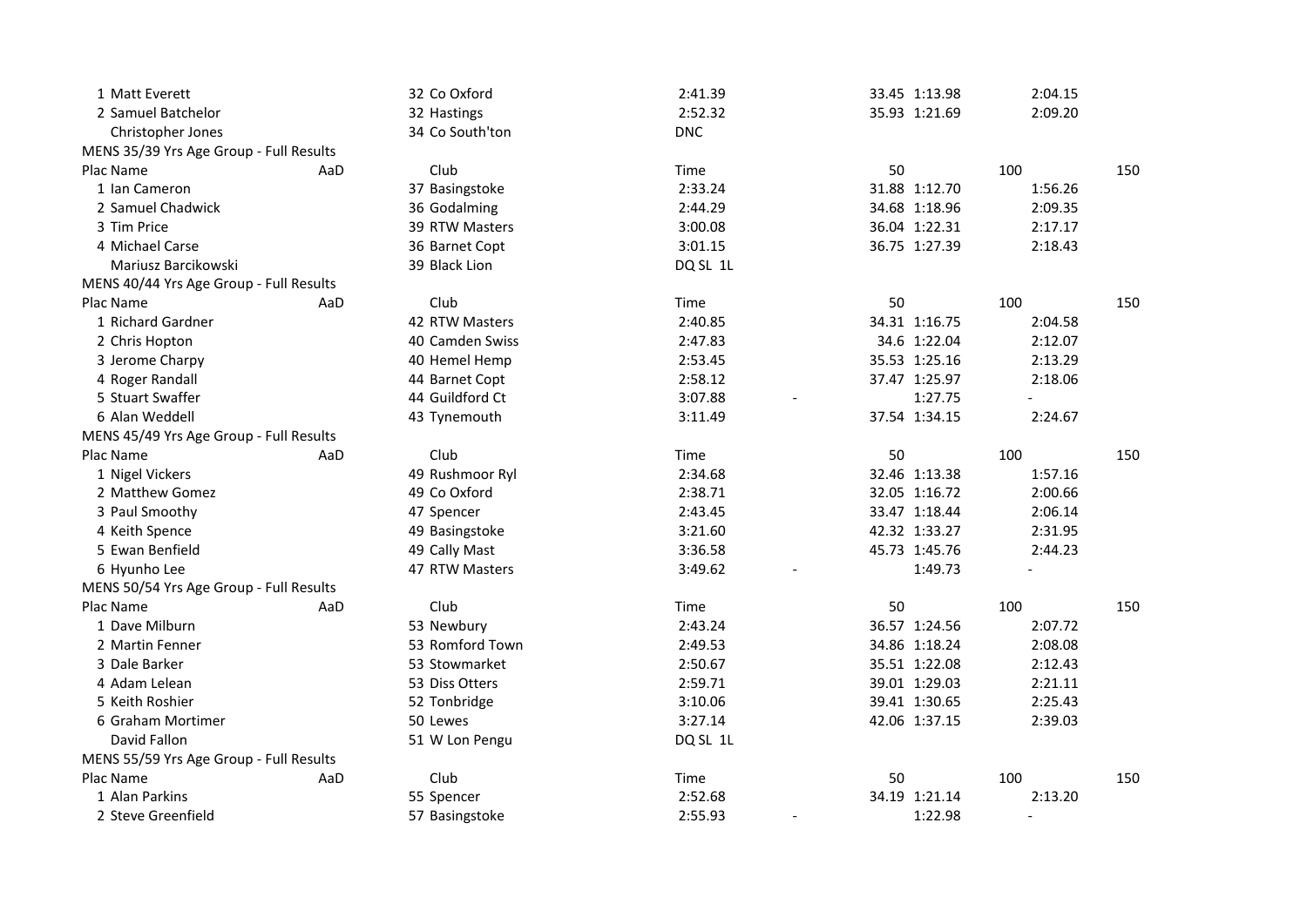| Plac | Name | AaD | Club | Time | | 50 | 100 | 150 |
|---|---|---|---|---|---|---|---|---|
| 1 | Matt Everett | 32 | Co Oxford | 2:41.39 | | 33.45 | 1:13.98 | 2:04.15 |
| 2 | Samuel Batchelor | 32 | Hastings | 2:52.32 | | 35.93 | 1:21.69 | 2:09.20 |
| | Christopher Jones | 34 | Co South'ton | DNC | | | | |

MENS 35/39 Yrs Age Group - Full Results

| Plac | Name | AaD | Club | Time | | 50 | 100 | 150 |
|---|---|---|---|---|---|---|---|---|
| 1 | Ian Cameron | 37 | Basingstoke | 2:33.24 | | 31.88 | 1:12.70 | 1:56.26 |
| 2 | Samuel Chadwick | 36 | Godalming | 2:44.29 | | 34.68 | 1:18.96 | 2:09.35 |
| 3 | Tim Price | 39 | RTW Masters | 3:00.08 | | 36.04 | 1:22.31 | 2:17.17 |
| 4 | Michael Carse | 36 | Barnet Copt | 3:01.15 | | 36.75 | 1:27.39 | 2:18.43 |
| | Mariusz Barcikowski | 39 | Black Lion | DQ SL 1L | | | | |

MENS 40/44 Yrs Age Group - Full Results

| Plac | Name | AaD | Club | Time | | 50 | 100 | 150 |
|---|---|---|---|---|---|---|---|---|
| 1 | Richard Gardner | 42 | RTW Masters | 2:40.85 | | 34.31 | 1:16.75 | 2:04.58 |
| 2 | Chris Hopton | 40 | Camden Swiss | 2:47.83 | | 34.6 | 1:22.04 | 2:12.07 |
| 3 | Jerome Charpy | 40 | Hemel Hemp | 2:53.45 | | 35.53 | 1:25.16 | 2:13.29 |
| 4 | Roger Randall | 44 | Barnet Copt | 2:58.12 | | 37.47 | 1:25.97 | 2:18.06 |
| 5 | Stuart Swaffer | 44 | Guildford Ct | 3:07.88 | - | | 1:27.75 | - |
| 6 | Alan Weddell | 43 | Tynemouth | 3:11.49 | | 37.54 | 1:34.15 | 2:24.67 |

MENS 45/49 Yrs Age Group - Full Results

| Plac | Name | AaD | Club | Time | | 50 | 100 | 150 |
|---|---|---|---|---|---|---|---|---|
| 1 | Nigel Vickers | 49 | Rushmoor Ryl | 2:34.68 | | 32.46 | 1:13.38 | 1:57.16 |
| 2 | Matthew Gomez | 49 | Co Oxford | 2:38.71 | | 32.05 | 1:16.72 | 2:00.66 |
| 3 | Paul Smoothy | 47 | Spencer | 2:43.45 | | 33.47 | 1:18.44 | 2:06.14 |
| 4 | Keith Spence | 49 | Basingstoke | 3:21.60 | | 42.32 | 1:33.27 | 2:31.95 |
| 5 | Ewan Benfield | 49 | Cally Mast | 3:36.58 | | 45.73 | 1:45.76 | 2:44.23 |
| 6 | Hyunho Lee | 47 | RTW Masters | 3:49.62 | - | | 1:49.73 | - |

MENS 50/54 Yrs Age Group - Full Results

| Plac | Name | AaD | Club | Time | | 50 | 100 | 150 |
|---|---|---|---|---|---|---|---|---|
| 1 | Dave Milburn | 53 | Newbury | 2:43.24 | | 36.57 | 1:24.56 | 2:07.72 |
| 2 | Martin Fenner | 53 | Romford Town | 2:49.53 | | 34.86 | 1:18.24 | 2:08.08 |
| 3 | Dale Barker | 53 | Stowmarket | 2:50.67 | | 35.51 | 1:22.08 | 2:12.43 |
| 4 | Adam Lelean | 53 | Diss Otters | 2:59.71 | | 39.01 | 1:29.03 | 2:21.11 |
| 5 | Keith Roshier | 52 | Tonbridge | 3:10.06 | | 39.41 | 1:30.65 | 2:25.43 |
| 6 | Graham Mortimer | 50 | Lewes | 3:27.14 | | 42.06 | 1:37.15 | 2:39.03 |
| | David Fallon | 51 | W Lon Pengu | DQ SL 1L | | | | |

MENS 55/59 Yrs Age Group - Full Results

| Plac | Name | AaD | Club | Time | | 50 | 100 | 150 |
|---|---|---|---|---|---|---|---|---|
| 1 | Alan Parkins | 55 | Spencer | 2:52.68 | | 34.19 | 1:21.14 | 2:13.20 |
| 2 | Steve Greenfield | 57 | Basingstoke | 2:55.93 | - | | 1:22.98 | - |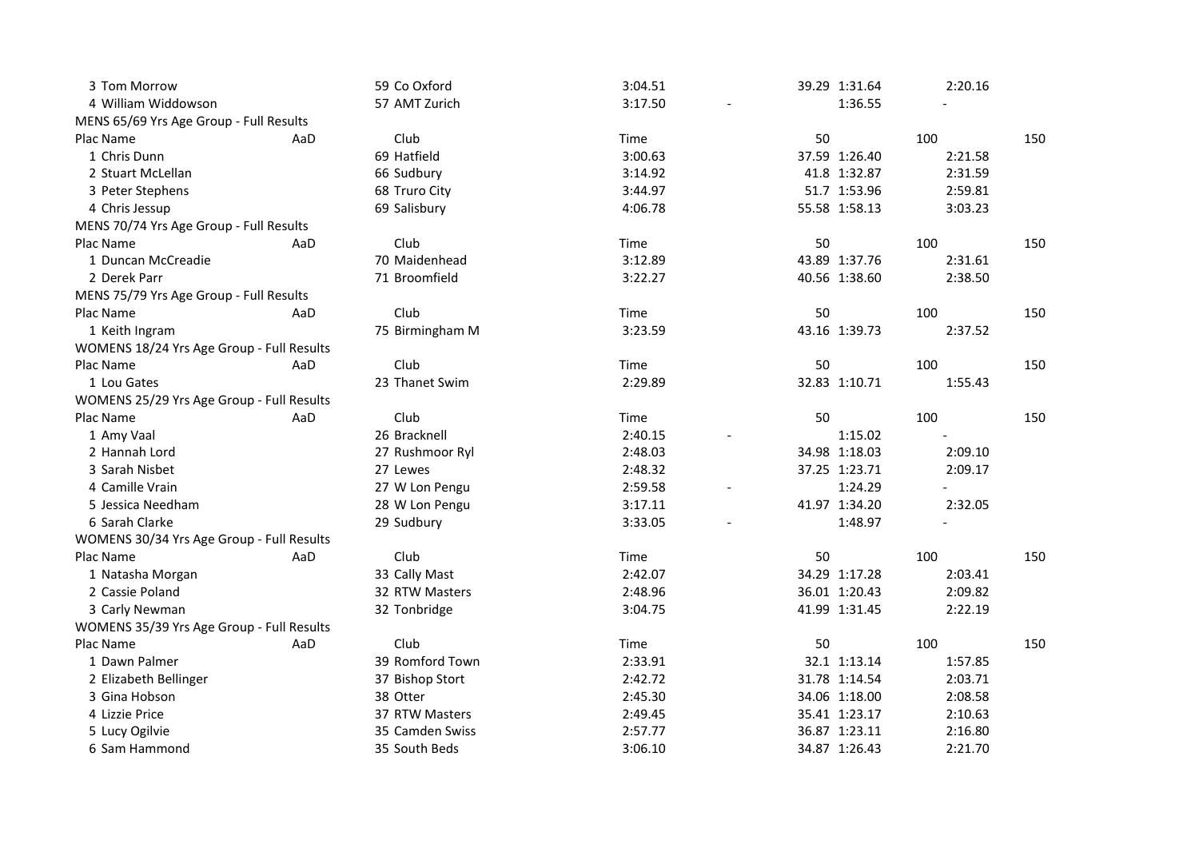| Plac | Name | AaD | Club | Time | 50 | 100 | 150 |
|---|---|---|---|---|---|---|---|
| 3 | Tom Morrow | 59 | Co Oxford | 3:04.51 | 39.29 | 1:31.64 | 2:20.16 |
| 4 | William Widdowson | 57 | AMT Zurich | 3:17.50 | - | 1:36.55 | - |

MENS 65/69 Yrs Age Group - Full Results

| Plac | Name | AaD | Club | Time | 50 | 100 | 150 |
|---|---|---|---|---|---|---|---|
| 1 | Chris Dunn | 69 | Hatfield | 3:00.63 | 37.59 | 1:26.40 | 2:21.58 |
| 2 | Stuart McLellan | 66 | Sudbury | 3:14.92 | 41.8 | 1:32.87 | 2:31.59 |
| 3 | Peter Stephens | 68 | Truro City | 3:44.97 | 51.7 | 1:53.96 | 2:59.81 |
| 4 | Chris Jessup | 69 | Salisbury | 4:06.78 | 55.58 | 1:58.13 | 3:03.23 |

MENS 70/74 Yrs Age Group - Full Results

| Plac | Name | AaD | Club | Time | 50 | 100 | 150 |
|---|---|---|---|---|---|---|---|
| 1 | Duncan McCreadie | 70 | Maidenhead | 3:12.89 | 43.89 | 1:37.76 | 2:31.61 |
| 2 | Derek Parr | 71 | Broomfield | 3:22.27 | 40.56 | 1:38.60 | 2:38.50 |

MENS 75/79 Yrs Age Group - Full Results

| Plac | Name | AaD | Club | Time | 50 | 100 | 150 |
|---|---|---|---|---|---|---|---|
| 1 | Keith Ingram | 75 | Birmingham M | 3:23.59 | 43.16 | 1:39.73 | 2:37.52 |

WOMENS 18/24 Yrs Age Group - Full Results

| Plac | Name | AaD | Club | Time | 50 | 100 | 150 |
|---|---|---|---|---|---|---|---|
| 1 | Lou Gates | 23 | Thanet Swim | 2:29.89 | 32.83 | 1:10.71 | 1:55.43 |

WOMENS 25/29 Yrs Age Group - Full Results

| Plac | Name | AaD | Club | Time | 50 | 100 | 150 |
|---|---|---|---|---|---|---|---|
| 1 | Amy Vaal | 26 | Bracknell | 2:40.15 | - | 1:15.02 | - |
| 2 | Hannah Lord | 27 | Rushmoor Ryl | 2:48.03 | 34.98 | 1:18.03 | 2:09.10 |
| 3 | Sarah Nisbet | 27 | Lewes | 2:48.32 | 37.25 | 1:23.71 | 2:09.17 |
| 4 | Camille Vrain | 27 | W Lon Pengu | 2:59.58 | - | 1:24.29 | - |
| 5 | Jessica Needham | 28 | W Lon Pengu | 3:17.11 | 41.97 | 1:34.20 | 2:32.05 |
| 6 | Sarah Clarke | 29 | Sudbury | 3:33.05 | - | 1:48.97 | - |

WOMENS 30/34 Yrs Age Group - Full Results

| Plac | Name | AaD | Club | Time | 50 | 100 | 150 |
|---|---|---|---|---|---|---|---|
| 1 | Natasha Morgan | 33 | Cally Mast | 2:42.07 | 34.29 | 1:17.28 | 2:03.41 |
| 2 | Cassie Poland | 32 | RTW Masters | 2:48.96 | 36.01 | 1:20.43 | 2:09.82 |
| 3 | Carly Newman | 32 | Tonbridge | 3:04.75 | 41.99 | 1:31.45 | 2:22.19 |

WOMENS 35/39 Yrs Age Group - Full Results

| Plac | Name | AaD | Club | Time | 50 | 100 | 150 |
|---|---|---|---|---|---|---|---|
| 1 | Dawn Palmer | 39 | Romford Town | 2:33.91 | 32.1 | 1:13.14 | 1:57.85 |
| 2 | Elizabeth Bellinger | 37 | Bishop Stort | 2:42.72 | 31.78 | 1:14.54 | 2:03.71 |
| 3 | Gina Hobson | 38 | Otter | 2:45.30 | 34.06 | 1:18.00 | 2:08.58 |
| 4 | Lizzie Price | 37 | RTW Masters | 2:49.45 | 35.41 | 1:23.17 | 2:10.63 |
| 5 | Lucy Ogilvie | 35 | Camden Swiss | 2:57.77 | 36.87 | 1:23.11 | 2:16.80 |
| 6 | Sam Hammond | 35 | South Beds | 3:06.10 | 34.87 | 1:26.43 | 2:21.70 |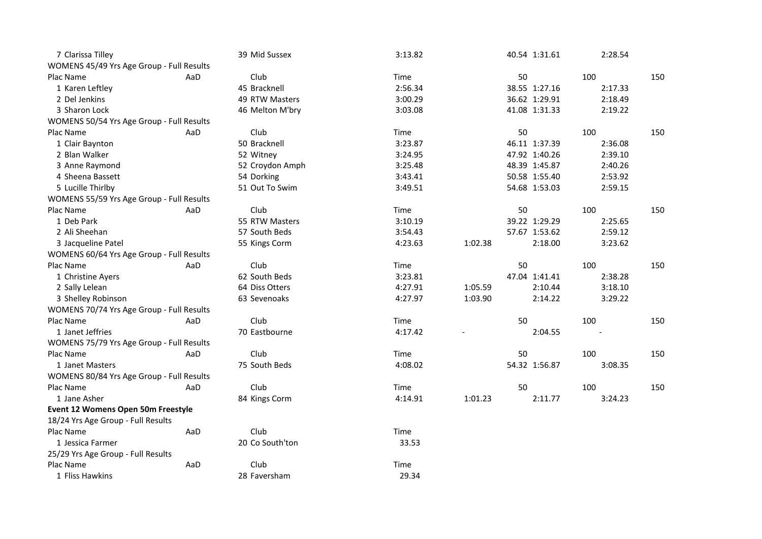| Plac | Name | AaD | Club | Time | 50 | 100 | 150 |
|---|---|---|---|---|---|---|---|
| 7 | Clarissa Tilley | 39 | Mid Sussex | 3:13.82 | 40.54 | 1:31.61 | 2:28.54 |

WOMENS 45/49 Yrs Age Group - Full Results

| Plac | Name | AaD | Club | Time | 50 | 100 | 150 |
|---|---|---|---|---|---|---|---|
| 1 | Karen Leftley | 45 | Bracknell | 2:56.34 | 38.55 | 1:27.16 | 2:17.33 |
| 2 | Del Jenkins | 49 | RTW Masters | 3:00.29 | 36.62 | 1:29.91 | 2:18.49 |
| 3 | Sharon Lock | 46 | Melton M'bry | 3:03.08 | 41.08 | 1:31.33 | 2:19.22 |

WOMENS 50/54 Yrs Age Group - Full Results

| Plac | Name | AaD | Club | Time | 50 | 100 | 150 |
|---|---|---|---|---|---|---|---|
| 1 | Clair Baynton | 50 | Bracknell | 3:23.87 | 46.11 | 1:37.39 | 2:36.08 |
| 2 | Blan Walker | 52 | Witney | 3:24.95 | 47.92 | 1:40.26 | 2:39.10 |
| 3 | Anne Raymond | 52 | Croydon Amph | 3:25.48 | 48.39 | 1:45.87 | 2:40.26 |
| 4 | Sheena Bassett | 54 | Dorking | 3:43.41 | 50.58 | 1:55.40 | 2:53.92 |
| 5 | Lucille Thirlby | 51 | Out To Swim | 3:49.51 | 54.68 | 1:53.03 | 2:59.15 |

WOMENS 55/59 Yrs Age Group - Full Results

| Plac | Name | AaD | Club | Time | 50 | 100 | 150 |
|---|---|---|---|---|---|---|---|
| 1 | Deb Park | 55 | RTW Masters | 3:10.19 | 39.22 | 1:29.29 | 2:25.65 |
| 2 | Ali Sheehan | 57 | South Beds | 3:54.43 | 57.67 | 1:53.62 | 2:59.12 |
| 3 | Jacqueline Patel | 55 | Kings Corm | 4:23.63 | 1:02.38 | 2:18.00 | 3:23.62 |

WOMENS 60/64 Yrs Age Group - Full Results

| Plac | Name | AaD | Club | Time | 50 | 100 | 150 |
|---|---|---|---|---|---|---|---|
| 1 | Christine Ayers | 62 | South Beds | 3:23.81 | 47.04 | 1:41.41 | 2:38.28 |
| 2 | Sally Lelean | 64 | Diss Otters | 4:27.91 | 1:05.59 | 2:10.44 | 3:18.10 |
| 3 | Shelley Robinson | 63 | Sevenoaks | 4:27.97 | 1:03.90 | 2:14.22 | 3:29.22 |

WOMENS 70/74 Yrs Age Group - Full Results

| Plac | Name | AaD | Club | Time | 50 | 100 | 150 |
|---|---|---|---|---|---|---|---|
| 1 | Janet Jeffries | 70 | Eastbourne | 4:17.42 | - | 2:04.55 | - |

WOMENS 75/79 Yrs Age Group - Full Results

| Plac | Name | AaD | Club | Time | 50 | 100 | 150 |
|---|---|---|---|---|---|---|---|
| 1 | Janet Masters | 75 | South Beds | 4:08.02 | 54.32 | 1:56.87 | 3:08.35 |

WOMENS 80/84 Yrs Age Group - Full Results

| Plac | Name | AaD | Club | Time | 50 | 100 | 150 |
|---|---|---|---|---|---|---|---|
| 1 | Jane Asher | 84 | Kings Corm | 4:14.91 | 1:01.23 | 2:11.77 | 3:24.23 |

**Event 12 Womens Open 50m Freestyle**

18/24 Yrs Age Group - Full Results

| Plac | Name | AaD | Club | Time |
|---|---|---|---|---|
| 1 | Jessica Farmer | 20 | Co South'ton | 33.53 |

25/29 Yrs Age Group - Full Results

| Plac | Name | AaD | Club | Time |
|---|---|---|---|---|
| 1 | Fliss Hawkins | 28 | Faversham | 29.34 |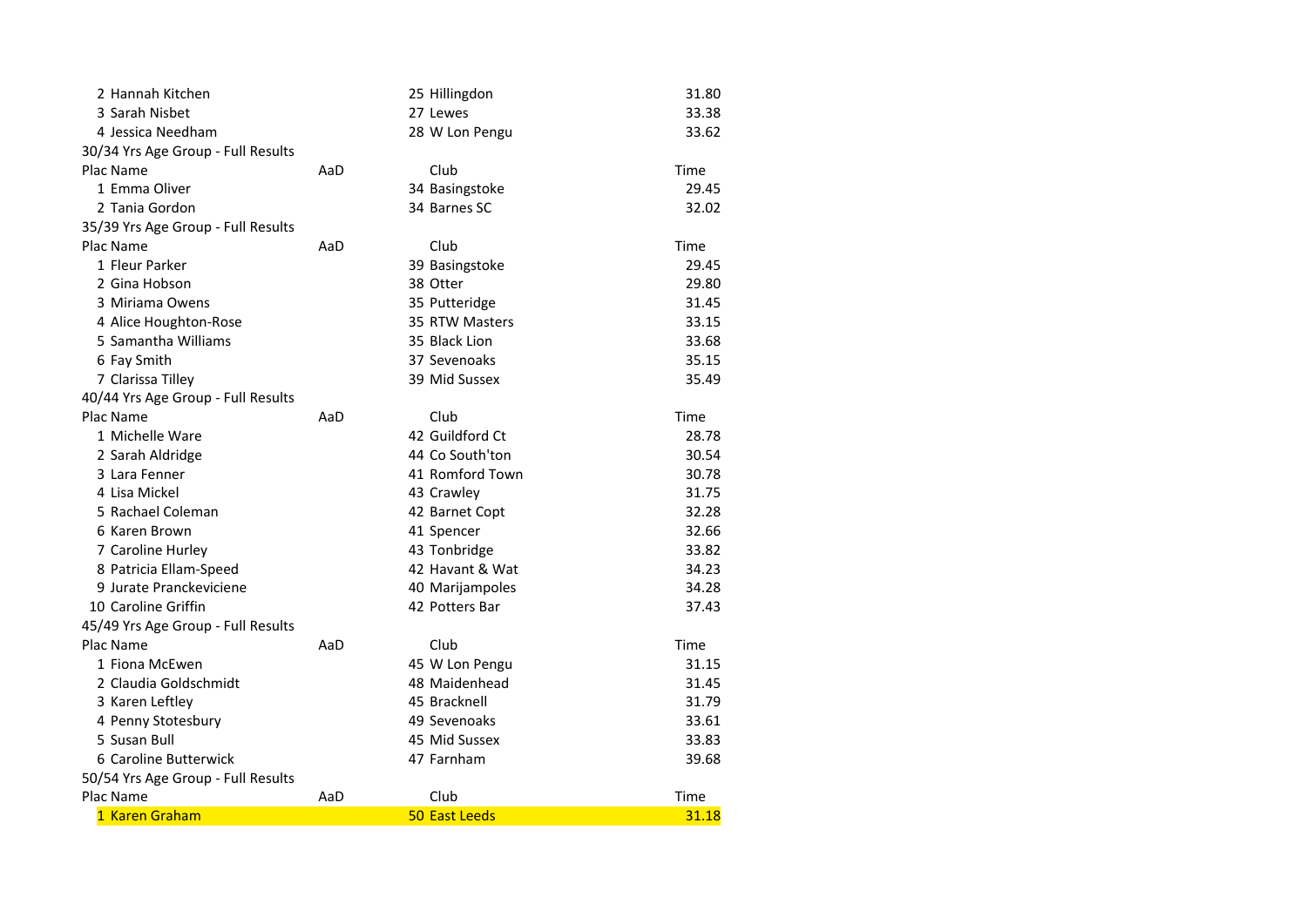| Plac | Name | AaD | Club | Time |
|---|---|---|---|---|
| 2 | Hannah Kitchen | 25 | Hillingdon | 31.80 |
| 3 | Sarah Nisbet | 27 | Lewes | 33.38 |
| 4 | Jessica Needham | 28 | W Lon Pengu | 33.62 |

30/34 Yrs Age Group - Full Results

| Plac | Name | AaD | Club | Time |
|---|---|---|---|---|
| 1 | Emma Oliver | 34 | Basingstoke | 29.45 |
| 2 | Tania Gordon | 34 | Barnes SC | 32.02 |

35/39 Yrs Age Group - Full Results

| Plac | Name | AaD | Club | Time |
|---|---|---|---|---|
| 1 | Fleur Parker | 39 | Basingstoke | 29.45 |
| 2 | Gina Hobson | 38 | Otter | 29.80 |
| 3 | Miriama Owens | 35 | Putteridge | 31.45 |
| 4 | Alice Houghton-Rose | 35 | RTW Masters | 33.15 |
| 5 | Samantha Williams | 35 | Black Lion | 33.68 |
| 6 | Fay Smith | 37 | Sevenoaks | 35.15 |
| 7 | Clarissa Tilley | 39 | Mid Sussex | 35.49 |

40/44 Yrs Age Group - Full Results

| Plac | Name | AaD | Club | Time |
|---|---|---|---|---|
| 1 | Michelle Ware | 42 | Guildford Ct | 28.78 |
| 2 | Sarah Aldridge | 44 | Co South'ton | 30.54 |
| 3 | Lara Fenner | 41 | Romford Town | 30.78 |
| 4 | Lisa Mickel | 43 | Crawley | 31.75 |
| 5 | Rachael Coleman | 42 | Barnet Copt | 32.28 |
| 6 | Karen Brown | 41 | Spencer | 32.66 |
| 7 | Caroline Hurley | 43 | Tonbridge | 33.82 |
| 8 | Patricia Ellam-Speed | 42 | Havant & Wat | 34.23 |
| 9 | Jurate Pranckeviciene | 40 | Marijampoles | 34.28 |
| 10 | Caroline Griffin | 42 | Potters Bar | 37.43 |

45/49 Yrs Age Group - Full Results

| Plac | Name | AaD | Club | Time |
|---|---|---|---|---|
| 1 | Fiona McEwen | 45 | W Lon Pengu | 31.15 |
| 2 | Claudia Goldschmidt | 48 | Maidenhead | 31.45 |
| 3 | Karen Leftley | 45 | Bracknell | 31.79 |
| 4 | Penny Stotesbury | 49 | Sevenoaks | 33.61 |
| 5 | Susan Bull | 45 | Mid Sussex | 33.83 |
| 6 | Caroline Butterwick | 47 | Farnham | 39.68 |

50/54 Yrs Age Group - Full Results

| Plac | Name | AaD | Club | Time |
|---|---|---|---|---|
| 1 | Karen Graham | 50 | East Leeds | 31.18 |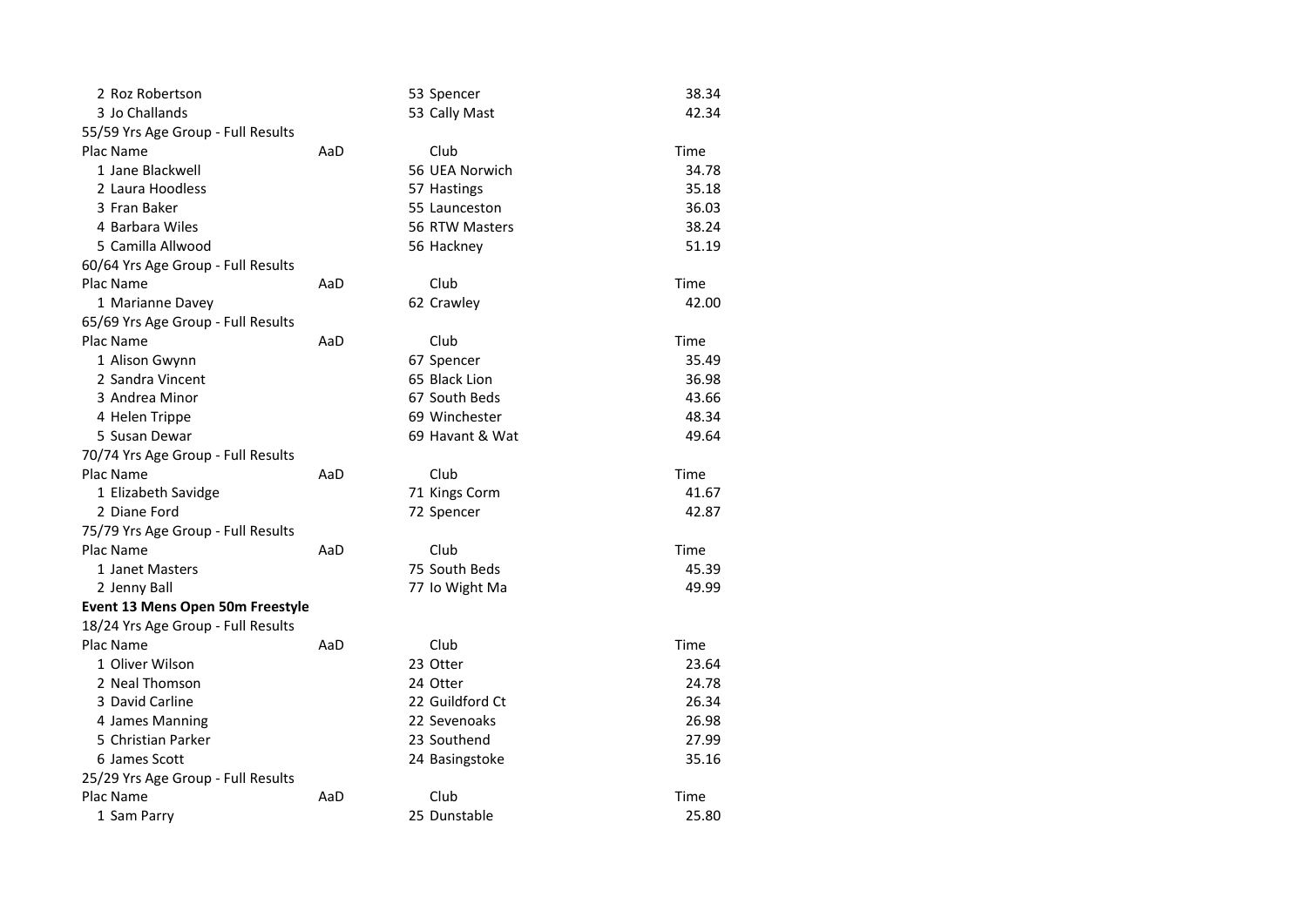| Plac Name | AaD | Club | Time |
|---|---|---|---|
| 2 Roz Robertson | | 53 Spencer | 38.34 |
| 3 Jo Challands | | 53 Cally Mast | 42.34 |

55/59 Yrs Age Group - Full Results

| Plac Name | AaD | Club | Time |
|---|---|---|---|
| 1 Jane Blackwell | | 56 UEA Norwich | 34.78 |
| 2 Laura Hoodless | | 57 Hastings | 35.18 |
| 3 Fran Baker | | 55 Launceston | 36.03 |
| 4 Barbara Wiles | | 56 RTW Masters | 38.24 |
| 5 Camilla Allwood | | 56 Hackney | 51.19 |

60/64 Yrs Age Group - Full Results

| Plac Name | AaD | Club | Time |
|---|---|---|---|
| 1 Marianne Davey | | 62 Crawley | 42.00 |

65/69 Yrs Age Group - Full Results

| Plac Name | AaD | Club | Time |
|---|---|---|---|
| 1 Alison Gwynn | | 67 Spencer | 35.49 |
| 2 Sandra Vincent | | 65 Black Lion | 36.98 |
| 3 Andrea Minor | | 67 South Beds | 43.66 |
| 4 Helen Trippe | | 69 Winchester | 48.34 |
| 5 Susan Dewar | | 69 Havant & Wat | 49.64 |

70/74 Yrs Age Group - Full Results

| Plac Name | AaD | Club | Time |
|---|---|---|---|
| 1 Elizabeth Savidge | | 71 Kings Corm | 41.67 |
| 2 Diane Ford | | 72 Spencer | 42.87 |

75/79 Yrs Age Group - Full Results

| Plac Name | AaD | Club | Time |
|---|---|---|---|
| 1 Janet Masters | | 75 South Beds | 45.39 |
| 2 Jenny Ball | | 77 Io Wight Ma | 49.99 |

**Event 13 Mens Open 50m Freestyle**

18/24 Yrs Age Group - Full Results

| Plac Name | AaD | Club | Time |
|---|---|---|---|
| 1 Oliver Wilson | | 23 Otter | 23.64 |
| 2 Neal Thomson | | 24 Otter | 24.78 |
| 3 David Carline | | 22 Guildford Ct | 26.34 |
| 4 James Manning | | 22 Sevenoaks | 26.98 |
| 5 Christian Parker | | 23 Southend | 27.99 |
| 6 James Scott | | 24 Basingstoke | 35.16 |

25/29 Yrs Age Group - Full Results

| Plac Name | AaD | Club | Time |
|---|---|---|---|
| 1 Sam Parry | | 25 Dunstable | 25.80 |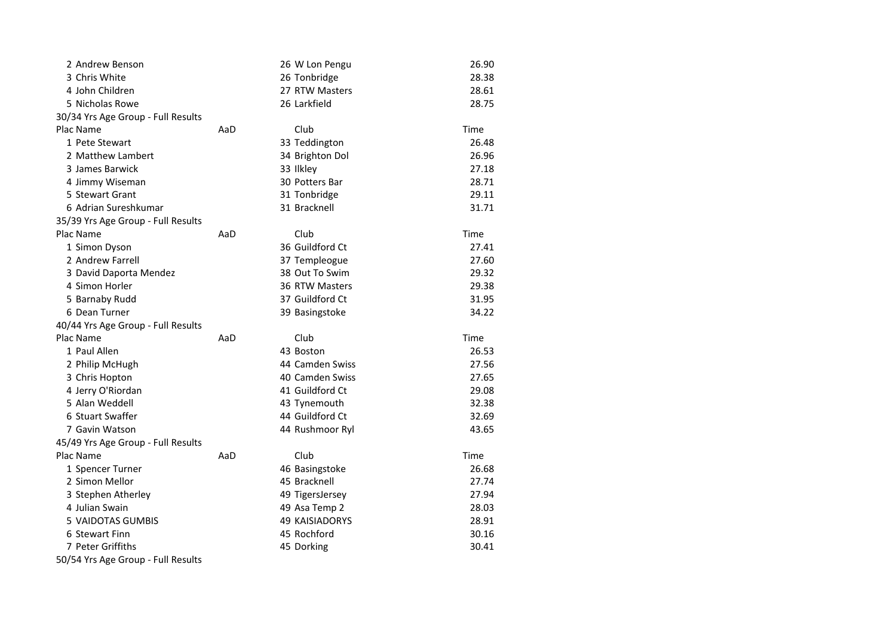| Plac | Name | AaD | Club | Time |
|---|---|---|---|---|
| 2 | Andrew Benson | 26 | W Lon Pengu | 26.90 |
| 3 | Chris White | 26 | Tonbridge | 28.38 |
| 4 | John Children | 27 | RTW Masters | 28.61 |
| 5 | Nicholas Rowe | 26 | Larkfield | 28.75 |

30/34 Yrs Age Group - Full Results

| Plac | Name | AaD | Club | Time |
|---|---|---|---|---|
| 1 | Pete Stewart | 33 | Teddington | 26.48 |
| 2 | Matthew Lambert | 34 | Brighton Dol | 26.96 |
| 3 | James Barwick | 33 | Ilkley | 27.18 |
| 4 | Jimmy Wiseman | 30 | Potters Bar | 28.71 |
| 5 | Stewart Grant | 31 | Tonbridge | 29.11 |
| 6 | Adrian Sureshkumar | 31 | Bracknell | 31.71 |

35/39 Yrs Age Group - Full Results

| Plac | Name | AaD | Club | Time |
|---|---|---|---|---|
| 1 | Simon Dyson | 36 | Guildford Ct | 27.41 |
| 2 | Andrew Farrell | 37 | Templeogue | 27.60 |
| 3 | David Daporta Mendez | 38 | Out To Swim | 29.32 |
| 4 | Simon Horler | 36 | RTW Masters | 29.38 |
| 5 | Barnaby Rudd | 37 | Guildford Ct | 31.95 |
| 6 | Dean Turner | 39 | Basingstoke | 34.22 |

40/44 Yrs Age Group - Full Results

| Plac | Name | AaD | Club | Time |
|---|---|---|---|---|
| 1 | Paul Allen | 43 | Boston | 26.53 |
| 2 | Philip McHugh | 44 | Camden Swiss | 27.56 |
| 3 | Chris Hopton | 40 | Camden Swiss | 27.65 |
| 4 | Jerry O'Riordan | 41 | Guildford Ct | 29.08 |
| 5 | Alan Weddell | 43 | Tynemouth | 32.38 |
| 6 | Stuart Swaffer | 44 | Guildford Ct | 32.69 |
| 7 | Gavin Watson | 44 | Rushmoor Ryl | 43.65 |

45/49 Yrs Age Group - Full Results

| Plac | Name | AaD | Club | Time |
|---|---|---|---|---|
| 1 | Spencer Turner | 46 | Basingstoke | 26.68 |
| 2 | Simon Mellor | 45 | Bracknell | 27.74 |
| 3 | Stephen Atherley | 49 | TigersJersey | 27.94 |
| 4 | Julian Swain | 49 | Asa Temp 2 | 28.03 |
| 5 | VAIDOTAS GUMBIS | 49 | KAISIADORYS | 28.91 |
| 6 | Stewart Finn | 45 | Rochford | 30.16 |
| 7 | Peter Griffiths | 45 | Dorking | 30.41 |

50/54 Yrs Age Group - Full Results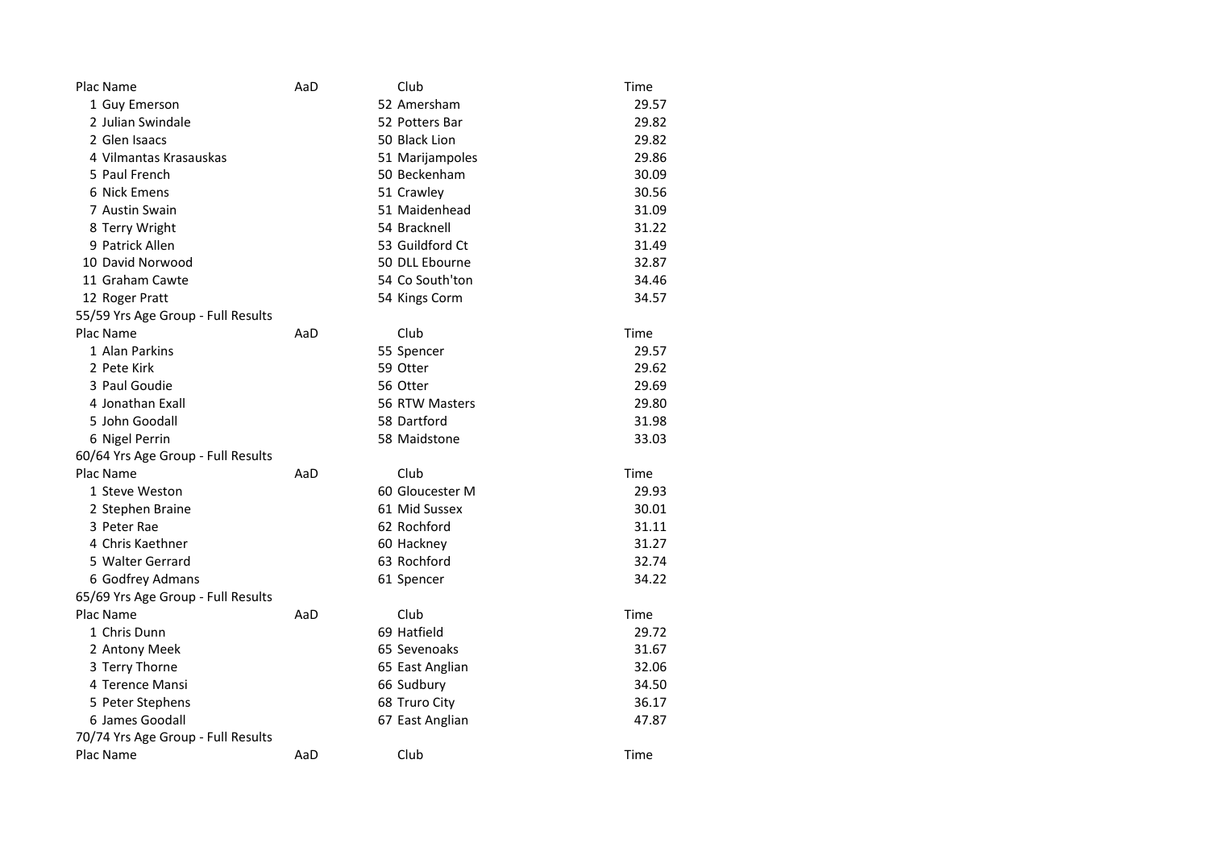| Plac | Name | AaD | Club | Time |
|---|---|---|---|---|
| 1 | Guy Emerson | 52 | Amersham | 29.57 |
| 2 | Julian Swindale | 52 | Potters Bar | 29.82 |
| 2 | Glen Isaacs | 50 | Black Lion | 29.82 |
| 4 | Vilmantas Krasauskas | 51 | Marijampoles | 29.86 |
| 5 | Paul French | 50 | Beckenham | 30.09 |
| 6 | Nick Emens | 51 | Crawley | 30.56 |
| 7 | Austin Swain | 51 | Maidenhead | 31.09 |
| 8 | Terry Wright | 54 | Bracknell | 31.22 |
| 9 | Patrick Allen | 53 | Guildford Ct | 31.49 |
| 10 | David Norwood | 50 | DLL Ebourne | 32.87 |
| 11 | Graham Cawte | 54 | Co South'ton | 34.46 |
| 12 | Roger Pratt | 54 | Kings Corm | 34.57 |

55/59 Yrs Age Group - Full Results

| Plac | Name | AaD | Club | Time |
|---|---|---|---|---|
| 1 | Alan Parkins | 55 | Spencer | 29.57 |
| 2 | Pete Kirk | 59 | Otter | 29.62 |
| 3 | Paul Goudie | 56 | Otter | 29.69 |
| 4 | Jonathan Exall | 56 | RTW Masters | 29.80 |
| 5 | John Goodall | 58 | Dartford | 31.98 |
| 6 | Nigel Perrin | 58 | Maidstone | 33.03 |

60/64 Yrs Age Group - Full Results

| Plac | Name | AaD | Club | Time |
|---|---|---|---|---|
| 1 | Steve Weston | 60 | Gloucester M | 29.93 |
| 2 | Stephen Braine | 61 | Mid Sussex | 30.01 |
| 3 | Peter Rae | 62 | Rochford | 31.11 |
| 4 | Chris Kaethner | 60 | Hackney | 31.27 |
| 5 | Walter Gerrard | 63 | Rochford | 32.74 |
| 6 | Godfrey Admans | 61 | Spencer | 34.22 |

65/69 Yrs Age Group - Full Results

| Plac | Name | AaD | Club | Time |
|---|---|---|---|---|
| 1 | Chris Dunn | 69 | Hatfield | 29.72 |
| 2 | Antony Meek | 65 | Sevenoaks | 31.67 |
| 3 | Terry Thorne | 65 | East Anglian | 32.06 |
| 4 | Terence Mansi | 66 | Sudbury | 34.50 |
| 5 | Peter Stephens | 68 | Truro City | 36.17 |
| 6 | James Goodall | 67 | East Anglian | 47.87 |

70/74 Yrs Age Group - Full Results

| Plac | Name | AaD | Club | Time |
|---|---|---|---|---|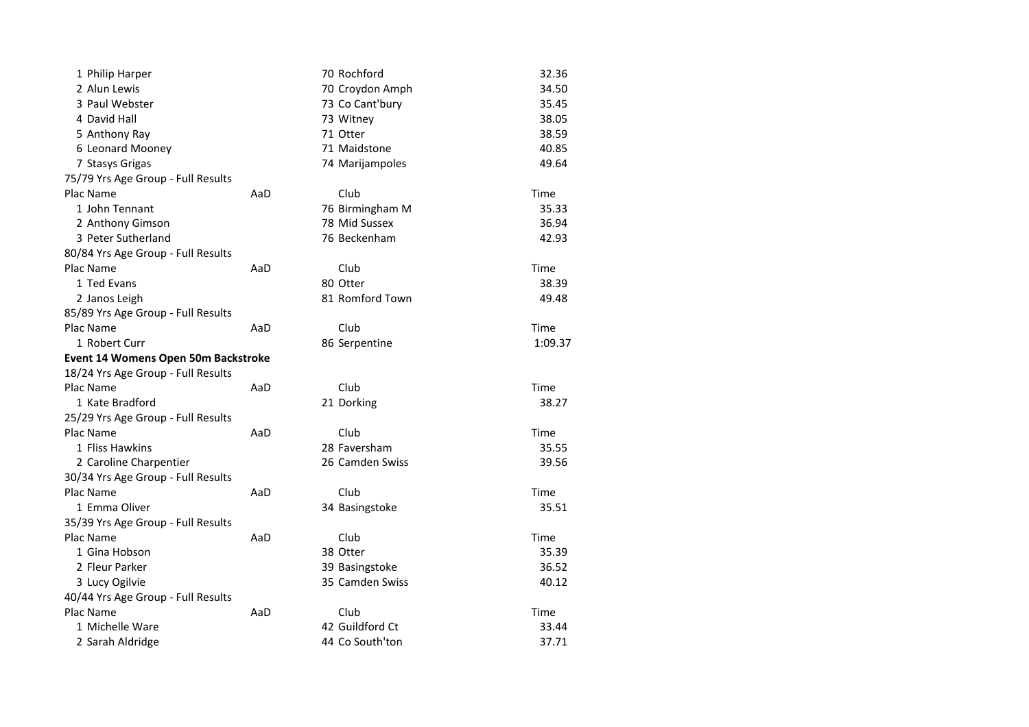| Plac | Name | AaD | Club | Time |
|---|---|---|---|---|
| 1 | Philip Harper | 70 | Rochford | 32.36 |
| 2 | Alun Lewis | 70 | Croydon Amph | 34.50 |
| 3 | Paul Webster | 73 | Co Cant'bury | 35.45 |
| 4 | David Hall | 73 | Witney | 38.05 |
| 5 | Anthony Ray | 71 | Otter | 38.59 |
| 6 | Leonard Mooney | 71 | Maidstone | 40.85 |
| 7 | Stasys Grigas | 74 | Marijampoles | 49.64 |

75/79 Yrs Age Group - Full Results

| Plac | Name | AaD | Club | Time |
|---|---|---|---|---|
| 1 | John Tennant | 76 | Birmingham M | 35.33 |
| 2 | Anthony Gimson | 78 | Mid Sussex | 36.94 |
| 3 | Peter Sutherland | 76 | Beckenham | 42.93 |

80/84 Yrs Age Group - Full Results

| Plac | Name | AaD | Club | Time |
|---|---|---|---|---|
| 1 | Ted Evans | 80 | Otter | 38.39 |
| 2 | Janos Leigh | 81 | Romford Town | 49.48 |

85/89 Yrs Age Group - Full Results

| Plac | Name | AaD | Club | Time |
|---|---|---|---|---|
| 1 | Robert Curr | 86 | Serpentine | 1:09.37 |

**Event 14 Womens Open 50m Backstroke**

18/24 Yrs Age Group - Full Results

| Plac | Name | AaD | Club | Time |
|---|---|---|---|---|
| 1 | Kate Bradford | 21 | Dorking | 38.27 |

25/29 Yrs Age Group - Full Results

| Plac | Name | AaD | Club | Time |
|---|---|---|---|---|
| 1 | Fliss Hawkins | 28 | Faversham | 35.55 |
| 2 | Caroline Charpentier | 26 | Camden Swiss | 39.56 |

30/34 Yrs Age Group - Full Results

| Plac | Name | AaD | Club | Time |
|---|---|---|---|---|
| 1 | Emma Oliver | 34 | Basingstoke | 35.51 |

35/39 Yrs Age Group - Full Results

| Plac | Name | AaD | Club | Time |
|---|---|---|---|---|
| 1 | Gina Hobson | 38 | Otter | 35.39 |
| 2 | Fleur Parker | 39 | Basingstoke | 36.52 |
| 3 | Lucy Ogilvie | 35 | Camden Swiss | 40.12 |

40/44 Yrs Age Group - Full Results

| Plac | Name | AaD | Club | Time |
|---|---|---|---|---|
| 1 | Michelle Ware | 42 | Guildford Ct | 33.44 |
| 2 | Sarah Aldridge | 44 | Co South'ton | 37.71 |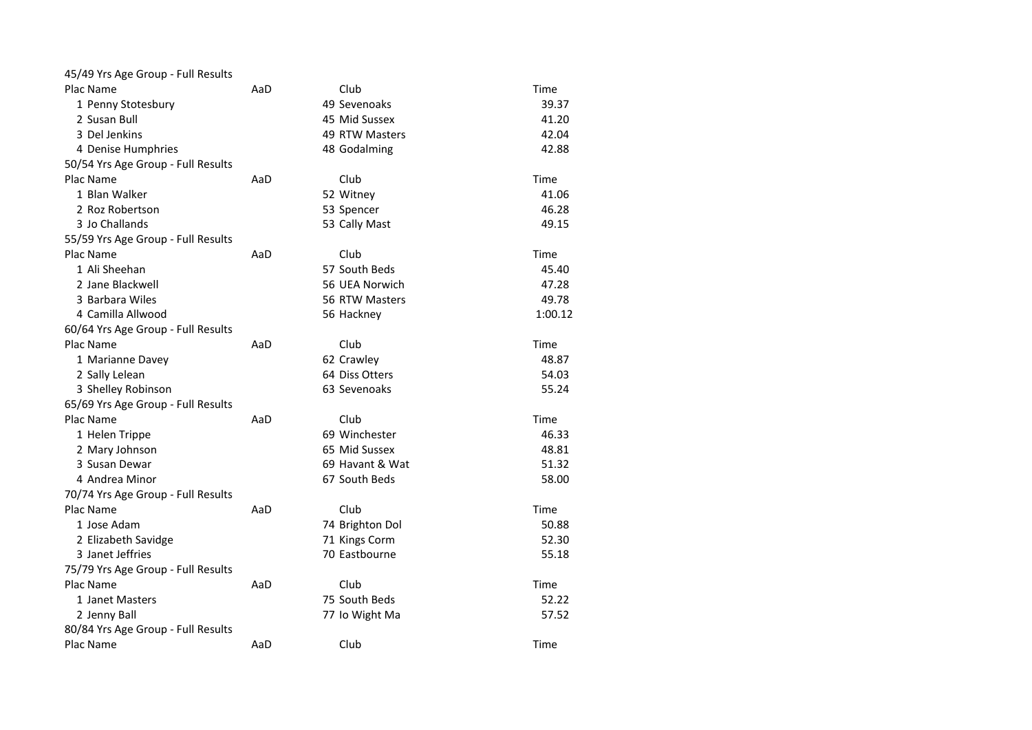45/49 Yrs Age Group - Full Results

| Plac | Name | AaD | Club | Time |
|---|---|---|---|---|
| 1 | Penny Stotesbury | 49 | Sevenoaks | 39.37 |
| 2 | Susan Bull | 45 | Mid Sussex | 41.20 |
| 3 | Del Jenkins | 49 | RTW Masters | 42.04 |
| 4 | Denise Humphries | 48 | Godalming | 42.88 |

50/54 Yrs Age Group - Full Results

| Plac | Name | AaD | Club | Time |
|---|---|---|---|---|
| 1 | Blan Walker | 52 | Witney | 41.06 |
| 2 | Roz Robertson | 53 | Spencer | 46.28 |
| 3 | Jo Challands | 53 | Cally Mast | 49.15 |

55/59 Yrs Age Group - Full Results

| Plac | Name | AaD | Club | Time |
|---|---|---|---|---|
| 1 | Ali Sheehan | 57 | South Beds | 45.40 |
| 2 | Jane Blackwell | 56 | UEA Norwich | 47.28 |
| 3 | Barbara Wiles | 56 | RTW Masters | 49.78 |
| 4 | Camilla Allwood | 56 | Hackney | 1:00.12 |

60/64 Yrs Age Group - Full Results

| Plac | Name | AaD | Club | Time |
|---|---|---|---|---|
| 1 | Marianne Davey | 62 | Crawley | 48.87 |
| 2 | Sally Lelean | 64 | Diss Otters | 54.03 |
| 3 | Shelley Robinson | 63 | Sevenoaks | 55.24 |

65/69 Yrs Age Group - Full Results

| Plac | Name | AaD | Club | Time |
|---|---|---|---|---|
| 1 | Helen Trippe | 69 | Winchester | 46.33 |
| 2 | Mary Johnson | 65 | Mid Sussex | 48.81 |
| 3 | Susan Dewar | 69 | Havant & Wat | 51.32 |
| 4 | Andrea Minor | 67 | South Beds | 58.00 |

70/74 Yrs Age Group - Full Results

| Plac | Name | AaD | Club | Time |
|---|---|---|---|---|
| 1 | Jose Adam | 74 | Brighton Dol | 50.88 |
| 2 | Elizabeth Savidge | 71 | Kings Corm | 52.30 |
| 3 | Janet Jeffries | 70 | Eastbourne | 55.18 |

75/79 Yrs Age Group - Full Results

| Plac | Name | AaD | Club | Time |
|---|---|---|---|---|
| 1 | Janet Masters | 75 | South Beds | 52.22 |
| 2 | Jenny Ball | 77 | Io Wight Ma | 57.52 |

80/84 Yrs Age Group - Full Results

| Plac | Name | AaD | Club | Time |
|---|---|---|---|---|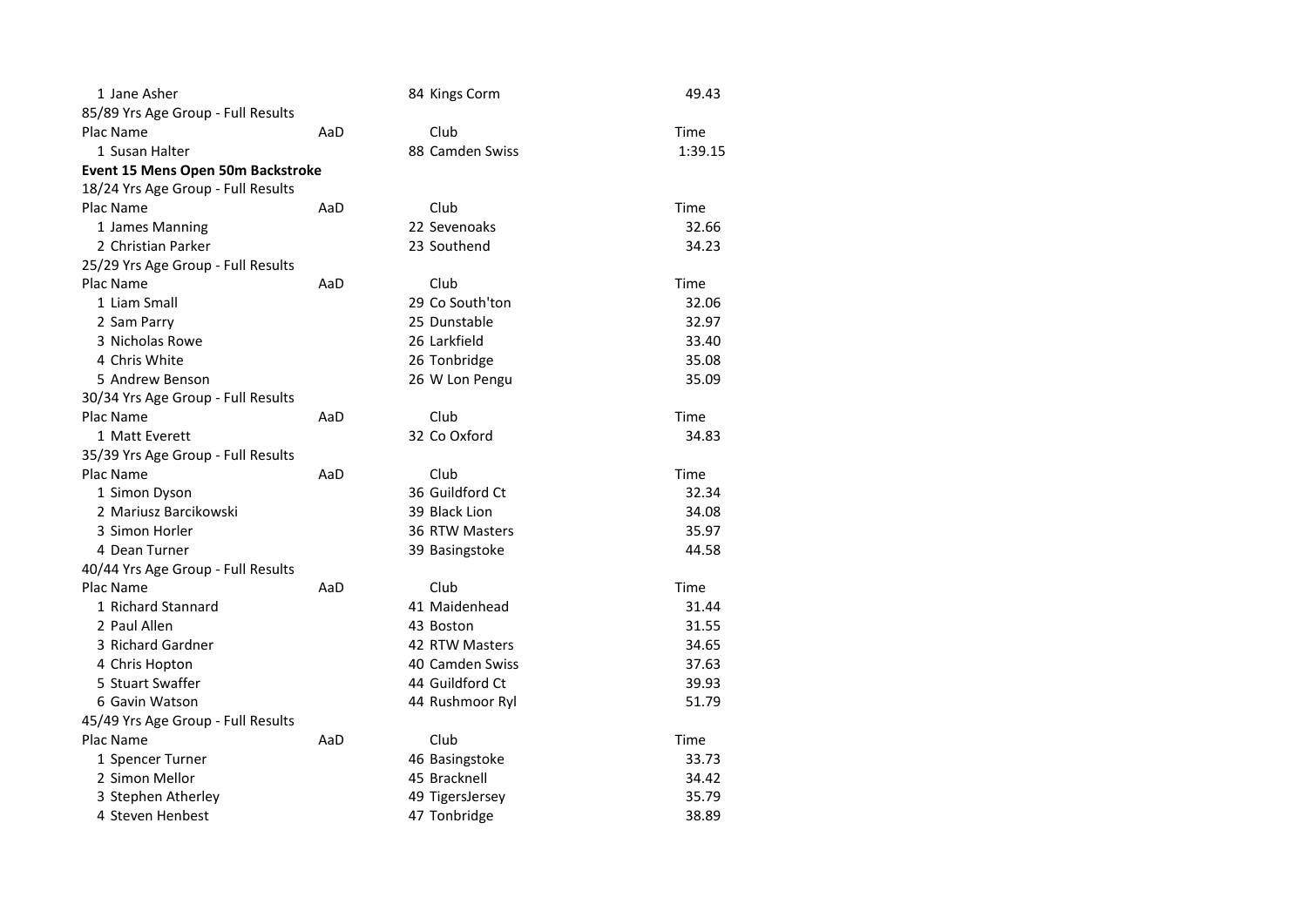| Plac | Name | AaD | Club | Time |
|---|---|---|---|---|
| 1 | Jane Asher | 84 | Kings Corm | 49.43 |

85/89 Yrs Age Group - Full Results

| Plac | Name | AaD | Club | Time |
|---|---|---|---|---|
| 1 | Susan Halter | 88 | Camden Swiss | 1:39.15 |

**Event 15 Mens Open 50m Backstroke**

18/24 Yrs Age Group - Full Results

| Plac | Name | AaD | Club | Time |
|---|---|---|---|---|
| 1 | James Manning | 22 | Sevenoaks | 32.66 |
| 2 | Christian Parker | 23 | Southend | 34.23 |

25/29 Yrs Age Group - Full Results

| Plac | Name | AaD | Club | Time |
|---|---|---|---|---|
| 1 | Liam Small | 29 | Co South'ton | 32.06 |
| 2 | Sam Parry | 25 | Dunstable | 32.97 |
| 3 | Nicholas Rowe | 26 | Larkfield | 33.40 |
| 4 | Chris White | 26 | Tonbridge | 35.08 |
| 5 | Andrew Benson | 26 | W Lon Pengu | 35.09 |

30/34 Yrs Age Group - Full Results

| Plac | Name | AaD | Club | Time |
|---|---|---|---|---|
| 1 | Matt Everett | 32 | Co Oxford | 34.83 |

35/39 Yrs Age Group - Full Results

| Plac | Name | AaD | Club | Time |
|---|---|---|---|---|
| 1 | Simon Dyson | 36 | Guildford Ct | 32.34 |
| 2 | Mariusz Barcikowski | 39 | Black Lion | 34.08 |
| 3 | Simon Horler | 36 | RTW Masters | 35.97 |
| 4 | Dean Turner | 39 | Basingstoke | 44.58 |

40/44 Yrs Age Group - Full Results

| Plac | Name | AaD | Club | Time |
|---|---|---|---|---|
| 1 | Richard Stannard | 41 | Maidenhead | 31.44 |
| 2 | Paul Allen | 43 | Boston | 31.55 |
| 3 | Richard Gardner | 42 | RTW Masters | 34.65 |
| 4 | Chris Hopton | 40 | Camden Swiss | 37.63 |
| 5 | Stuart Swaffer | 44 | Guildford Ct | 39.93 |
| 6 | Gavin Watson | 44 | Rushmoor Ryl | 51.79 |

45/49 Yrs Age Group - Full Results

| Plac | Name | AaD | Club | Time |
|---|---|---|---|---|
| 1 | Spencer Turner | 46 | Basingstoke | 33.73 |
| 2 | Simon Mellor | 45 | Bracknell | 34.42 |
| 3 | Stephen Atherley | 49 | TigersJersey | 35.79 |
| 4 | Steven Henbest | 47 | Tonbridge | 38.89 |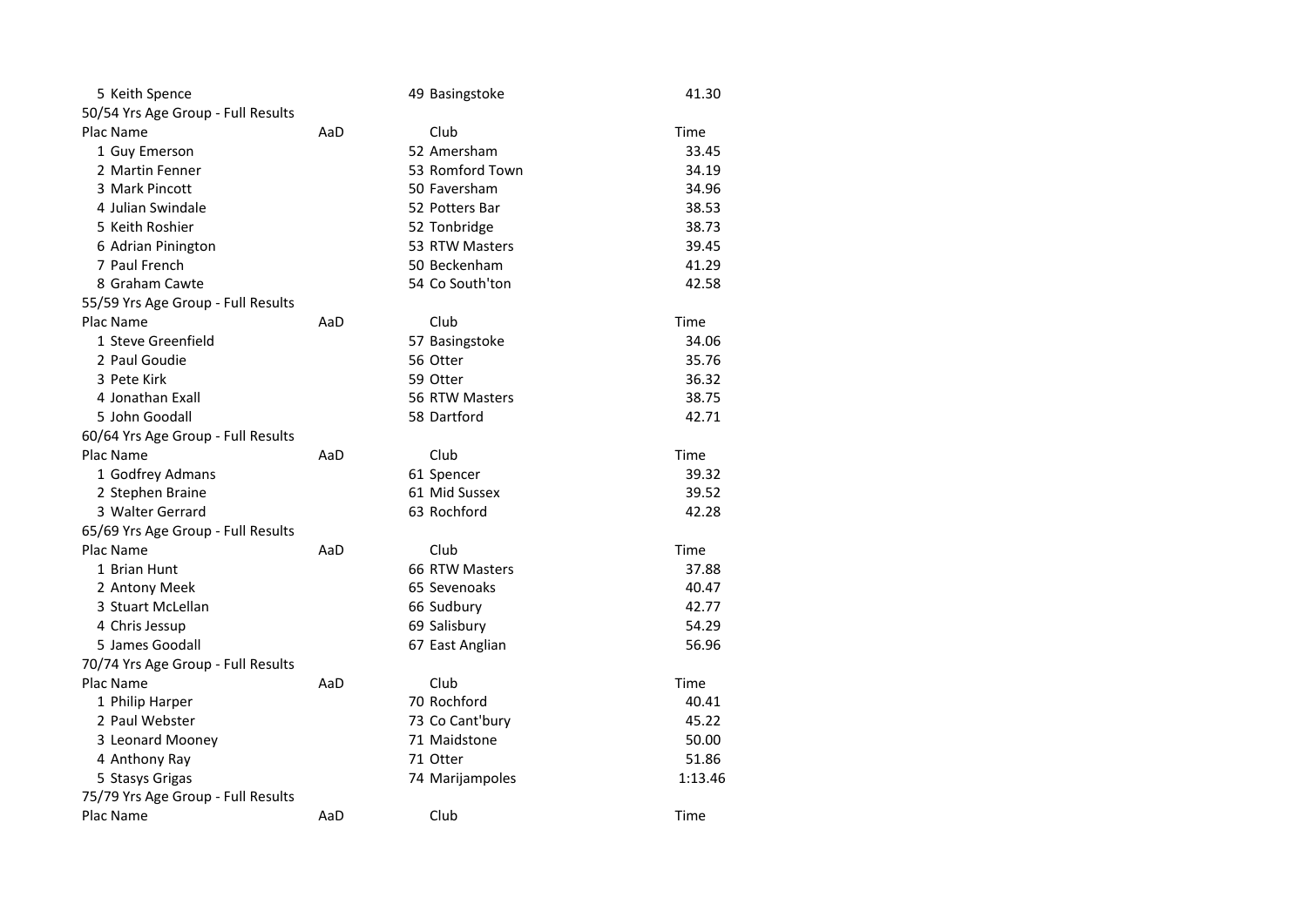| Plac | Name | AaD | Club | Time |
|---|---|---|---|---|
| 5 | Keith Spence | 49 | Basingstoke | 41.30 |

50/54 Yrs Age Group - Full Results

| Plac | Name | AaD | Club | Time |
|---|---|---|---|---|
| 1 | Guy Emerson | 52 | Amersham | 33.45 |
| 2 | Martin Fenner | 53 | Romford Town | 34.19 |
| 3 | Mark Pincott | 50 | Faversham | 34.96 |
| 4 | Julian Swindale | 52 | Potters Bar | 38.53 |
| 5 | Keith Roshier | 52 | Tonbridge | 38.73 |
| 6 | Adrian Pinington | 53 | RTW Masters | 39.45 |
| 7 | Paul French | 50 | Beckenham | 41.29 |
| 8 | Graham Cawte | 54 | Co South'ton | 42.58 |

55/59 Yrs Age Group - Full Results

| Plac | Name | AaD | Club | Time |
|---|---|---|---|---|
| 1 | Steve Greenfield | 57 | Basingstoke | 34.06 |
| 2 | Paul Goudie | 56 | Otter | 35.76 |
| 3 | Pete Kirk | 59 | Otter | 36.32 |
| 4 | Jonathan Exall | 56 | RTW Masters | 38.75 |
| 5 | John Goodall | 58 | Dartford | 42.71 |

60/64 Yrs Age Group - Full Results

| Plac | Name | AaD | Club | Time |
|---|---|---|---|---|
| 1 | Godfrey Admans | 61 | Spencer | 39.32 |
| 2 | Stephen Braine | 61 | Mid Sussex | 39.52 |
| 3 | Walter Gerrard | 63 | Rochford | 42.28 |

65/69 Yrs Age Group - Full Results

| Plac | Name | AaD | Club | Time |
|---|---|---|---|---|
| 1 | Brian Hunt | 66 | RTW Masters | 37.88 |
| 2 | Antony Meek | 65 | Sevenoaks | 40.47 |
| 3 | Stuart McLellan | 66 | Sudbury | 42.77 |
| 4 | Chris Jessup | 69 | Salisbury | 54.29 |
| 5 | James Goodall | 67 | East Anglian | 56.96 |

70/74 Yrs Age Group - Full Results

| Plac | Name | AaD | Club | Time |
|---|---|---|---|---|
| 1 | Philip Harper | 70 | Rochford | 40.41 |
| 2 | Paul Webster | 73 | Co Cant'bury | 45.22 |
| 3 | Leonard Mooney | 71 | Maidstone | 50.00 |
| 4 | Anthony Ray | 71 | Otter | 51.86 |
| 5 | Stasys Grigas | 74 | Marijampoles | 1:13.46 |

75/79 Yrs Age Group - Full Results

| Plac | Name | AaD | Club | Time |
|---|---|---|---|---|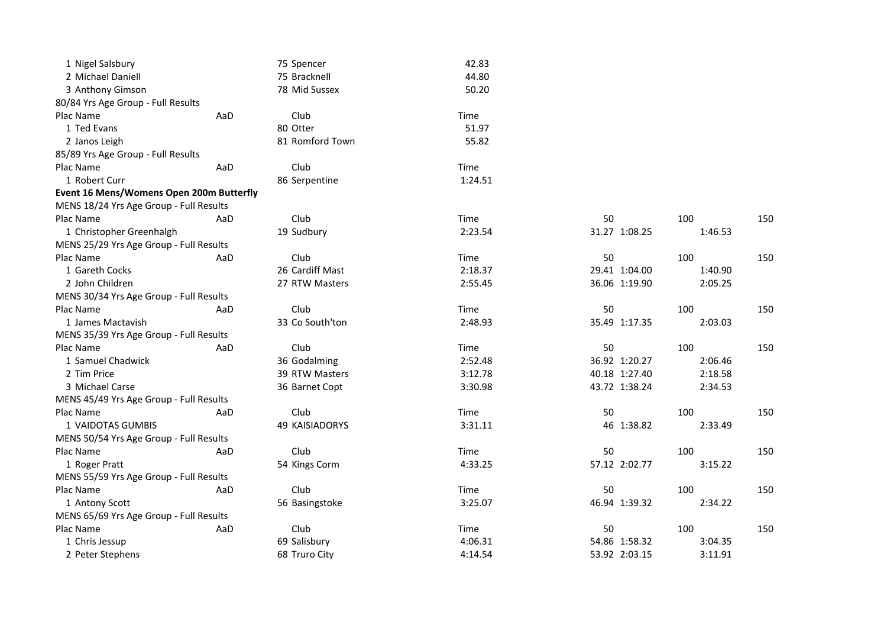| Plac Name | AaD | Club | Time |
|---|---|---|---|
| 1 Nigel Salsbury | | 75 Spencer | 42.83 |
| 2 Michael Daniell | | 75 Bracknell | 44.80 |
| 3 Anthony Gimson | | 78 Mid Sussex | 50.20 |

80/84 Yrs Age Group - Full Results

| Plac Name | AaD | Club | Time |
|---|---|---|---|
| 1 Ted Evans | | 80 Otter | 51.97 |
| 2 Janos Leigh | | 81 Romford Town | 55.82 |

85/89 Yrs Age Group - Full Results

| Plac Name | AaD | Club | Time |
|---|---|---|---|
| 1 Robert Curr | | 86 Serpentine | 1:24.51 |

**Event 16 Mens/Womens Open 200m Butterfly**

MENS 18/24 Yrs Age Group - Full Results

| Plac Name | AaD | Club | Time | 50 | 100 | 150 |
|---|---|---|---|---|---|---|
| 1 Christopher Greenhalgh | | 19 Sudbury | 2:23.54 | 31.27 | 1:08.25 | 1:46.53 |

MENS 25/29 Yrs Age Group - Full Results

| Plac Name | AaD | Club | Time | 50 | 100 | 150 |
|---|---|---|---|---|---|---|
| 1 Gareth Cocks | | 26 Cardiff Mast | 2:18.37 | 29.41 | 1:04.00 | 1:40.90 |
| 2 John Children | | 27 RTW Masters | 2:55.45 | 36.06 | 1:19.90 | 2:05.25 |

MENS 30/34 Yrs Age Group - Full Results

| Plac Name | AaD | Club | Time | 50 | 100 | 150 |
|---|---|---|---|---|---|---|
| 1 James Mactavish | | 33 Co South'ton | 2:48.93 | 35.49 | 1:17.35 | 2:03.03 |

MENS 35/39 Yrs Age Group - Full Results

| Plac Name | AaD | Club | Time | 50 | 100 | 150 |
|---|---|---|---|---|---|---|
| 1 Samuel Chadwick | | 36 Godalming | 2:52.48 | 36.92 | 1:20.27 | 2:06.46 |
| 2 Tim Price | | 39 RTW Masters | 3:12.78 | 40.18 | 1:27.40 | 2:18.58 |
| 3 Michael Carse | | 36 Barnet Copt | 3:30.98 | 43.72 | 1:38.24 | 2:34.53 |

MENS 45/49 Yrs Age Group - Full Results

| Plac Name | AaD | Club | Time | 50 | 100 | 150 |
|---|---|---|---|---|---|---|
| 1 VAIDOTAS GUMBIS | | 49 KAISIADORYS | 3:31.11 | 46 | 1:38.82 | 2:33.49 |

MENS 50/54 Yrs Age Group - Full Results

| Plac Name | AaD | Club | Time | 50 | 100 | 150 |
|---|---|---|---|---|---|---|
| 1 Roger Pratt | | 54 Kings Corm | 4:33.25 | 57.12 | 2:02.77 | 3:15.22 |

MENS 55/59 Yrs Age Group - Full Results

| Plac Name | AaD | Club | Time | 50 | 100 | 150 |
|---|---|---|---|---|---|---|
| 1 Antony Scott | | 56 Basingstoke | 3:25.07 | 46.94 | 1:39.32 | 2:34.22 |

MENS 65/69 Yrs Age Group - Full Results

| Plac Name | AaD | Club | Time | 50 | 100 | 150 |
|---|---|---|---|---|---|---|
| 1 Chris Jessup | | 69 Salisbury | 4:06.31 | 54.86 | 1:58.32 | 3:04.35 |
| 2 Peter Stephens | | 68 Truro City | 4:14.54 | 53.92 | 2:03.15 | 3:11.91 |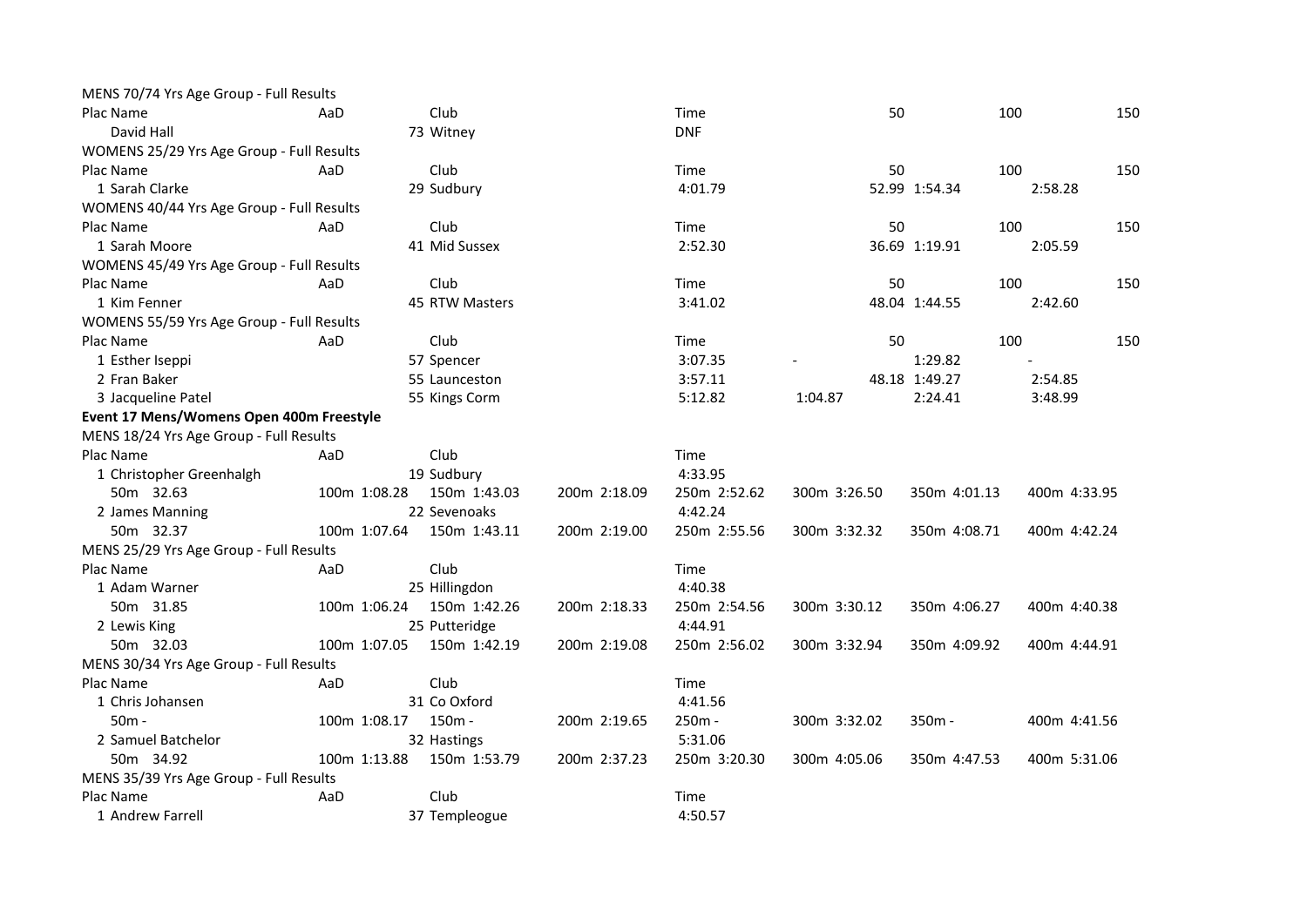MENS 70/74 Yrs Age Group - Full Results

| Plac | Name | AaD | Club | Time | 50 | 100 | 150 |
|---|---|---|---|---|---|---|---|
| | David Hall | 73 | Witney | DNF | | | |

WOMENS 25/29 Yrs Age Group - Full Results

| Plac | Name | AaD | Club | Time | 50 | 100 | 150 |
|---|---|---|---|---|---|---|---|
| 1 | Sarah Clarke | 29 | Sudbury | 4:01.79 | 52.99 | 1:54.34 | 2:58.28 |

WOMENS 40/44 Yrs Age Group - Full Results

| Plac | Name | AaD | Club | Time | 50 | 100 | 150 |
|---|---|---|---|---|---|---|---|
| 1 | Sarah Moore | 41 | Mid Sussex | 2:52.30 | 36.69 | 1:19.91 | 2:05.59 |

WOMENS 45/49 Yrs Age Group - Full Results

| Plac | Name | AaD | Club | Time | 50 | 100 | 150 |
|---|---|---|---|---|---|---|---|
| 1 | Kim Fenner | 45 | RTW Masters | 3:41.02 | 48.04 | 1:44.55 | 2:42.60 |

WOMENS 55/59 Yrs Age Group - Full Results

| Plac | Name | AaD | Club | Time | 50 | 100 | 150 |
|---|---|---|---|---|---|---|---|
| 1 | Esther Iseppi | 57 | Spencer | 3:07.35 | - | 1:29.82 | - |
| 2 | Fran Baker | 55 | Launceston | 3:57.11 | 48.18 | 1:49.27 | 2:54.85 |
| 3 | Jacqueline Patel | 55 | Kings Corm | 5:12.82 | 1:04.87 | 2:24.41 | 3:48.99 |

**Event 17 Mens/Womens Open 400m Freestyle**

MENS 18/24 Yrs Age Group - Full Results

| Plac | Name | AaD | Club | Time | | | |
|---|---|---|---|---|---|---|---|
| 1 | Christopher Greenhalgh | 19 | Sudbury | 4:33.95 | | | |
| 50m 32.63 | 100m 1:08.28 | 150m 1:43.03 | 200m 2:18.09 | 250m 2:52.62 | 300m 3:26.50 | 350m 4:01.13 | 400m 4:33.95 |
| 2 | James Manning | 22 | Sevenoaks | 4:42.24 | | | |
| 50m 32.37 | 100m 1:07.64 | 150m 1:43.11 | 200m 2:19.00 | 250m 2:55.56 | 300m 3:32.32 | 350m 4:08.71 | 400m 4:42.24 |

MENS 25/29 Yrs Age Group - Full Results

| Plac | Name | AaD | Club | Time | | | |
|---|---|---|---|---|---|---|---|
| 1 | Adam Warner | 25 | Hillingdon | 4:40.38 | | | |
| 50m 31.85 | 100m 1:06.24 | 150m 1:42.26 | 200m 2:18.33 | 250m 2:54.56 | 300m 3:30.12 | 350m 4:06.27 | 400m 4:40.38 |
| 2 | Lewis King | 25 | Putteridge | 4:44.91 | | | |
| 50m 32.03 | 100m 1:07.05 | 150m 1:42.19 | 200m 2:19.08 | 250m 2:56.02 | 300m 3:32.94 | 350m 4:09.92 | 400m 4:44.91 |

MENS 30/34 Yrs Age Group - Full Results

| Plac | Name | AaD | Club | Time | | | |
|---|---|---|---|---|---|---|---|
| 1 | Chris Johansen | 31 | Co Oxford | 4:41.56 | | | |
| 50m - | 100m 1:08.17 | 150m - | 200m 2:19.65 | 250m - | 300m 3:32.02 | 350m - | 400m 4:41.56 |
| 2 | Samuel Batchelor | 32 | Hastings | 5:31.06 | | | |
| 50m 34.92 | 100m 1:13.88 | 150m 1:53.79 | 200m 2:37.23 | 250m 3:20.30 | 300m 4:05.06 | 350m 4:47.53 | 400m 5:31.06 |

MENS 35/39 Yrs Age Group - Full Results

| Plac | Name | AaD | Club | Time |
|---|---|---|---|---|
| 1 | Andrew Farrell | 37 | Templeogue | 4:50.57 |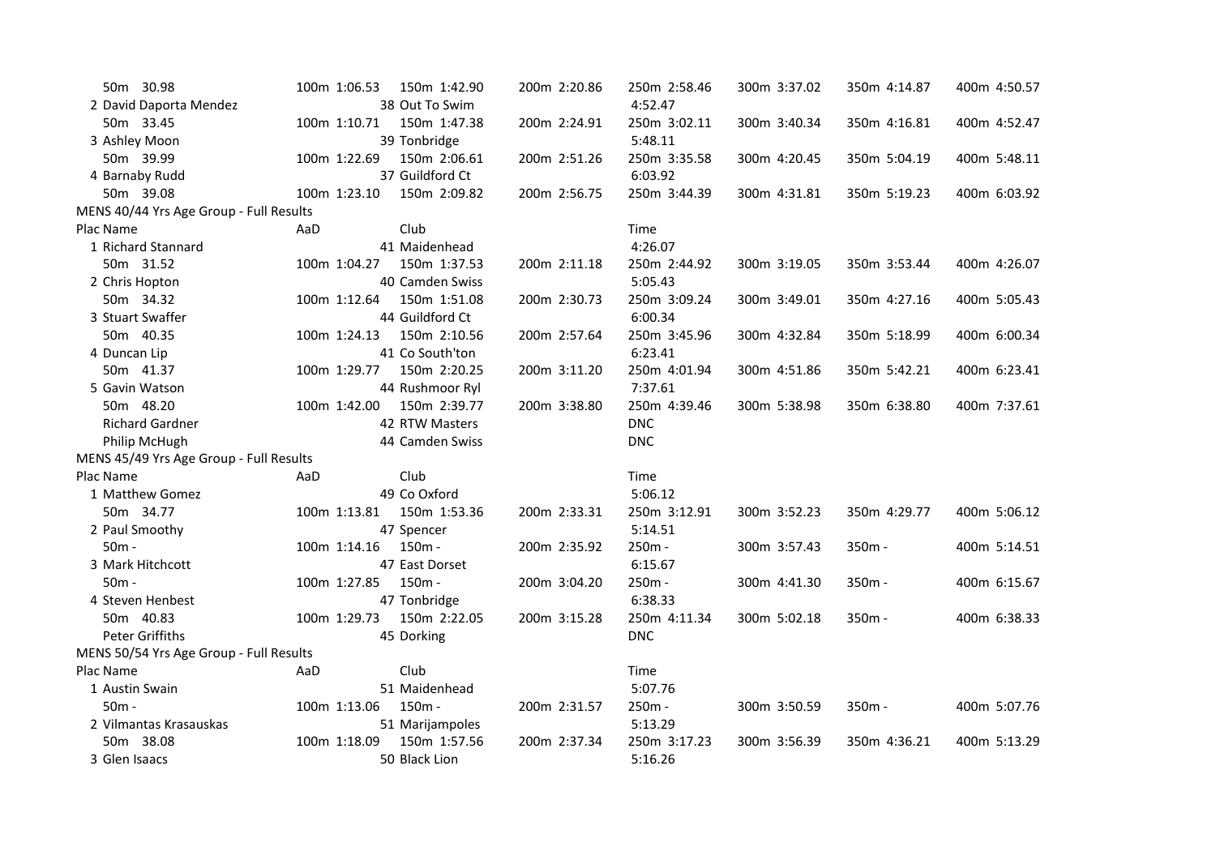| | | | | | | | |
|---|---|---|---|---|---|---|---|
| 50m 30.98 | 100m 1:06.53 | 150m 1:42.90 | 200m 2:20.86 | 250m 2:58.46 | 300m 3:37.02 | 350m 4:14.87 | 400m 4:50.57 |
| 2 David Daporta Mendez | | 38 Out To Swim | | 4:52.47 | | | |
| 50m 33.45 | 100m 1:10.71 | 150m 1:47.38 | 200m 2:24.91 | 250m 3:02.11 | 300m 3:40.34 | 350m 4:16.81 | 400m 4:52.47 |
| 3 Ashley Moon | | 39 Tonbridge | | 5:48.11 | | | |
| 50m 39.99 | 100m 1:22.69 | 150m 2:06.61 | 200m 2:51.26 | 250m 3:35.58 | 300m 4:20.45 | 350m 5:04.19 | 400m 5:48.11 |
| 4 Barnaby Rudd | | 37 Guildford Ct | | 6:03.92 | | | |
| 50m 39.08 | 100m 1:23.10 | 150m 2:09.82 | 200m 2:56.75 | 250m 3:44.39 | 300m 4:31.81 | 350m 5:19.23 | 400m 6:03.92 |

MENS 40/44 Yrs Age Group - Full Results

| Plac Name | AaD | Club | | Time | | | |
|---|---|---|---|---|---|---|---|
| 1 Richard Stannard | | 41 Maidenhead | | 4:26.07 | | | |
| 50m 31.52 | 100m 1:04.27 | 150m 1:37.53 | 200m 2:11.18 | 250m 2:44.92 | 300m 3:19.05 | 350m 3:53.44 | 400m 4:26.07 |
| 2 Chris Hopton | | 40 Camden Swiss | | 5:05.43 | | | |
| 50m 34.32 | 100m 1:12.64 | 150m 1:51.08 | 200m 2:30.73 | 250m 3:09.24 | 300m 3:49.01 | 350m 4:27.16 | 400m 5:05.43 |
| 3 Stuart Swaffer | | 44 Guildford Ct | | 6:00.34 | | | |
| 50m 40.35 | 100m 1:24.13 | 150m 2:10.56 | 200m 2:57.64 | 250m 3:45.96 | 300m 4:32.84 | 350m 5:18.99 | 400m 6:00.34 |
| 4 Duncan Lip | | 41 Co South'ton | | 6:23.41 | | | |
| 50m 41.37 | 100m 1:29.77 | 150m 2:20.25 | 200m 3:11.20 | 250m 4:01.94 | 300m 4:51.86 | 350m 5:42.21 | 400m 6:23.41 |
| 5 Gavin Watson | | 44 Rushmoor Ryl | | 7:37.61 | | | |
| 50m 48.20 | 100m 1:42.00 | 150m 2:39.77 | 200m 3:38.80 | 250m 4:39.46 | 300m 5:38.98 | 350m 6:38.80 | 400m 7:37.61 |
| Richard Gardner | | 42 RTW Masters | | DNC | | | |
| Philip McHugh | | 44 Camden Swiss | | DNC | | | |

MENS 45/49 Yrs Age Group - Full Results

| Plac Name | AaD | Club | | Time | | | |
|---|---|---|---|---|---|---|---|
| 1 Matthew Gomez | | 49 Co Oxford | | 5:06.12 | | | |
| 50m 34.77 | 100m 1:13.81 | 150m 1:53.36 | 200m 2:33.31 | 250m 3:12.91 | 300m 3:52.23 | 350m 4:29.77 | 400m 5:06.12 |
| 2 Paul Smoothy | | 47 Spencer | | 5:14.51 | | | |
| 50m - | 100m 1:14.16 | 150m - | 200m 2:35.92 | 250m - | 300m 3:57.43 | 350m - | 400m 5:14.51 |
| 3 Mark Hitchcott | | 47 East Dorset | | 6:15.67 | | | |
| 50m - | 100m 1:27.85 | 150m - | 200m 3:04.20 | 250m - | 300m 4:41.30 | 350m - | 400m 6:15.67 |
| 4 Steven Henbest | | 47 Tonbridge | | 6:38.33 | | | |
| 50m 40.83 | 100m 1:29.73 | 150m 2:22.05 | 200m 3:15.28 | 250m 4:11.34 | 300m 5:02.18 | 350m - | 400m 6:38.33 |
| Peter Griffiths | | 45 Dorking | | DNC | | | |

MENS 50/54 Yrs Age Group - Full Results

| Plac Name | AaD | Club | | Time | | | |
|---|---|---|---|---|---|---|---|
| 1 Austin Swain | | 51 Maidenhead | | 5:07.76 | | | |
| 50m - | 100m 1:13.06 | 150m - | 200m 2:31.57 | 250m - | 300m 3:50.59 | 350m - | 400m 5:07.76 |
| 2 Vilmantas Krasauskas | | 51 Marijampoles | | 5:13.29 | | | |
| 50m 38.08 | 100m 1:18.09 | 150m 1:57.56 | 200m 2:37.34 | 250m 3:17.23 | 300m 3:56.39 | 350m 4:36.21 | 400m 5:13.29 |
| 3 Glen Isaacs | | 50 Black Lion | | 5:16.26 | | | |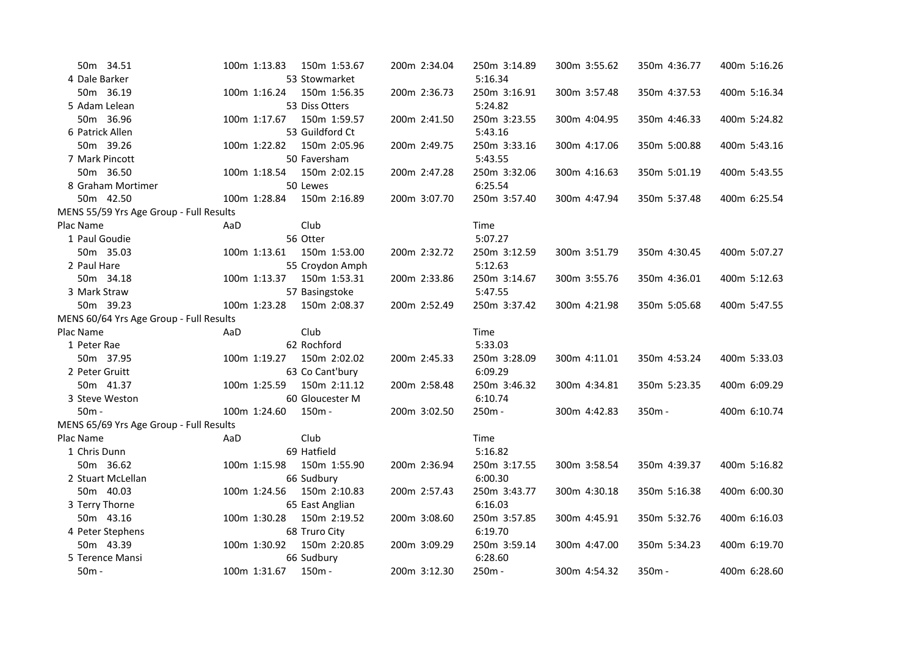| | | | | | | | |
|---|---|---|---|---|---|---|---|
| 50m 34.51 | 100m 1:13.83 | 150m 1:53.67 | 200m 2:34.04 | 250m 3:14.89 | 300m 3:55.62 | 350m 4:36.77 | 400m 5:16.26 |
| 4 Dale Barker | | 53 Stowmarket | | 5:16.34 | | | |
| 50m 36.19 | 100m 1:16.24 | 150m 1:56.35 | 200m 2:36.73 | 250m 3:16.91 | 300m 3:57.48 | 350m 4:37.53 | 400m 5:16.34 |
| 5 Adam Lelean | | 53 Diss Otters | | 5:24.82 | | | |
| 50m 36.96 | 100m 1:17.67 | 150m 1:59.57 | 200m 2:41.50 | 250m 3:23.55 | 300m 4:04.95 | 350m 4:46.33 | 400m 5:24.82 |
| 6 Patrick Allen | | 53 Guildford Ct | | 5:43.16 | | | |
| 50m 39.26 | 100m 1:22.82 | 150m 2:05.96 | 200m 2:49.75 | 250m 3:33.16 | 300m 4:17.06 | 350m 5:00.88 | 400m 5:43.16 |
| 7 Mark Pincott | | 50 Faversham | | 5:43.55 | | | |
| 50m 36.50 | 100m 1:18.54 | 150m 2:02.15 | 200m 2:47.28 | 250m 3:32.06 | 300m 4:16.63 | 350m 5:01.19 | 400m 5:43.55 |
| 8 Graham Mortimer | | 50 Lewes | | 6:25.54 | | | |
| 50m 42.50 | 100m 1:28.84 | 150m 2:16.89 | 200m 3:07.70 | 250m 3:57.40 | 300m 4:47.94 | 350m 5:37.48 | 400m 6:25.54 |

MENS 55/59 Yrs Age Group - Full Results

| Plac Name | AaD | Club | | Time | | | |
|---|---|---|---|---|---|---|---|
| 1 Paul Goudie | | 56 Otter | | 5:07.27 | | | |
| 50m 35.03 | 100m 1:13.61 | 150m 1:53.00 | 200m 2:32.72 | 250m 3:12.59 | 300m 3:51.79 | 350m 4:30.45 | 400m 5:07.27 |
| 2 Paul Hare | | 55 Croydon Amph | | 5:12.63 | | | |
| 50m 34.18 | 100m 1:13.37 | 150m 1:53.31 | 200m 2:33.86 | 250m 3:14.67 | 300m 3:55.76 | 350m 4:36.01 | 400m 5:12.63 |
| 3 Mark Straw | | 57 Basingstoke | | 5:47.55 | | | |
| 50m 39.23 | 100m 1:23.28 | 150m 2:08.37 | 200m 2:52.49 | 250m 3:37.42 | 300m 4:21.98 | 350m 5:05.68 | 400m 5:47.55 |

MENS 60/64 Yrs Age Group - Full Results

| Plac Name | AaD | Club | | Time | | | |
|---|---|---|---|---|---|---|---|
| 1 Peter Rae | | 62 Rochford | | 5:33.03 | | | |
| 50m 37.95 | 100m 1:19.27 | 150m 2:02.02 | 200m 2:45.33 | 250m 3:28.09 | 300m 4:11.01 | 350m 4:53.24 | 400m 5:33.03 |
| 2 Peter Gruitt | | 63 Co Cant'bury | | 6:09.29 | | | |
| 50m 41.37 | 100m 1:25.59 | 150m 2:11.12 | 200m 2:58.48 | 250m 3:46.32 | 300m 4:34.81 | 350m 5:23.35 | 400m 6:09.29 |
| 3 Steve Weston | | 60 Gloucester M | | 6:10.74 | | | |
| 50m - | 100m 1:24.60 | 150m - | 200m 3:02.50 | 250m - | 300m 4:42.83 | 350m - | 400m 6:10.74 |

MENS 65/69 Yrs Age Group - Full Results

| Plac Name | AaD | Club | | Time | | | |
|---|---|---|---|---|---|---|---|
| 1 Chris Dunn | | 69 Hatfield | | 5:16.82 | | | |
| 50m 36.62 | 100m 1:15.98 | 150m 1:55.90 | 200m 2:36.94 | 250m 3:17.55 | 300m 3:58.54 | 350m 4:39.37 | 400m 5:16.82 |
| 2 Stuart McLellan | | 66 Sudbury | | 6:00.30 | | | |
| 50m 40.03 | 100m 1:24.56 | 150m 2:10.83 | 200m 2:57.43 | 250m 3:43.77 | 300m 4:30.18 | 350m 5:16.38 | 400m 6:00.30 |
| 3 Terry Thorne | | 65 East Anglian | | 6:16.03 | | | |
| 50m 43.16 | 100m 1:30.28 | 150m 2:19.52 | 200m 3:08.60 | 250m 3:57.85 | 300m 4:45.91 | 350m 5:32.76 | 400m 6:16.03 |
| 4 Peter Stephens | | 68 Truro City | | 6:19.70 | | | |
| 50m 43.39 | 100m 1:30.92 | 150m 2:20.85 | 200m 3:09.29 | 250m 3:59.14 | 300m 4:47.00 | 350m 5:34.23 | 400m 6:19.70 |
| 5 Terence Mansi | | 66 Sudbury | | 6:28.60 | | | |
| 50m - | 100m 1:31.67 | 150m - | 200m 3:12.30 | 250m - | 300m 4:54.32 | 350m - | 400m 6:28.60 |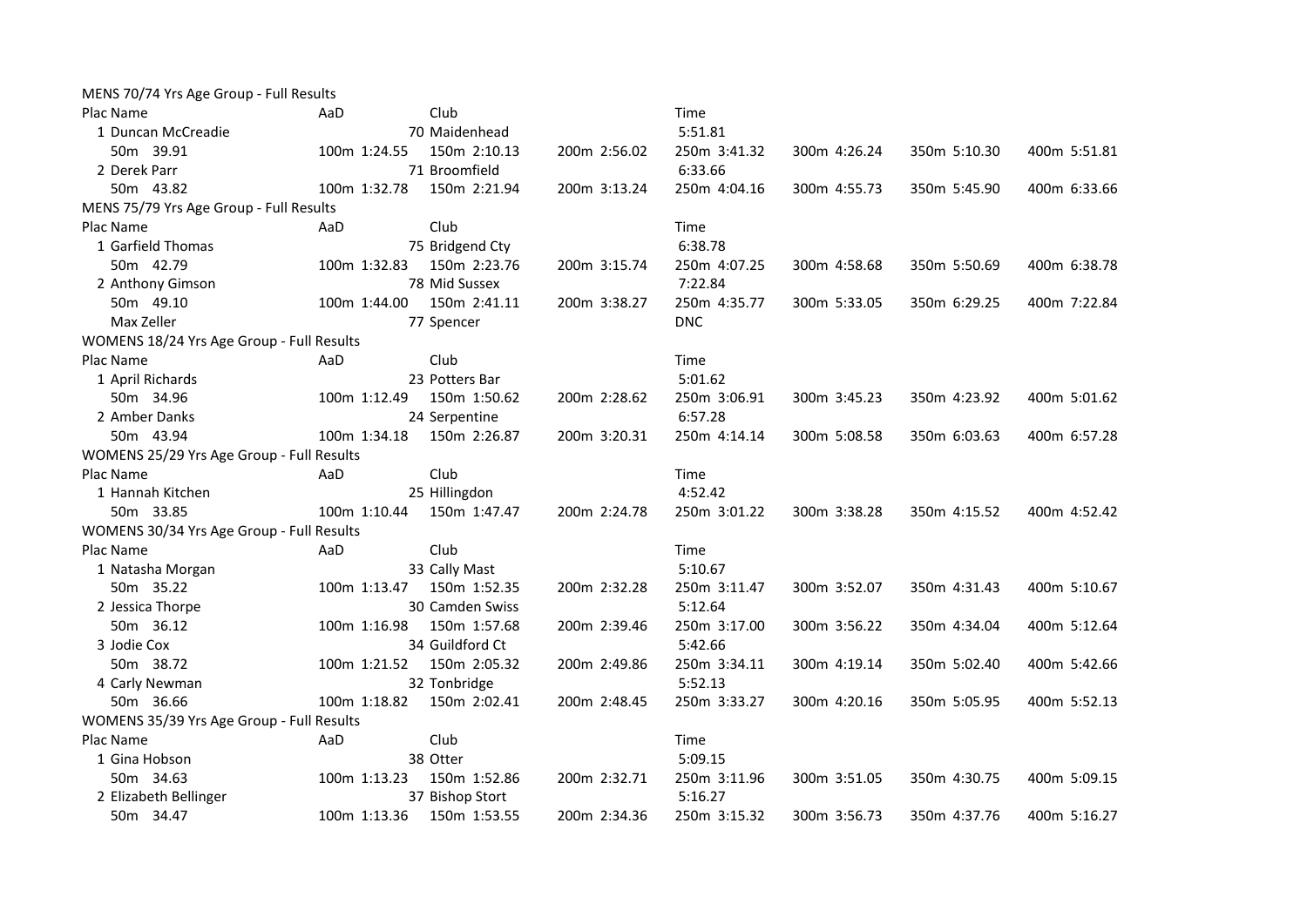MENS 70/74 Yrs Age Group - Full Results

| Plac | Name | AaD | Club | | Time | | | |
|---|---|---|---|---|---|---|---|---|
| 1 | Duncan McCreadie | 70 | Maidenhead | | 5:51.81 | | | |
| | 50m 39.91 | 100m 1:24.55 | 150m 2:10.13 | 200m 2:56.02 | 250m 3:41.32 | 300m 4:26.24 | 350m 5:10.30 | 400m 5:51.81 |
| 2 | Derek Parr | 71 | Broomfield | | 6:33.66 | | | |
| | 50m 43.82 | 100m 1:32.78 | 150m 2:21.94 | 200m 3:13.24 | 250m 4:04.16 | 300m 4:55.73 | 350m 5:45.90 | 400m 6:33.66 |

MENS 75/79 Yrs Age Group - Full Results

| Plac | Name | AaD | Club | | Time | | | |
|---|---|---|---|---|---|---|---|---|
| 1 | Garfield Thomas | 75 | Bridgend Cty | | 6:38.78 | | | |
| | 50m 42.79 | 100m 1:32.83 | 150m 2:23.76 | 200m 3:15.74 | 250m 4:07.25 | 300m 4:58.68 | 350m 5:50.69 | 400m 6:38.78 |
| 2 | Anthony Gimson | 78 | Mid Sussex | | 7:22.84 | | | |
| | 50m 49.10 | 100m 1:44.00 | 150m 2:41.11 | 200m 3:38.27 | 250m 4:35.77 | 300m 5:33.05 | 350m 6:29.25 | 400m 7:22.84 |
| | Max Zeller | 77 | Spencer | | DNC | | | |

WOMENS 18/24 Yrs Age Group - Full Results

| Plac | Name | AaD | Club | | Time | | | |
|---|---|---|---|---|---|---|---|---|
| 1 | April Richards | 23 | Potters Bar | | 5:01.62 | | | |
| | 50m 34.96 | 100m 1:12.49 | 150m 1:50.62 | 200m 2:28.62 | 250m 3:06.91 | 300m 3:45.23 | 350m 4:23.92 | 400m 5:01.62 |
| 2 | Amber Danks | 24 | Serpentine | | 6:57.28 | | | |
| | 50m 43.94 | 100m 1:34.18 | 150m 2:26.87 | 200m 3:20.31 | 250m 4:14.14 | 300m 5:08.58 | 350m 6:03.63 | 400m 6:57.28 |

WOMENS 25/29 Yrs Age Group - Full Results

| Plac | Name | AaD | Club | | Time | | | |
|---|---|---|---|---|---|---|---|---|
| 1 | Hannah Kitchen | 25 | Hillingdon | | 4:52.42 | | | |
| | 50m 33.85 | 100m 1:10.44 | 150m 1:47.47 | 200m 2:24.78 | 250m 3:01.22 | 300m 3:38.28 | 350m 4:15.52 | 400m 4:52.42 |

WOMENS 30/34 Yrs Age Group - Full Results

| Plac | Name | AaD | Club | | Time | | | |
|---|---|---|---|---|---|---|---|---|
| 1 | Natasha Morgan | 33 | Cally Mast | | 5:10.67 | | | |
| | 50m 35.22 | 100m 1:13.47 | 150m 1:52.35 | 200m 2:32.28 | 250m 3:11.47 | 300m 3:52.07 | 350m 4:31.43 | 400m 5:10.67 |
| 2 | Jessica Thorpe | 30 | Camden Swiss | | 5:12.64 | | | |
| | 50m 36.12 | 100m 1:16.98 | 150m 1:57.68 | 200m 2:39.46 | 250m 3:17.00 | 300m 3:56.22 | 350m 4:34.04 | 400m 5:12.64 |
| 3 | Jodie Cox | 34 | Guildford Ct | | 5:42.66 | | | |
| | 50m 38.72 | 100m 1:21.52 | 150m 2:05.32 | 200m 2:49.86 | 250m 3:34.11 | 300m 4:19.14 | 350m 5:02.40 | 400m 5:42.66 |
| 4 | Carly Newman | 32 | Tonbridge | | 5:52.13 | | | |
| | 50m 36.66 | 100m 1:18.82 | 150m 2:02.41 | 200m 2:48.45 | 250m 3:33.27 | 300m 4:20.16 | 350m 5:05.95 | 400m 5:52.13 |

WOMENS 35/39 Yrs Age Group - Full Results

| Plac | Name | AaD | Club | | Time | | | |
|---|---|---|---|---|---|---|---|---|
| 1 | Gina Hobson | 38 | Otter | | 5:09.15 | | | |
| | 50m 34.63 | 100m 1:13.23 | 150m 1:52.86 | 200m 2:32.71 | 250m 3:11.96 | 300m 3:51.05 | 350m 4:30.75 | 400m 5:09.15 |
| 2 | Elizabeth Bellinger | 37 | Bishop Stort | | 5:16.27 | | | |
| | 50m 34.47 | 100m 1:13.36 | 150m 1:53.55 | 200m 2:34.36 | 250m 3:15.32 | 300m 3:56.73 | 350m 4:37.76 | 400m 5:16.27 |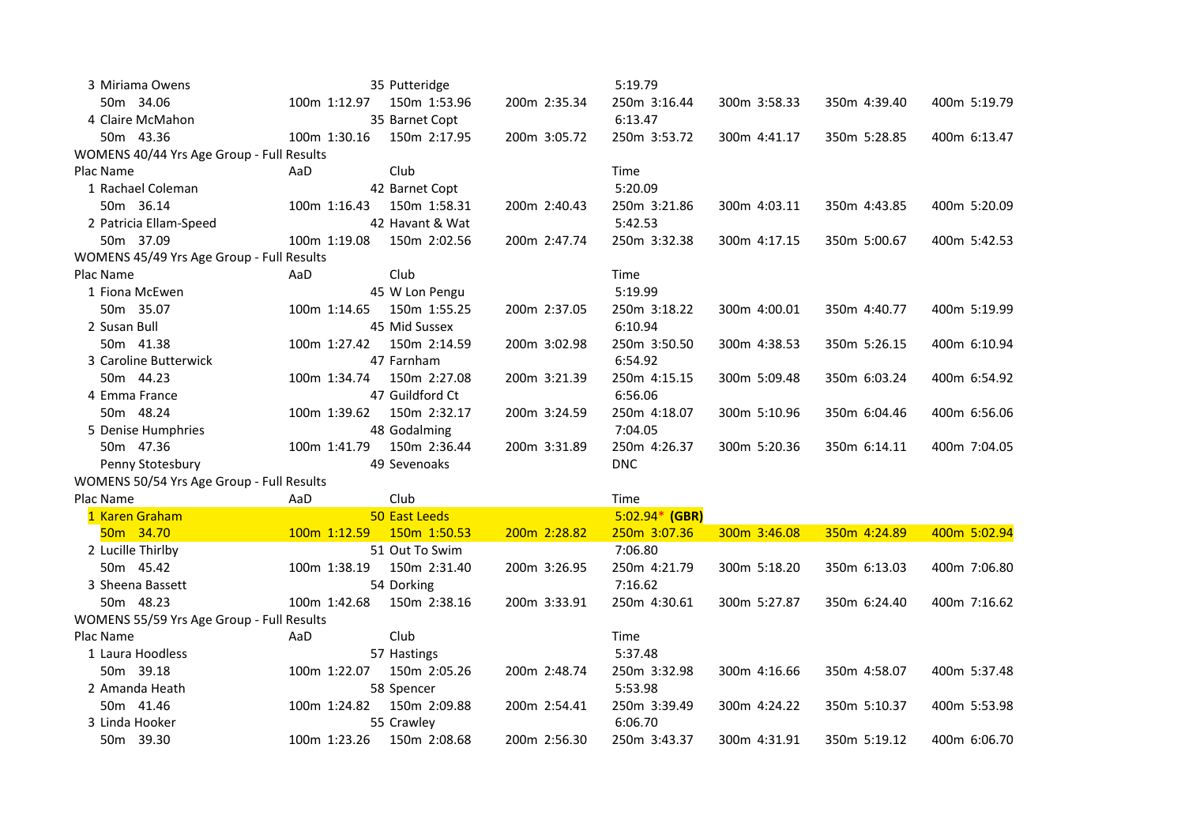| | | | | | | | |
|---|---|---|---|---|---|---|---|
| 3 Miriama Owens | | 35 Putteridge | | 5:19.79 | | | |
| 50m 34.06 | 100m 1:12.97 | 150m 1:53.96 | 200m 2:35.34 | 250m 3:16.44 | 300m 3:58.33 | 350m 4:39.40 | 400m 5:19.79 |
| 4 Claire McMahon | | 35 Barnet Copt | | 6:13.47 | | | |
| 50m 43.36 | 100m 1:30.16 | 150m 2:17.95 | 200m 3:05.72 | 250m 3:53.72 | 300m 4:41.17 | 350m 5:28.85 | 400m 6:13.47 |

WOMENS 40/44 Yrs Age Group - Full Results

| Plac Name | AaD | Club | | Time | | | |
|---|---|---|---|---|---|---|---|
| 1 Rachael Coleman | | 42 Barnet Copt | | 5:20.09 | | | |
| 50m 36.14 | 100m 1:16.43 | 150m 1:58.31 | 200m 2:40.43 | 250m 3:21.86 | 300m 4:03.11 | 350m 4:43.85 | 400m 5:20.09 |
| 2 Patricia Ellam-Speed | | 42 Havant & Wat | | 5:42.53 | | | |
| 50m 37.09 | 100m 1:19.08 | 150m 2:02.56 | 200m 2:47.74 | 250m 3:32.38 | 300m 4:17.15 | 350m 5:00.67 | 400m 5:42.53 |

WOMENS 45/49 Yrs Age Group - Full Results

| Plac Name | AaD | Club | | Time | | | |
|---|---|---|---|---|---|---|---|
| 1 Fiona McEwen | | 45 W Lon Pengu | | 5:19.99 | | | |
| 50m 35.07 | 100m 1:14.65 | 150m 1:55.25 | 200m 2:37.05 | 250m 3:18.22 | 300m 4:00.01 | 350m 4:40.77 | 400m 5:19.99 |
| 2 Susan Bull | | 45 Mid Sussex | | 6:10.94 | | | |
| 50m 41.38 | 100m 1:27.42 | 150m 2:14.59 | 200m 3:02.98 | 250m 3:50.50 | 300m 4:38.53 | 350m 5:26.15 | 400m 6:10.94 |
| 3 Caroline Butterwick | | 47 Farnham | | 6:54.92 | | | |
| 50m 44.23 | 100m 1:34.74 | 150m 2:27.08 | 200m 3:21.39 | 250m 4:15.15 | 300m 5:09.48 | 350m 6:03.24 | 400m 6:54.92 |
| 4 Emma France | | 47 Guildford Ct | | 6:56.06 | | | |
| 50m 48.24 | 100m 1:39.62 | 150m 2:32.17 | 200m 3:24.59 | 250m 4:18.07 | 300m 5:10.96 | 350m 6:04.46 | 400m 6:56.06 |
| 5 Denise Humphries | | 48 Godalming | | 7:04.05 | | | |
| 50m 47.36 | 100m 1:41.79 | 150m 2:36.44 | 200m 3:31.89 | 250m 4:26.37 | 300m 5:20.36 | 350m 6:14.11 | 400m 7:04.05 |
| Penny Stotesbury | | 49 Sevenoaks | | DNC | | | |

WOMENS 50/54 Yrs Age Group - Full Results

| Plac Name | AaD | Club | | Time | | | |
|---|---|---|---|---|---|---|---|
| 1 Karen Graham | | 50 East Leeds | | 5:02.94* **(GBR)** | | | |
| 50m 34.70 | 100m 1:12.59 | 150m 1:50.53 | 200m 2:28.82 | 250m 3:07.36 | 300m 3:46.08 | 350m 4:24.89 | 400m 5:02.94 |
| 2 Lucille Thirlby | | 51 Out To Swim | | 7:06.80 | | | |
| 50m 45.42 | 100m 1:38.19 | 150m 2:31.40 | 200m 3:26.95 | 250m 4:21.79 | 300m 5:18.20 | 350m 6:13.03 | 400m 7:06.80 |
| 3 Sheena Bassett | | 54 Dorking | | 7:16.62 | | | |
| 50m 48.23 | 100m 1:42.68 | 150m 2:38.16 | 200m 3:33.91 | 250m 4:30.61 | 300m 5:27.87 | 350m 6:24.40 | 400m 7:16.62 |

WOMENS 55/59 Yrs Age Group - Full Results

| Plac Name | AaD | Club | | Time | | | |
|---|---|---|---|---|---|---|---|
| 1 Laura Hoodless | | 57 Hastings | | 5:37.48 | | | |
| 50m 39.18 | 100m 1:22.07 | 150m 2:05.26 | 200m 2:48.74 | 250m 3:32.98 | 300m 4:16.66 | 350m 4:58.07 | 400m 5:37.48 |
| 2 Amanda Heath | | 58 Spencer | | 5:53.98 | | | |
| 50m 41.46 | 100m 1:24.82 | 150m 2:09.88 | 200m 2:54.41 | 250m 3:39.49 | 300m 4:24.22 | 350m 5:10.37 | 400m 5:53.98 |
| 3 Linda Hooker | | 55 Crawley | | 6:06.70 | | | |
| 50m 39.30 | 100m 1:23.26 | 150m 2:08.68 | 200m 2:56.30 | 250m 3:43.37 | 300m 4:31.91 | 350m 5:19.12 | 400m 6:06.70 |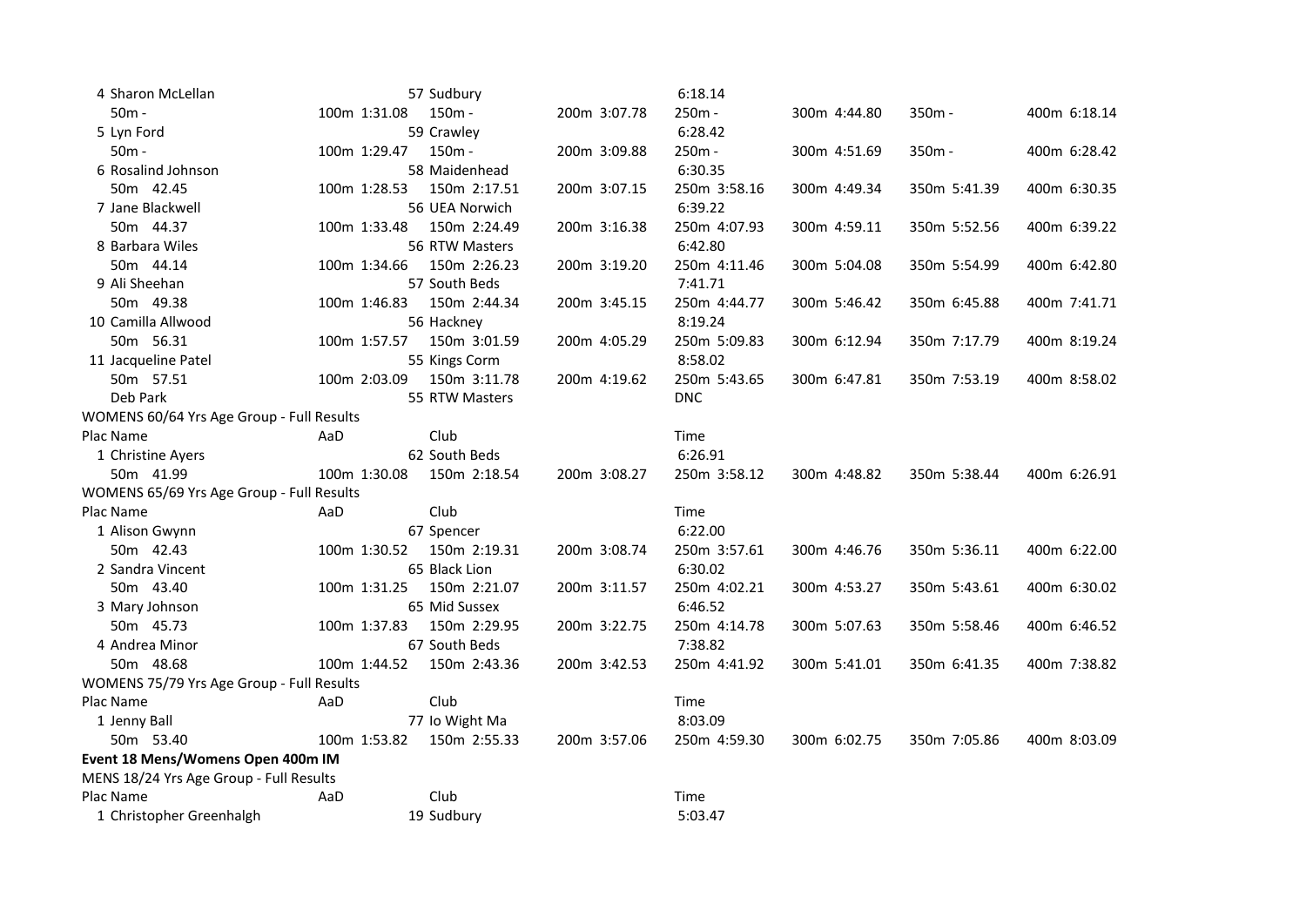| | | | | | | | |
|---|---|---|---|---|---|---|---|
| 4 Sharon McLellan | | 57 Sudbury | | 6:18.14 | | | |
| 50m - | 100m 1:31.08 | 150m - | 200m 3:07.78 | 250m - | 300m 4:44.80 | 350m - | 400m 6:18.14 |
| 5 Lyn Ford | | 59 Crawley | | 6:28.42 | | | |
| 50m - | 100m 1:29.47 | 150m - | 200m 3:09.88 | 250m - | 300m 4:51.69 | 350m - | 400m 6:28.42 |
| 6 Rosalind Johnson | | 58 Maidenhead | | 6:30.35 | | | |
| 50m 42.45 | 100m 1:28.53 | 150m 2:17.51 | 200m 3:07.15 | 250m 3:58.16 | 300m 4:49.34 | 350m 5:41.39 | 400m 6:30.35 |
| 7 Jane Blackwell | | 56 UEA Norwich | | 6:39.22 | | | |
| 50m 44.37 | 100m 1:33.48 | 150m 2:24.49 | 200m 3:16.38 | 250m 4:07.93 | 300m 4:59.11 | 350m 5:52.56 | 400m 6:39.22 |
| 8 Barbara Wiles | | 56 RTW Masters | | 6:42.80 | | | |
| 50m 44.14 | 100m 1:34.66 | 150m 2:26.23 | 200m 3:19.20 | 250m 4:11.46 | 300m 5:04.08 | 350m 5:54.99 | 400m 6:42.80 |
| 9 Ali Sheehan | | 57 South Beds | | 7:41.71 | | | |
| 50m 49.38 | 100m 1:46.83 | 150m 2:44.34 | 200m 3:45.15 | 250m 4:44.77 | 300m 5:46.42 | 350m 6:45.88 | 400m 7:41.71 |
| 10 Camilla Allwood | | 56 Hackney | | 8:19.24 | | | |
| 50m 56.31 | 100m 1:57.57 | 150m 3:01.59 | 200m 4:05.29 | 250m 5:09.83 | 300m 6:12.94 | 350m 7:17.79 | 400m 8:19.24 |
| 11 Jacqueline Patel | | 55 Kings Corm | | 8:58.02 | | | |
| 50m 57.51 | 100m 2:03.09 | 150m 3:11.78 | 200m 4:19.62 | 250m 5:43.65 | 300m 6:47.81 | 350m 7:53.19 | 400m 8:58.02 |
| Deb Park | | 55 RTW Masters | | DNC | | | |

WOMENS 60/64 Yrs Age Group - Full Results

| Plac Name | AaD | Club | | Time | | | |
|---|---|---|---|---|---|---|---|
| 1 Christine Ayers | | 62 South Beds | | 6:26.91 | | | |
| 50m 41.99 | 100m 1:30.08 | 150m 2:18.54 | 200m 3:08.27 | 250m 3:58.12 | 300m 4:48.82 | 350m 5:38.44 | 400m 6:26.91 |

WOMENS 65/69 Yrs Age Group - Full Results

| Plac Name | AaD | Club | | Time | | | |
|---|---|---|---|---|---|---|---|
| 1 Alison Gwynn | | 67 Spencer | | 6:22.00 | | | |
| 50m 42.43 | 100m 1:30.52 | 150m 2:19.31 | 200m 3:08.74 | 250m 3:57.61 | 300m 4:46.76 | 350m 5:36.11 | 400m 6:22.00 |
| 2 Sandra Vincent | | 65 Black Lion | | 6:30.02 | | | |
| 50m 43.40 | 100m 1:31.25 | 150m 2:21.07 | 200m 3:11.57 | 250m 4:02.21 | 300m 4:53.27 | 350m 5:43.61 | 400m 6:30.02 |
| 3 Mary Johnson | | 65 Mid Sussex | | 6:46.52 | | | |
| 50m 45.73 | 100m 1:37.83 | 150m 2:29.95 | 200m 3:22.75 | 250m 4:14.78 | 300m 5:07.63 | 350m 5:58.46 | 400m 6:46.52 |
| 4 Andrea Minor | | 67 South Beds | | 7:38.82 | | | |
| 50m 48.68 | 100m 1:44.52 | 150m 2:43.36 | 200m 3:42.53 | 250m 4:41.92 | 300m 5:41.01 | 350m 6:41.35 | 400m 7:38.82 |

WOMENS 75/79 Yrs Age Group - Full Results

| Plac Name | AaD | Club | | Time | | | |
|---|---|---|---|---|---|---|---|
| 1 Jenny Ball | | 77 Io Wight Ma | | 8:03.09 | | | |
| 50m 53.40 | 100m 1:53.82 | 150m 2:55.33 | 200m 3:57.06 | 250m 4:59.30 | 300m 6:02.75 | 350m 7:05.86 | 400m 8:03.09 |

**Event 18 Mens/Womens Open 400m IM**

MENS 18/24 Yrs Age Group - Full Results

| Plac Name | AaD | Club | | Time |
|---|---|---|---|---|
| 1 Christopher Greenhalgh | | 19 Sudbury | | 5:03.47 |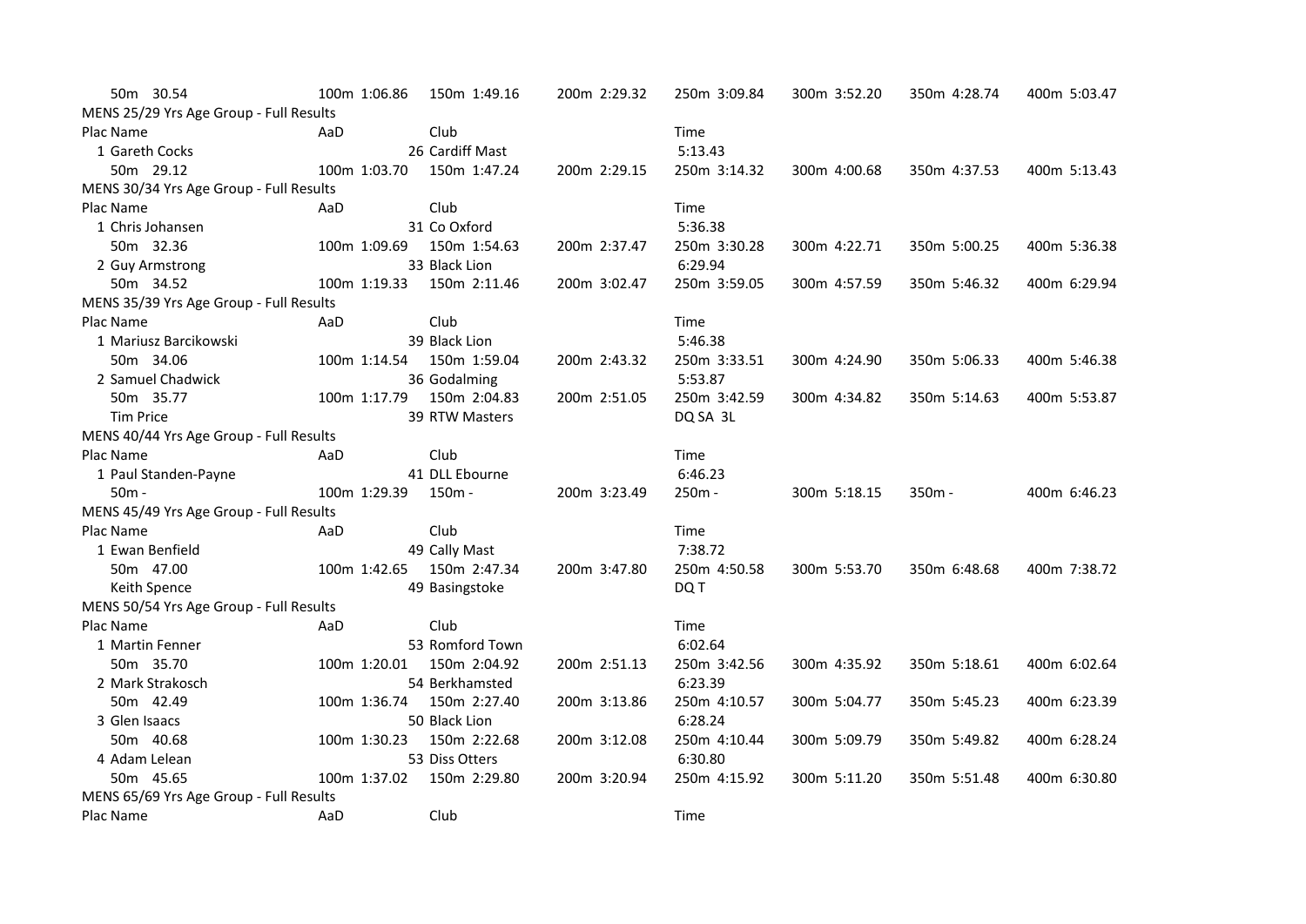| 50m 30.54 | 100m 1:06.86 | 150m 1:49.16 | 200m 2:29.32 | 250m 3:09.84 | 300m 3:52.20 | 350m 4:28.74 | 400m 5:03.47 |
|---|---|---|---|---|---|---|---|

MENS 25/29 Yrs Age Group - Full Results

| Plac Name | AaD | Club | | Time | | | |
|---|---|---|---|---|---|---|---|
| 1 Gareth Cocks | | 26 Cardiff Mast | | 5:13.43 | | | |
| 50m 29.12 | 100m 1:03.70 | 150m 1:47.24 | 200m 2:29.15 | 250m 3:14.32 | 300m 4:00.68 | 350m 4:37.53 | 400m 5:13.43 |

MENS 30/34 Yrs Age Group - Full Results

| Plac Name | AaD | Club | | Time | | | |
|---|---|---|---|---|---|---|---|
| 1 Chris Johansen | | 31 Co Oxford | | 5:36.38 | | | |
| 50m 32.36 | 100m 1:09.69 | 150m 1:54.63 | 200m 2:37.47 | 250m 3:30.28 | 300m 4:22.71 | 350m 5:00.25 | 400m 5:36.38 |
| 2 Guy Armstrong | | 33 Black Lion | | 6:29.94 | | | |
| 50m 34.52 | 100m 1:19.33 | 150m 2:11.46 | 200m 3:02.47 | 250m 3:59.05 | 300m 4:57.59 | 350m 5:46.32 | 400m 6:29.94 |

MENS 35/39 Yrs Age Group - Full Results

| Plac Name | AaD | Club | | Time | | | |
|---|---|---|---|---|---|---|---|
| 1 Mariusz Barcikowski | | 39 Black Lion | | 5:46.38 | | | |
| 50m 34.06 | 100m 1:14.54 | 150m 1:59.04 | 200m 2:43.32 | 250m 3:33.51 | 300m 4:24.90 | 350m 5:06.33 | 400m 5:46.38 |
| 2 Samuel Chadwick | | 36 Godalming | | 5:53.87 | | | |
| 50m 35.77 | 100m 1:17.79 | 150m 2:04.83 | 200m 2:51.05 | 250m 3:42.59 | 300m 4:34.82 | 350m 5:14.63 | 400m 5:53.87 |
| Tim Price | | 39 RTW Masters | | DQ SA 3L | | | |

MENS 40/44 Yrs Age Group - Full Results

| Plac Name | AaD | Club | | Time | | | |
|---|---|---|---|---|---|---|---|
| 1 Paul Standen-Payne | | 41 DLL Ebourne | | 6:46.23 | | | |
| 50m - | 100m 1:29.39 | 150m - | 200m 3:23.49 | 250m - | 300m 5:18.15 | 350m - | 400m 6:46.23 |

MENS 45/49 Yrs Age Group - Full Results

| Plac Name | AaD | Club | | Time | | | |
|---|---|---|---|---|---|---|---|
| 1 Ewan Benfield | | 49 Cally Mast | | 7:38.72 | | | |
| 50m 47.00 | 100m 1:42.65 | 150m 2:47.34 | 200m 3:47.80 | 250m 4:50.58 | 300m 5:53.70 | 350m 6:48.68 | 400m 7:38.72 |
| Keith Spence | | 49 Basingstoke | | DQ T | | | |

MENS 50/54 Yrs Age Group - Full Results

| Plac Name | AaD | Club | | Time | | | |
|---|---|---|---|---|---|---|---|
| 1 Martin Fenner | | 53 Romford Town | | 6:02.64 | | | |
| 50m 35.70 | 100m 1:20.01 | 150m 2:04.92 | 200m 2:51.13 | 250m 3:42.56 | 300m 4:35.92 | 350m 5:18.61 | 400m 6:02.64 |
| 2 Mark Strakosch | | 54 Berkhamsted | | 6:23.39 | | | |
| 50m 42.49 | 100m 1:36.74 | 150m 2:27.40 | 200m 3:13.86 | 250m 4:10.57 | 300m 5:04.77 | 350m 5:45.23 | 400m 6:23.39 |
| 3 Glen Isaacs | | 50 Black Lion | | 6:28.24 | | | |
| 50m 40.68 | 100m 1:30.23 | 150m 2:22.68 | 200m 3:12.08 | 250m 4:10.44 | 300m 5:09.79 | 350m 5:49.82 | 400m 6:28.24 |
| 4 Adam Lelean | | 53 Diss Otters | | 6:30.80 | | | |
| 50m 45.65 | 100m 1:37.02 | 150m 2:29.80 | 200m 3:20.94 | 250m 4:15.92 | 300m 5:11.20 | 350m 5:51.48 | 400m 6:30.80 |

MENS 65/69 Yrs Age Group - Full Results

| Plac Name | AaD | Club | | Time | | | |
|---|---|---|---|---|---|---|---|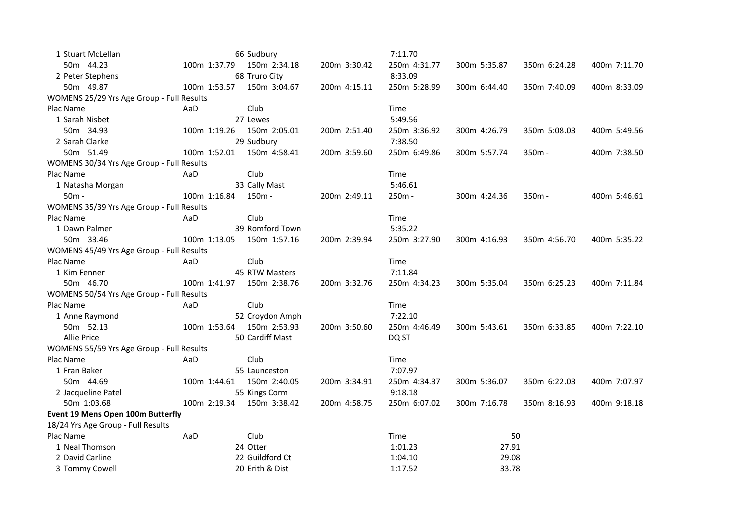| | | | | | | | |
|---|---|---|---|---|---|---|---|
| 1 Stuart McLellan | | 66 Sudbury | | 7:11.70 | | | |
| 50m 44.23 | 100m 1:37.79 | 150m 2:34.18 | 200m 3:30.42 | 250m 4:31.77 | 300m 5:35.87 | 350m 6:24.28 | 400m 7:11.70 |
| 2 Peter Stephens | | 68 Truro City | | 8:33.09 | | | |
| 50m 49.87 | 100m 1:53.57 | 150m 3:04.67 | 200m 4:15.11 | 250m 5:28.99 | 300m 6:44.40 | 350m 7:40.09 | 400m 8:33.09 |

WOMENS 25/29 Yrs Age Group - Full Results

| Plac Name | AaD | Club | | Time | | | |
|---|---|---|---|---|---|---|---|
| 1 Sarah Nisbet | | 27 Lewes | | 5:49.56 | | | |
| 50m 34.93 | 100m 1:19.26 | 150m 2:05.01 | 200m 2:51.40 | 250m 3:36.92 | 300m 4:26.79 | 350m 5:08.03 | 400m 5:49.56 |
| 2 Sarah Clarke | | 29 Sudbury | | 7:38.50 | | | |
| 50m 51.49 | 100m 1:52.01 | 150m 4:58.41 | 200m 3:59.60 | 250m 6:49.86 | 300m 5:57.74 | 350m - | 400m 7:38.50 |

WOMENS 30/34 Yrs Age Group - Full Results

| Plac Name | AaD | Club | | Time | | | |
|---|---|---|---|---|---|---|---|
| 1 Natasha Morgan | | 33 Cally Mast | | 5:46.61 | | | |
| 50m - | 100m 1:16.84 | 150m - | 200m 2:49.11 | 250m - | 300m 4:24.36 | 350m - | 400m 5:46.61 |

WOMENS 35/39 Yrs Age Group - Full Results

| Plac Name | AaD | Club | | Time | | | |
|---|---|---|---|---|---|---|---|
| 1 Dawn Palmer | | 39 Romford Town | | 5:35.22 | | | |
| 50m 33.46 | 100m 1:13.05 | 150m 1:57.16 | 200m 2:39.94 | 250m 3:27.90 | 300m 4:16.93 | 350m 4:56.70 | 400m 5:35.22 |

WOMENS 45/49 Yrs Age Group - Full Results

| Plac Name | AaD | Club | | Time | | | |
|---|---|---|---|---|---|---|---|
| 1 Kim Fenner | | 45 RTW Masters | | 7:11.84 | | | |
| 50m 46.70 | 100m 1:41.97 | 150m 2:38.76 | 200m 3:32.76 | 250m 4:34.23 | 300m 5:35.04 | 350m 6:25.23 | 400m 7:11.84 |

WOMENS 50/54 Yrs Age Group - Full Results

| Plac Name | AaD | Club | | Time | | | |
|---|---|---|---|---|---|---|---|
| 1 Anne Raymond | | 52 Croydon Amph | | 7:22.10 | | | |
| 50m 52.13 | 100m 1:53.64 | 150m 2:53.93 | 200m 3:50.60 | 250m 4:46.49 | 300m 5:43.61 | 350m 6:33.85 | 400m 7:22.10 |
| Allie Price | | 50 Cardiff Mast | | DQ ST | | | |

WOMENS 55/59 Yrs Age Group - Full Results

| Plac Name | AaD | Club | | Time | | | |
|---|---|---|---|---|---|---|---|
| 1 Fran Baker | | 55 Launceston | | 7:07.97 | | | |
| 50m 44.69 | 100m 1:44.61 | 150m 2:40.05 | 200m 3:34.91 | 250m 4:34.37 | 300m 5:36.07 | 350m 6:22.03 | 400m 7:07.97 |
| 2 Jacqueline Patel | | 55 Kings Corm | | 9:18.18 | | | |
| 50m 1:03.68 | 100m 2:19.34 | 150m 3:38.42 | 200m 4:58.75 | 250m 6:07.02 | 300m 7:16.78 | 350m 8:16.93 | 400m 9:18.18 |

**Event 19 Mens Open 100m Butterfly**

18/24 Yrs Age Group - Full Results

| Plac Name | AaD | Club | Time | 50 |
|---|---|---|---|---|
| 1 Neal Thomson | | 24 Otter | 1:01.23 | 27.91 |
| 2 David Carline | | 22 Guildford Ct | 1:04.10 | 29.08 |
| 3 Tommy Cowell | | 20 Erith & Dist | 1:17.52 | 33.78 |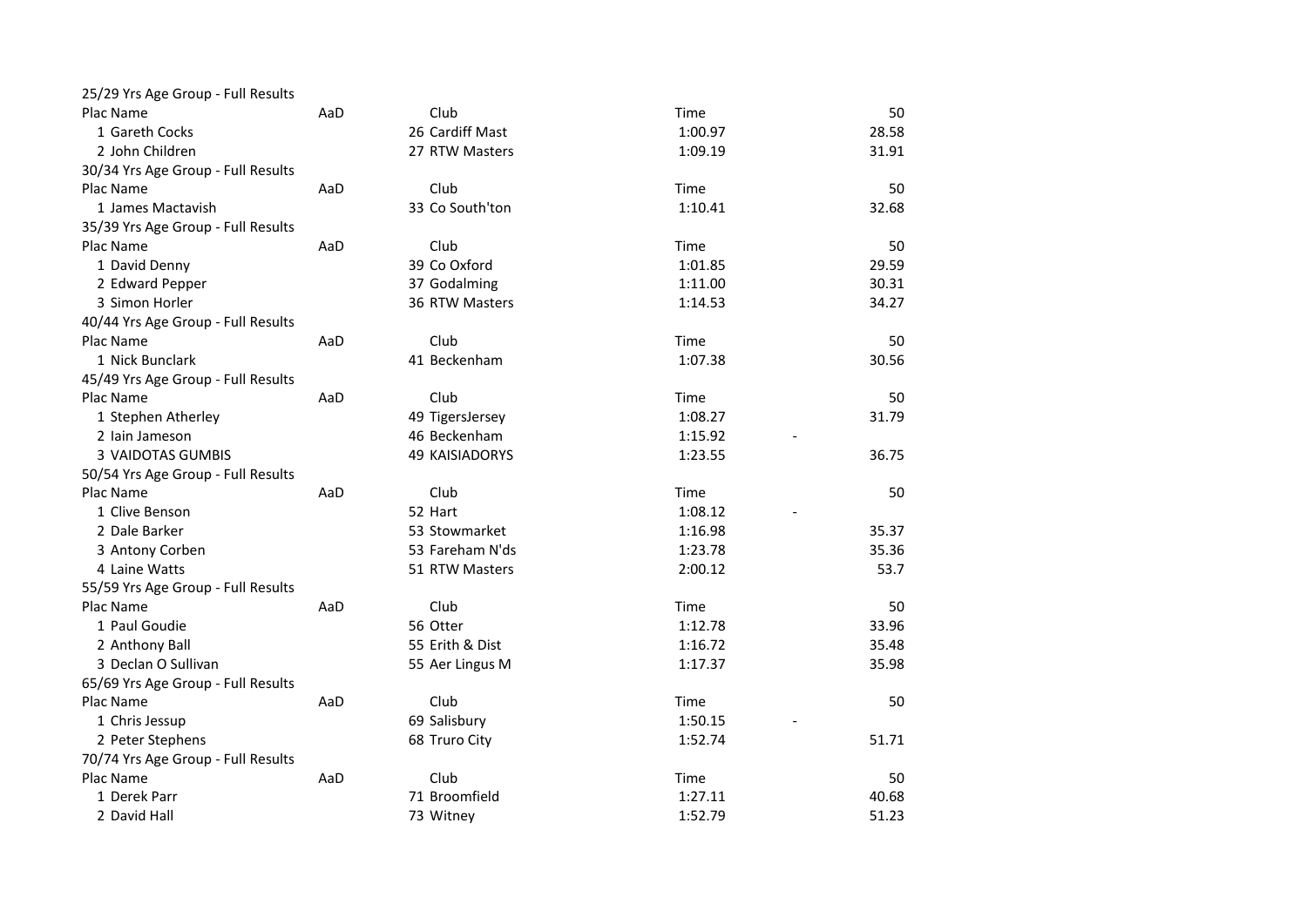25/29 Yrs Age Group - Full Results

| Plac | Name | AaD | Club | Time | | 50 |
|---|---|---|---|---|---|---|
| 1 | Gareth Cocks | 26 | Cardiff Mast | 1:00.97 | | 28.58 |
| 2 | John Children | 27 | RTW Masters | 1:09.19 | | 31.91 |

30/34 Yrs Age Group - Full Results

| Plac | Name | AaD | Club | Time | | 50 |
|---|---|---|---|---|---|---|
| 1 | James Mactavish | 33 | Co South'ton | 1:10.41 | | 32.68 |

35/39 Yrs Age Group - Full Results

| Plac | Name | AaD | Club | Time | | 50 |
|---|---|---|---|---|---|---|
| 1 | David Denny | 39 | Co Oxford | 1:01.85 | | 29.59 |
| 2 | Edward Pepper | 37 | Godalming | 1:11.00 | | 30.31 |
| 3 | Simon Horler | 36 | RTW Masters | 1:14.53 | | 34.27 |

40/44 Yrs Age Group - Full Results

| Plac | Name | AaD | Club | Time | | 50 |
|---|---|---|---|---|---|---|
| 1 | Nick Bunclark | 41 | Beckenham | 1:07.38 | | 30.56 |

45/49 Yrs Age Group - Full Results

| Plac | Name | AaD | Club | Time | | 50 |
|---|---|---|---|---|---|---|
| 1 | Stephen Atherley | 49 | TigersJersey | 1:08.27 | | 31.79 |
| 2 | Iain Jameson | 46 | Beckenham | 1:15.92 | - | |
| 3 | VAIDOTAS GUMBIS | 49 | KAISIADORYS | 1:23.55 | | 36.75 |

50/54 Yrs Age Group - Full Results

| Plac | Name | AaD | Club | Time | | 50 |
|---|---|---|---|---|---|---|
| 1 | Clive Benson | 52 | Hart | 1:08.12 | - | |
| 2 | Dale Barker | 53 | Stowmarket | 1:16.98 | | 35.37 |
| 3 | Antony Corben | 53 | Fareham N'ds | 1:23.78 | | 35.36 |
| 4 | Laine Watts | 51 | RTW Masters | 2:00.12 | | 53.7 |

55/59 Yrs Age Group - Full Results

| Plac | Name | AaD | Club | Time | | 50 |
|---|---|---|---|---|---|---|
| 1 | Paul Goudie | 56 | Otter | 1:12.78 | | 33.96 |
| 2 | Anthony Ball | 55 | Erith & Dist | 1:16.72 | | 35.48 |
| 3 | Declan O Sullivan | 55 | Aer Lingus M | 1:17.37 | | 35.98 |

65/69 Yrs Age Group - Full Results

| Plac | Name | AaD | Club | Time | | 50 |
|---|---|---|---|---|---|---|
| 1 | Chris Jessup | 69 | Salisbury | 1:50.15 | - | |
| 2 | Peter Stephens | 68 | Truro City | 1:52.74 | | 51.71 |

70/74 Yrs Age Group - Full Results

| Plac | Name | AaD | Club | Time | | 50 |
|---|---|---|---|---|---|---|
| 1 | Derek Parr | 71 | Broomfield | 1:27.11 | | 40.68 |
| 2 | David Hall | 73 | Witney | 1:52.79 | | 51.23 |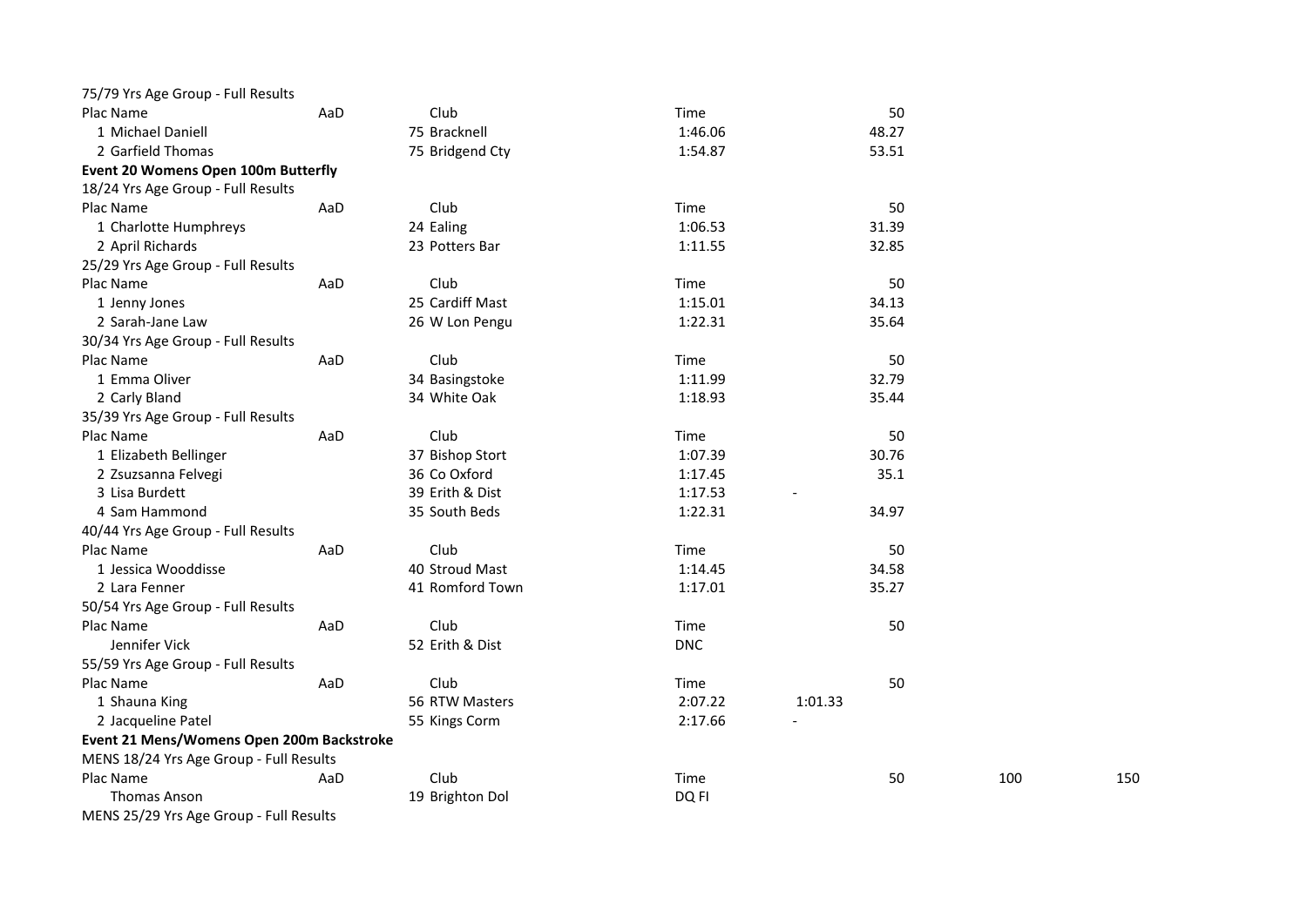75/79 Yrs Age Group - Full Results

| Plac | Name | AaD | Club | Time | 50 |
|---|---|---|---|---|---|
| 1 | Michael Daniell | 75 | Bracknell | 1:46.06 | 48.27 |
| 2 | Garfield Thomas | 75 | Bridgend Cty | 1:54.87 | 53.51 |

**Event 20 Womens Open 100m Butterfly**

18/24 Yrs Age Group - Full Results

| Plac | Name | AaD | Club | Time | 50 |
|---|---|---|---|---|---|
| 1 | Charlotte Humphreys | 24 | Ealing | 1:06.53 | 31.39 |
| 2 | April Richards | 23 | Potters Bar | 1:11.55 | 32.85 |

25/29 Yrs Age Group - Full Results

| Plac | Name | AaD | Club | Time | 50 |
|---|---|---|---|---|---|
| 1 | Jenny Jones | 25 | Cardiff Mast | 1:15.01 | 34.13 |
| 2 | Sarah-Jane Law | 26 | W Lon Pengu | 1:22.31 | 35.64 |

30/34 Yrs Age Group - Full Results

| Plac | Name | AaD | Club | Time | 50 |
|---|---|---|---|---|---|
| 1 | Emma Oliver | 34 | Basingstoke | 1:11.99 | 32.79 |
| 2 | Carly Bland | 34 | White Oak | 1:18.93 | 35.44 |

35/39 Yrs Age Group - Full Results

| Plac | Name | AaD | Club | Time | 50 |
|---|---|---|---|---|---|
| 1 | Elizabeth Bellinger | 37 | Bishop Stort | 1:07.39 | 30.76 |
| 2 | Zsuzsanna Felvegi | 36 | Co Oxford | 1:17.45 | 35.1 |
| 3 | Lisa Burdett | 39 | Erith & Dist | 1:17.53 | - |
| 4 | Sam Hammond | 35 | South Beds | 1:22.31 | 34.97 |

40/44 Yrs Age Group - Full Results

| Plac | Name | AaD | Club | Time | 50 |
|---|---|---|---|---|---|
| 1 | Jessica Wooddisse | 40 | Stroud Mast | 1:14.45 | 34.58 |
| 2 | Lara Fenner | 41 | Romford Town | 1:17.01 | 35.27 |

50/54 Yrs Age Group - Full Results

| Plac | Name | AaD | Club | Time | 50 |
|---|---|---|---|---|---|
| | Jennifer Vick | 52 | Erith & Dist | DNC | |

55/59 Yrs Age Group - Full Results

| Plac | Name | AaD | Club | Time | | 50 |
|---|---|---|---|---|---|---|
| 1 | Shauna King | 56 | RTW Masters | 2:07.22 | 1:01.33 | |
| 2 | Jacqueline Patel | 55 | Kings Corm | 2:17.66 | - | |

**Event 21 Mens/Womens Open 200m Backstroke**

MENS 18/24 Yrs Age Group - Full Results

| Plac | Name | AaD | Club | Time | 50 | 100 | 150 |
|---|---|---|---|---|---|---|---|
| | Thomas Anson | 19 | Brighton Dol | DQ FI | | | |

MENS 25/29 Yrs Age Group - Full Results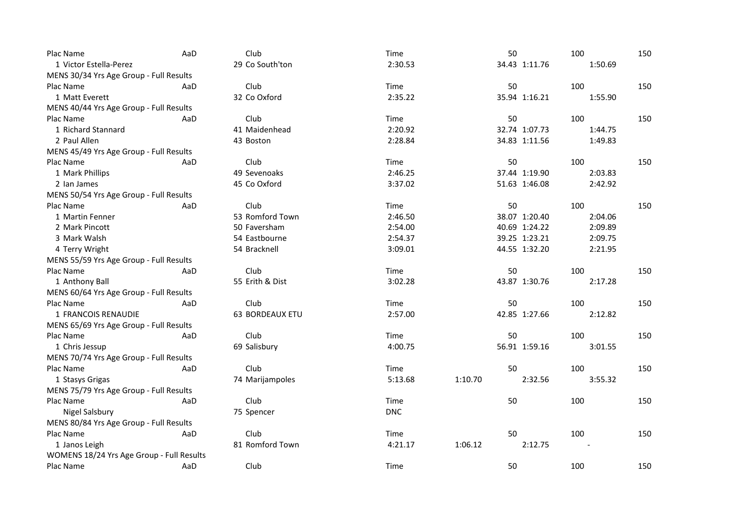| Plac | Name | AaD | Club | Time | 50 | 100 | 150 |
|---|---|---|---|---|---|---|---|
| 1 | Victor Estella-Perez | 29 | Co South'ton | 2:30.53 | 34.43 | 1:11.76 | 1:50.69 |

MENS 30/34 Yrs Age Group - Full Results

| Plac | Name | AaD | Club | Time | 50 | 100 | 150 |
|---|---|---|---|---|---|---|---|
| 1 | Matt Everett | 32 | Co Oxford | 2:35.22 | 35.94 | 1:16.21 | 1:55.90 |

MENS 40/44 Yrs Age Group - Full Results

| Plac | Name | AaD | Club | Time | 50 | 100 | 150 |
|---|---|---|---|---|---|---|---|
| 1 | Richard Stannard | 41 | Maidenhead | 2:20.92 | 32.74 | 1:07.73 | 1:44.75 |
| 2 | Paul Allen | 43 | Boston | 2:28.84 | 34.83 | 1:11.56 | 1:49.83 |

MENS 45/49 Yrs Age Group - Full Results

| Plac | Name | AaD | Club | Time | 50 | 100 | 150 |
|---|---|---|---|---|---|---|---|
| 1 | Mark Phillips | 49 | Sevenoaks | 2:46.25 | 37.44 | 1:19.90 | 2:03.83 |
| 2 | Ian James | 45 | Co Oxford | 3:37.02 | 51.63 | 1:46.08 | 2:42.92 |

MENS 50/54 Yrs Age Group - Full Results

| Plac | Name | AaD | Club | Time | 50 | 100 | 150 |
|---|---|---|---|---|---|---|---|
| 1 | Martin Fenner | 53 | Romford Town | 2:46.50 | 38.07 | 1:20.40 | 2:04.06 |
| 2 | Mark Pincott | 50 | Faversham | 2:54.00 | 40.69 | 1:24.22 | 2:09.89 |
| 3 | Mark Walsh | 54 | Eastbourne | 2:54.37 | 39.25 | 1:23.21 | 2:09.75 |
| 4 | Terry Wright | 54 | Bracknell | 3:09.01 | 44.55 | 1:32.20 | 2:21.95 |

MENS 55/59 Yrs Age Group - Full Results

| Plac | Name | AaD | Club | Time | 50 | 100 | 150 |
|---|---|---|---|---|---|---|---|
| 1 | Anthony Ball | 55 | Erith & Dist | 3:02.28 | 43.87 | 1:30.76 | 2:17.28 |

MENS 60/64 Yrs Age Group - Full Results

| Plac | Name | AaD | Club | Time | 50 | 100 | 150 |
|---|---|---|---|---|---|---|---|
| 1 | FRANCOIS RENAUDIE | 63 | BORDEAUX ETU | 2:57.00 | 42.85 | 1:27.66 | 2:12.82 |

MENS 65/69 Yrs Age Group - Full Results

| Plac | Name | AaD | Club | Time | 50 | 100 | 150 |
|---|---|---|---|---|---|---|---|
| 1 | Chris Jessup | 69 | Salisbury | 4:00.75 | 56.91 | 1:59.16 | 3:01.55 |

MENS 70/74 Yrs Age Group - Full Results

| Plac | Name | AaD | Club | Time | 50 | 100 | 150 |
|---|---|---|---|---|---|---|---|
| 1 | Stasys Grigas | 74 | Marijampoles | 5:13.68 | 1:10.70 | 2:32.56 | 3:55.32 |

MENS 75/79 Yrs Age Group - Full Results

| Plac | Name | AaD | Club | Time | 50 | 100 | 150 |
|---|---|---|---|---|---|---|---|
| | Nigel Salsbury | 75 | Spencer | DNC | | | |

MENS 80/84 Yrs Age Group - Full Results

| Plac | Name | AaD | Club | Time | 50 | 100 | 150 |
|---|---|---|---|---|---|---|---|
| 1 | Janos Leigh | 81 | Romford Town | 4:21.17 | 1:06.12 | 2:12.75 | - |

WOMENS 18/24 Yrs Age Group - Full Results

| Plac | Name | AaD | Club | Time | 50 | 100 | 150 |
|---|---|---|---|---|---|---|---|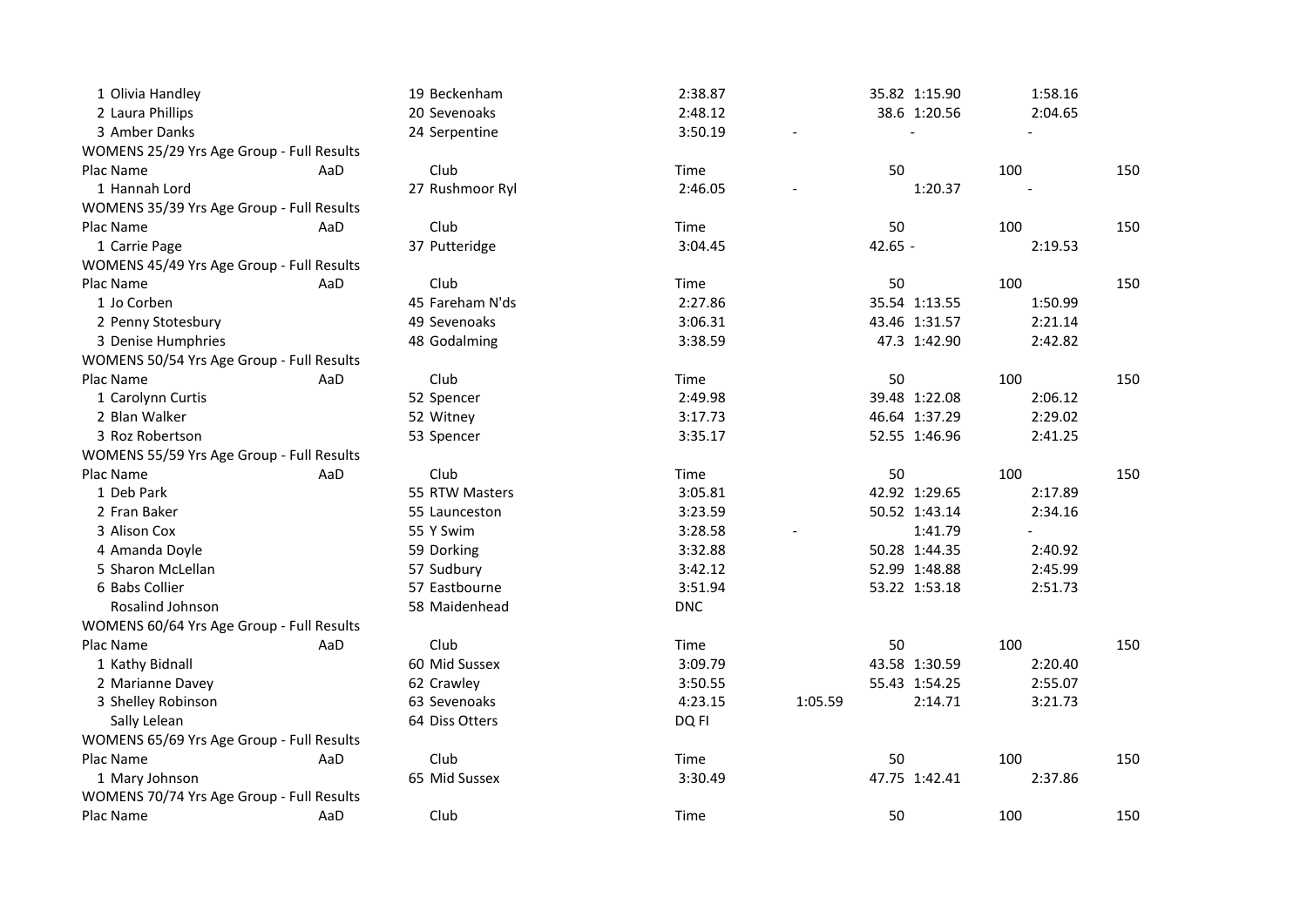| Plac | Name | AaD | Club | Time | | 50 | 100 | 150 |
|---|---|---|---|---|---|---|---|---|
| 1 | Olivia Handley | 19 | Beckenham | 2:38.87 | | 35.82 | 1:15.90 | 1:58.16 |
| 2 | Laura Phillips | 20 | Sevenoaks | 2:48.12 | | 38.6 | 1:20.56 | 2:04.65 |
| 3 | Amber Danks | 24 | Serpentine | 3:50.19 | - | | - | - |

WOMENS 25/29 Yrs Age Group - Full Results

| Plac | Name | AaD | Club | Time | | 50 | 100 | 150 |
|---|---|---|---|---|---|---|---|---|
| 1 | Hannah Lord | 27 | Rushmoor Ryl | 2:46.05 | - | | 1:20.37 | - |

WOMENS 35/39 Yrs Age Group - Full Results

| Plac | Name | AaD | Club | Time | | 50 | 100 | 150 |
|---|---|---|---|---|---|---|---|---|
| 1 | Carrie Page | 37 | Putteridge | 3:04.45 | | 42.65 - | | 2:19.53 |

WOMENS 45/49 Yrs Age Group - Full Results

| Plac | Name | AaD | Club | Time | | 50 | 100 | 150 |
|---|---|---|---|---|---|---|---|---|
| 1 | Jo Corben | 45 | Fareham N'ds | 2:27.86 | | 35.54 | 1:13.55 | 1:50.99 |
| 2 | Penny Stotesbury | 49 | Sevenoaks | 3:06.31 | | 43.46 | 1:31.57 | 2:21.14 |
| 3 | Denise Humphries | 48 | Godalming | 3:38.59 | | 47.3 | 1:42.90 | 2:42.82 |

WOMENS 50/54 Yrs Age Group - Full Results

| Plac | Name | AaD | Club | Time | | 50 | 100 | 150 |
|---|---|---|---|---|---|---|---|---|
| 1 | Carolynn Curtis | 52 | Spencer | 2:49.98 | | 39.48 | 1:22.08 | 2:06.12 |
| 2 | Blan Walker | 52 | Witney | 3:17.73 | | 46.64 | 1:37.29 | 2:29.02 |
| 3 | Roz Robertson | 53 | Spencer | 3:35.17 | | 52.55 | 1:46.96 | 2:41.25 |

WOMENS 55/59 Yrs Age Group - Full Results

| Plac | Name | AaD | Club | Time | | 50 | 100 | 150 |
|---|---|---|---|---|---|---|---|---|
| 1 | Deb Park | 55 | RTW Masters | 3:05.81 | | 42.92 | 1:29.65 | 2:17.89 |
| 2 | Fran Baker | 55 | Launceston | 3:23.59 | | 50.52 | 1:43.14 | 2:34.16 |
| 3 | Alison Cox | 55 | Y Swim | 3:28.58 | - | | 1:41.79 | - |
| 4 | Amanda Doyle | 59 | Dorking | 3:32.88 | | 50.28 | 1:44.35 | 2:40.92 |
| 5 | Sharon McLellan | 57 | Sudbury | 3:42.12 | | 52.99 | 1:48.88 | 2:45.99 |
| 6 | Babs Collier | 57 | Eastbourne | 3:51.94 | | 53.22 | 1:53.18 | 2:51.73 |
| | Rosalind Johnson | 58 | Maidenhead | DNC | | | | |

WOMENS 60/64 Yrs Age Group - Full Results

| Plac | Name | AaD | Club | Time | | 50 | 100 | 150 |
|---|---|---|---|---|---|---|---|---|
| 1 | Kathy Bidnall | 60 | Mid Sussex | 3:09.79 | | 43.58 | 1:30.59 | 2:20.40 |
| 2 | Marianne Davey | 62 | Crawley | 3:50.55 | | 55.43 | 1:54.25 | 2:55.07 |
| 3 | Shelley Robinson | 63 | Sevenoaks | 4:23.15 | 1:05.59 | | 2:14.71 | 3:21.73 |
| | Sally Lelean | 64 | Diss Otters | DQ FI | | | | |

WOMENS 65/69 Yrs Age Group - Full Results

| Plac | Name | AaD | Club | Time | | 50 | 100 | 150 |
|---|---|---|---|---|---|---|---|---|
| 1 | Mary Johnson | 65 | Mid Sussex | 3:30.49 | | 47.75 | 1:42.41 | 2:37.86 |

WOMENS 70/74 Yrs Age Group - Full Results

| Plac | Name | AaD | Club | Time | | 50 | 100 | 150 |
|---|---|---|---|---|---|---|---|---|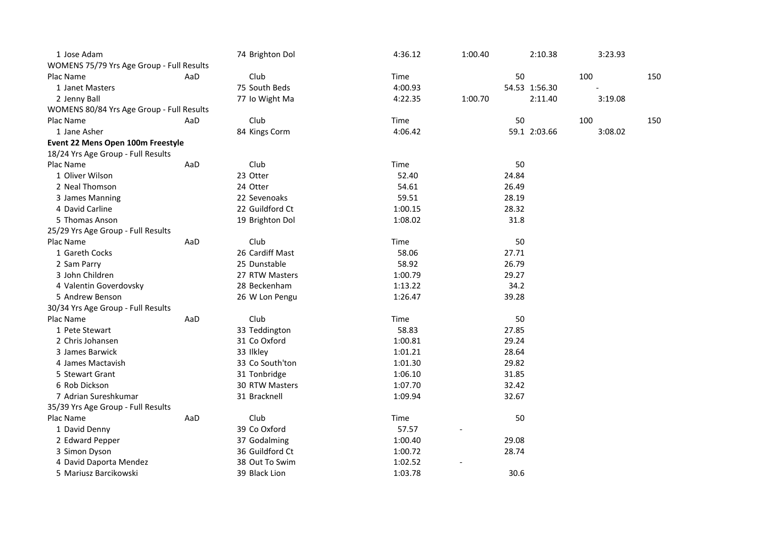| Plac Name | AaD | Club | Time | | 50 | | 100 | 150 |
|---|---|---|---|---|---|---|---|---|
| 1 Jose Adam | | 74 Brighton Dol | 4:36.12 | 1:00.40 | | 2:10.38 | 3:23.93 | |

WOMENS 75/79 Yrs Age Group - Full Results

| Plac Name | AaD | Club | Time | | 50 | | 100 | 150 |
|---|---|---|---|---|---|---|---|---|
| 1 Janet Masters | | 75 South Beds | 4:00.93 | | 54.53 | 1:56.30 | - | |
| 2 Jenny Ball | | 77 Io Wight Ma | 4:22.35 | 1:00.70 | | 2:11.40 | 3:19.08 | |

WOMENS 80/84 Yrs Age Group - Full Results

| Plac Name | AaD | Club | Time | | 50 | | 100 | 150 |
|---|---|---|---|---|---|---|---|---|
| 1 Jane Asher | | 84 Kings Corm | 4:06.42 | | 59.1 | 2:03.66 | 3:08.02 | |

**Event 22 Mens Open 100m Freestyle**

18/24 Yrs Age Group - Full Results

| Plac Name | AaD | Club | Time | | 50 |
|---|---|---|---|---|---|
| 1 Oliver Wilson | | 23 Otter | 52.40 | | 24.84 |
| 2 Neal Thomson | | 24 Otter | 54.61 | | 26.49 |
| 3 James Manning | | 22 Sevenoaks | 59.51 | | 28.19 |
| 4 David Carline | | 22 Guildford Ct | 1:00.15 | | 28.32 |
| 5 Thomas Anson | | 19 Brighton Dol | 1:08.02 | | 31.8 |

25/29 Yrs Age Group - Full Results

| Plac Name | AaD | Club | Time | | 50 |
|---|---|---|---|---|---|
| 1 Gareth Cocks | | 26 Cardiff Mast | 58.06 | | 27.71 |
| 2 Sam Parry | | 25 Dunstable | 58.92 | | 26.79 |
| 3 John Children | | 27 RTW Masters | 1:00.79 | | 29.27 |
| 4 Valentin Goverdovsky | | 28 Beckenham | 1:13.22 | | 34.2 |
| 5 Andrew Benson | | 26 W Lon Pengu | 1:26.47 | | 39.28 |

30/34 Yrs Age Group - Full Results

| Plac Name | AaD | Club | Time | | 50 |
|---|---|---|---|---|---|
| 1 Pete Stewart | | 33 Teddington | 58.83 | | 27.85 |
| 2 Chris Johansen | | 31 Co Oxford | 1:00.81 | | 29.24 |
| 3 James Barwick | | 33 Ilkley | 1:01.21 | | 28.64 |
| 4 James Mactavish | | 33 Co South'ton | 1:01.30 | | 29.82 |
| 5 Stewart Grant | | 31 Tonbridge | 1:06.10 | | 31.85 |
| 6 Rob Dickson | | 30 RTW Masters | 1:07.70 | | 32.42 |
| 7 Adrian Sureshkumar | | 31 Bracknell | 1:09.94 | | 32.67 |

35/39 Yrs Age Group - Full Results

| Plac Name | AaD | Club | Time | | 50 |
|---|---|---|---|---|---|
| 1 David Denny | | 39 Co Oxford | 57.57 | - | |
| 2 Edward Pepper | | 37 Godalming | 1:00.40 | | 29.08 |
| 3 Simon Dyson | | 36 Guildford Ct | 1:00.72 | | 28.74 |
| 4 David Daporta Mendez | | 38 Out To Swim | 1:02.52 | - | |
| 5 Mariusz Barcikowski | | 39 Black Lion | 1:03.78 | | 30.6 |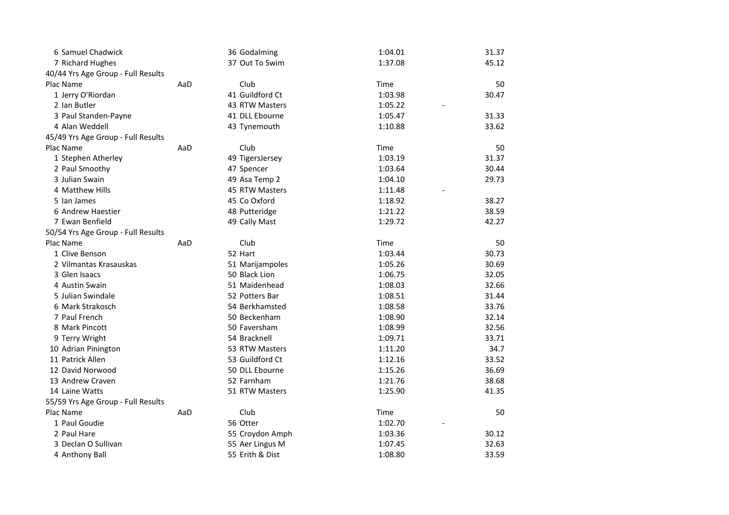| Plac | Name | AaD | Club | Time | 50 |
|---|---|---|---|---|---|
| 6 | Samuel Chadwick | | 36 Godalming | 1:04.01 | 31.37 |
| 7 | Richard Hughes | | 37 Out To Swim | 1:37.08 | 45.12 |

40/44 Yrs Age Group - Full Results

| Plac | Name | AaD | Club | Time | 50 |
|---|---|---|---|---|---|
| 1 | Jerry O'Riordan | | 41 Guildford Ct | 1:03.98 | 30.47 |
| 2 | Ian Butler | | 43 RTW Masters | 1:05.22 | - |
| 3 | Paul Standen-Payne | | 41 DLL Ebourne | 1:05.47 | 31.33 |
| 4 | Alan Weddell | | 43 Tynemouth | 1:10.88 | 33.62 |

45/49 Yrs Age Group - Full Results

| Plac | Name | AaD | Club | Time | 50 |
|---|---|---|---|---|---|
| 1 | Stephen Atherley | | 49 TigersJersey | 1:03.19 | 31.37 |
| 2 | Paul Smoothy | | 47 Spencer | 1:03.64 | 30.44 |
| 3 | Julian Swain | | 49 Asa Temp 2 | 1:04.10 | 29.73 |
| 4 | Matthew Hills | | 45 RTW Masters | 1:11.48 | - |
| 5 | Ian James | | 45 Co Oxford | 1:18.92 | 38.27 |
| 6 | Andrew Haestier | | 48 Putteridge | 1:21.22 | 38.59 |
| 7 | Ewan Benfield | | 49 Cally Mast | 1:29.72 | 42.27 |

50/54 Yrs Age Group - Full Results

| Plac | Name | AaD | Club | Time | 50 |
|---|---|---|---|---|---|
| 1 | Clive Benson | | 52 Hart | 1:03.44 | 30.73 |
| 2 | Vilmantas Krasauskas | | 51 Marijampoles | 1:05.26 | 30.69 |
| 3 | Glen Isaacs | | 50 Black Lion | 1:06.75 | 32.05 |
| 4 | Austin Swain | | 51 Maidenhead | 1:08.03 | 32.66 |
| 5 | Julian Swindale | | 52 Potters Bar | 1:08.51 | 31.44 |
| 6 | Mark Strakosch | | 54 Berkhamsted | 1:08.58 | 33.76 |
| 7 | Paul French | | 50 Beckenham | 1:08.90 | 32.14 |
| 8 | Mark Pincott | | 50 Faversham | 1:08.99 | 32.56 |
| 9 | Terry Wright | | 54 Bracknell | 1:09.71 | 33.71 |
| 10 | Adrian Pinington | | 53 RTW Masters | 1:11.20 | 34.7 |
| 11 | Patrick Allen | | 53 Guildford Ct | 1:12.16 | 33.52 |
| 12 | David Norwood | | 50 DLL Ebourne | 1:15.26 | 36.69 |
| 13 | Andrew Craven | | 52 Farnham | 1:21.76 | 38.68 |
| 14 | Laine Watts | | 51 RTW Masters | 1:25.90 | 41.35 |

55/59 Yrs Age Group - Full Results

| Plac | Name | AaD | Club | Time | 50 |
|---|---|---|---|---|---|
| 1 | Paul Goudie | | 56 Otter | 1:02.70 | - |
| 2 | Paul Hare | | 55 Croydon Amph | 1:03.36 | 30.12 |
| 3 | Declan O Sullivan | | 55 Aer Lingus M | 1:07.45 | 32.63 |
| 4 | Anthony Ball | | 55 Erith & Dist | 1:08.80 | 33.59 |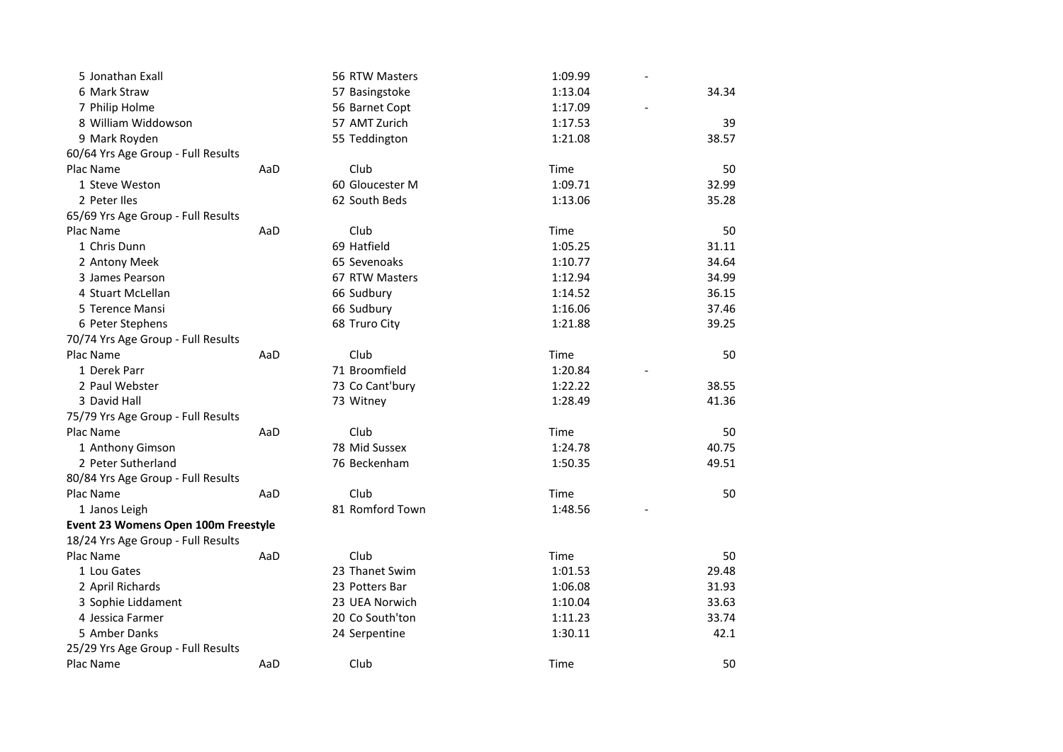| Plac Name | AaD | Club | Time | | 50 |
|---|---|---|---|---|---|
| 5 Jonathan Exall | | 56 RTW Masters | 1:09.99 | - | |
| 6 Mark Straw | | 57 Basingstoke | 1:13.04 | | 34.34 |
| 7 Philip Holme | | 56 Barnet Copt | 1:17.09 | - | |
| 8 William Widdowson | | 57 AMT Zurich | 1:17.53 | | 39 |
| 9 Mark Royden | | 55 Teddington | 1:21.08 | | 38.57 |

60/64 Yrs Age Group - Full Results

| Plac Name | AaD | Club | Time | | 50 |
|---|---|---|---|---|---|
| 1 Steve Weston | | 60 Gloucester M | 1:09.71 | | 32.99 |
| 2 Peter Iles | | 62 South Beds | 1:13.06 | | 35.28 |

65/69 Yrs Age Group - Full Results

| Plac Name | AaD | Club | Time | | 50 |
|---|---|---|---|---|---|
| 1 Chris Dunn | | 69 Hatfield | 1:05.25 | | 31.11 |
| 2 Antony Meek | | 65 Sevenoaks | 1:10.77 | | 34.64 |
| 3 James Pearson | | 67 RTW Masters | 1:12.94 | | 34.99 |
| 4 Stuart McLellan | | 66 Sudbury | 1:14.52 | | 36.15 |
| 5 Terence Mansi | | 66 Sudbury | 1:16.06 | | 37.46 |
| 6 Peter Stephens | | 68 Truro City | 1:21.88 | | 39.25 |

70/74 Yrs Age Group - Full Results

| Plac Name | AaD | Club | Time | | 50 |
|---|---|---|---|---|---|
| 1 Derek Parr | | 71 Broomfield | 1:20.84 | - | |
| 2 Paul Webster | | 73 Co Cant'bury | 1:22.22 | | 38.55 |
| 3 David Hall | | 73 Witney | 1:28.49 | | 41.36 |

75/79 Yrs Age Group - Full Results

| Plac Name | AaD | Club | Time | | 50 |
|---|---|---|---|---|---|
| 1 Anthony Gimson | | 78 Mid Sussex | 1:24.78 | | 40.75 |
| 2 Peter Sutherland | | 76 Beckenham | 1:50.35 | | 49.51 |

80/84 Yrs Age Group - Full Results

| Plac Name | AaD | Club | Time | | 50 |
|---|---|---|---|---|---|
| 1 Janos Leigh | | 81 Romford Town | 1:48.56 | - | |

**Event 23 Womens Open 100m Freestyle**

18/24 Yrs Age Group - Full Results

| Plac Name | AaD | Club | Time | | 50 |
|---|---|---|---|---|---|
| 1 Lou Gates | | 23 Thanet Swim | 1:01.53 | | 29.48 |
| 2 April Richards | | 23 Potters Bar | 1:06.08 | | 31.93 |
| 3 Sophie Liddament | | 23 UEA Norwich | 1:10.04 | | 33.63 |
| 4 Jessica Farmer | | 20 Co South'ton | 1:11.23 | | 33.74 |
| 5 Amber Danks | | 24 Serpentine | 1:30.11 | | 42.1 |

25/29 Yrs Age Group - Full Results

| Plac Name | AaD | Club | Time | | 50 |
|---|---|---|---|---|---|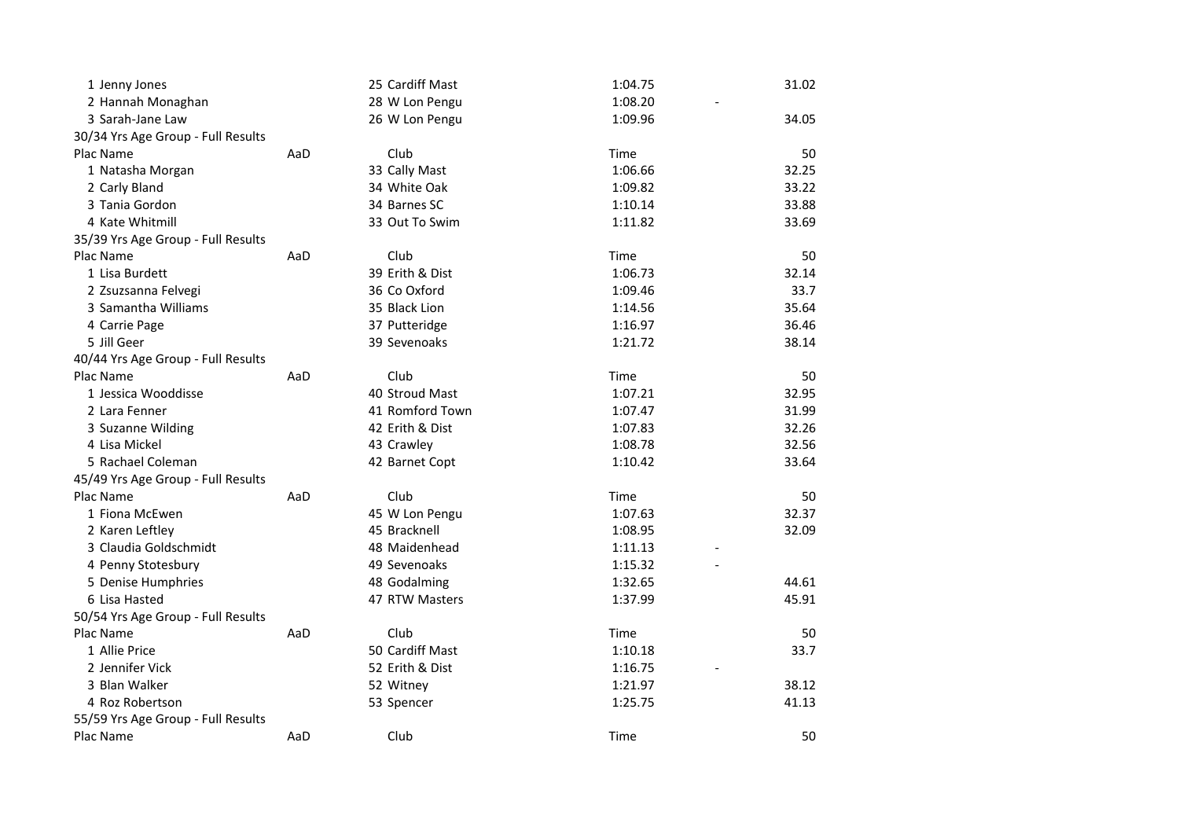| Plac | Name | AaD | Club | Time | | 50 |
|---|---|---|---|---|---|---|
| 1 | Jenny Jones | 25 | Cardiff Mast | 1:04.75 | | 31.02 |
| 2 | Hannah Monaghan | 28 | W Lon Pengu | 1:08.20 | - | |
| 3 | Sarah-Jane Law | 26 | W Lon Pengu | 1:09.96 | | 34.05 |

30/34 Yrs Age Group - Full Results

| Plac | Name | AaD | Club | Time | | 50 |
|---|---|---|---|---|---|---|
| 1 | Natasha Morgan | 33 | Cally Mast | 1:06.66 | | 32.25 |
| 2 | Carly Bland | 34 | White Oak | 1:09.82 | | 33.22 |
| 3 | Tania Gordon | 34 | Barnes SC | 1:10.14 | | 33.88 |
| 4 | Kate Whitmill | 33 | Out To Swim | 1:11.82 | | 33.69 |

35/39 Yrs Age Group - Full Results

| Plac | Name | AaD | Club | Time | | 50 |
|---|---|---|---|---|---|---|
| 1 | Lisa Burdett | 39 | Erith & Dist | 1:06.73 | | 32.14 |
| 2 | Zsuzsanna Felvegi | 36 | Co Oxford | 1:09.46 | | 33.7 |
| 3 | Samantha Williams | 35 | Black Lion | 1:14.56 | | 35.64 |
| 4 | Carrie Page | 37 | Putteridge | 1:16.97 | | 36.46 |
| 5 | Jill Geer | 39 | Sevenoaks | 1:21.72 | | 38.14 |

40/44 Yrs Age Group - Full Results

| Plac | Name | AaD | Club | Time | | 50 |
|---|---|---|---|---|---|---|
| 1 | Jessica Wooddisse | 40 | Stroud Mast | 1:07.21 | | 32.95 |
| 2 | Lara Fenner | 41 | Romford Town | 1:07.47 | | 31.99 |
| 3 | Suzanne Wilding | 42 | Erith & Dist | 1:07.83 | | 32.26 |
| 4 | Lisa Mickel | 43 | Crawley | 1:08.78 | | 32.56 |
| 5 | Rachael Coleman | 42 | Barnet Copt | 1:10.42 | | 33.64 |

45/49 Yrs Age Group - Full Results

| Plac | Name | AaD | Club | Time | | 50 |
|---|---|---|---|---|---|---|
| 1 | Fiona McEwen | 45 | W Lon Pengu | 1:07.63 | | 32.37 |
| 2 | Karen Leftley | 45 | Bracknell | 1:08.95 | | 32.09 |
| 3 | Claudia Goldschmidt | 48 | Maidenhead | 1:11.13 | - | |
| 4 | Penny Stotesbury | 49 | Sevenoaks | 1:15.32 | - | |
| 5 | Denise Humphries | 48 | Godalming | 1:32.65 | | 44.61 |
| 6 | Lisa Hasted | 47 | RTW Masters | 1:37.99 | | 45.91 |

50/54 Yrs Age Group - Full Results

| Plac | Name | AaD | Club | Time | | 50 |
|---|---|---|---|---|---|---|
| 1 | Allie Price | 50 | Cardiff Mast | 1:10.18 | | 33.7 |
| 2 | Jennifer Vick | 52 | Erith & Dist | 1:16.75 | - | |
| 3 | Blan Walker | 52 | Witney | 1:21.97 | | 38.12 |
| 4 | Roz Robertson | 53 | Spencer | 1:25.75 | | 41.13 |

55/59 Yrs Age Group - Full Results

| Plac | Name | AaD | Club | Time | | 50 |
|---|---|---|---|---|---|---|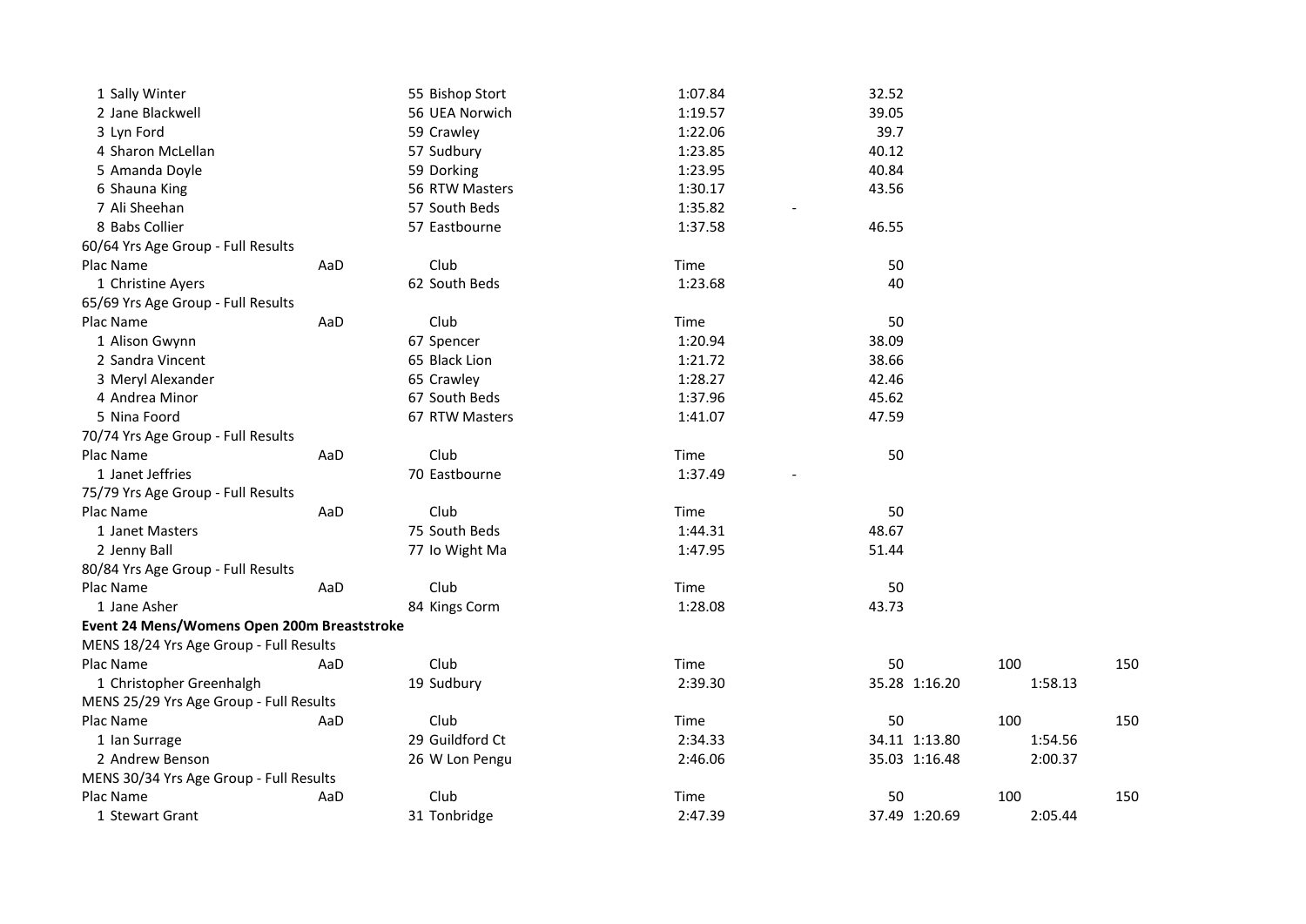| Plac Name | AaD | Club | Time | 50 |
|---|---|---|---|---|
| 1 Sally Winter | 55 | Bishop Stort | 1:07.84 | 32.52 |
| 2 Jane Blackwell | 56 | UEA Norwich | 1:19.57 | 39.05 |
| 3 Lyn Ford | 59 | Crawley | 1:22.06 | 39.7 |
| 4 Sharon McLellan | 57 | Sudbury | 1:23.85 | 40.12 |
| 5 Amanda Doyle | 59 | Dorking | 1:23.95 | 40.84 |
| 6 Shauna King | 56 | RTW Masters | 1:30.17 | 43.56 |
| 7 Ali Sheehan | 57 | South Beds | 1:35.82 | - |
| 8 Babs Collier | 57 | Eastbourne | 1:37.58 | 46.55 |

60/64 Yrs Age Group - Full Results

| Plac Name | AaD | Club | Time | 50 |
|---|---|---|---|---|
| 1 Christine Ayers | 62 | South Beds | 1:23.68 | 40 |

65/69 Yrs Age Group - Full Results

| Plac Name | AaD | Club | Time | 50 |
|---|---|---|---|---|
| 1 Alison Gwynn | 67 | Spencer | 1:20.94 | 38.09 |
| 2 Sandra Vincent | 65 | Black Lion | 1:21.72 | 38.66 |
| 3 Meryl Alexander | 65 | Crawley | 1:28.27 | 42.46 |
| 4 Andrea Minor | 67 | South Beds | 1:37.96 | 45.62 |
| 5 Nina Foord | 67 | RTW Masters | 1:41.07 | 47.59 |

70/74 Yrs Age Group - Full Results

| Plac Name | AaD | Club | Time | 50 |
|---|---|---|---|---|
| 1 Janet Jeffries | 70 | Eastbourne | 1:37.49 | - |

75/79 Yrs Age Group - Full Results

| Plac Name | AaD | Club | Time | 50 |
|---|---|---|---|---|
| 1 Janet Masters | 75 | South Beds | 1:44.31 | 48.67 |
| 2 Jenny Ball | 77 | Io Wight Ma | 1:47.95 | 51.44 |

80/84 Yrs Age Group - Full Results

| Plac Name | AaD | Club | Time | 50 |
|---|---|---|---|---|
| 1 Jane Asher | 84 | Kings Corm | 1:28.08 | 43.73 |

**Event 24 Mens/Womens Open 200m Breaststroke**

MENS 18/24 Yrs Age Group - Full Results

| Plac Name | AaD | Club | Time | 50 | 100 | 150 |
|---|---|---|---|---|---|---|
| 1 Christopher Greenhalgh | 19 | Sudbury | 2:39.30 | 35.28 | 1:16.20 | 1:58.13 |

MENS 25/29 Yrs Age Group - Full Results

| Plac Name | AaD | Club | Time | 50 | 100 | 150 |
|---|---|---|---|---|---|---|
| 1 Ian Surrage | 29 | Guildford Ct | 2:34.33 | 34.11 | 1:13.80 | 1:54.56 |
| 2 Andrew Benson | 26 | W Lon Pengu | 2:46.06 | 35.03 | 1:16.48 | 2:00.37 |

MENS 30/34 Yrs Age Group - Full Results

| Plac Name | AaD | Club | Time | 50 | 100 | 150 |
|---|---|---|---|---|---|---|
| 1 Stewart Grant | 31 | Tonbridge | 2:47.39 | 37.49 | 1:20.69 | 2:05.44 |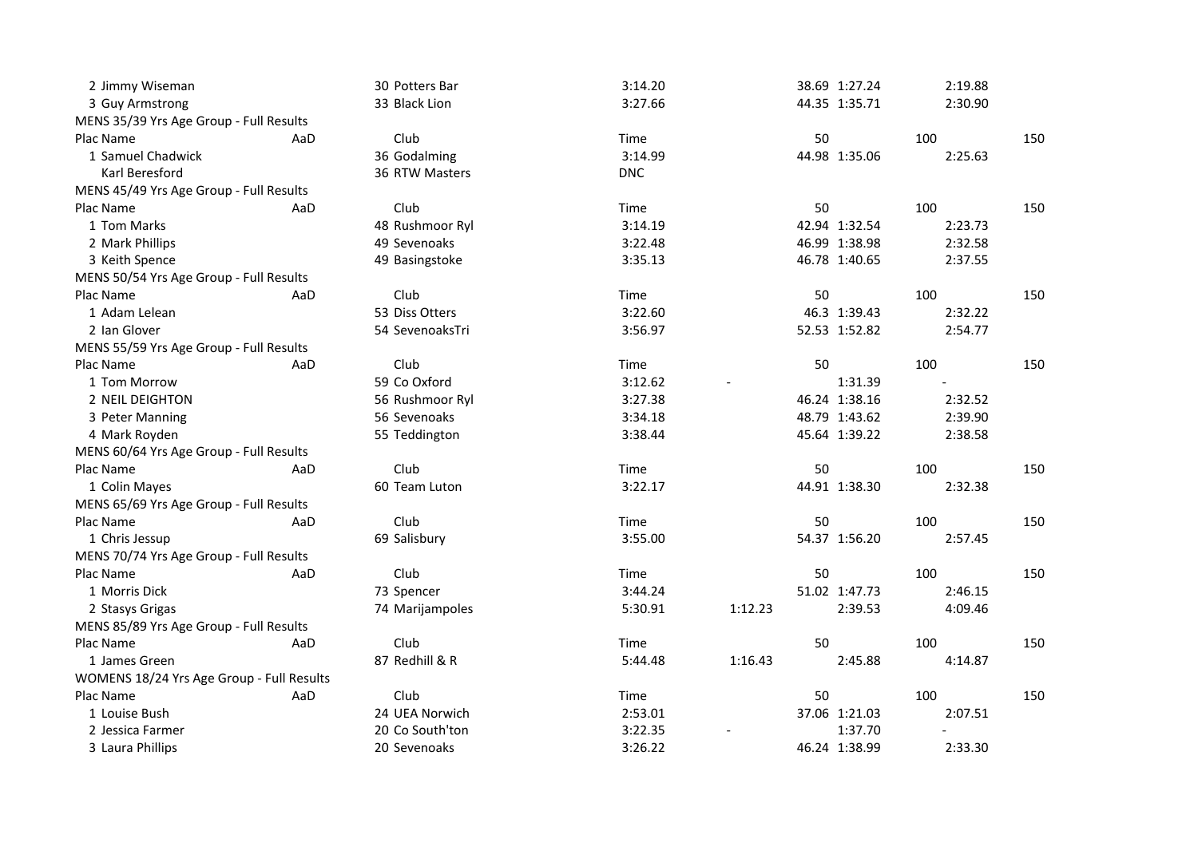| Plac | Name | AaD | Club | Time | 50 | 100 | 150 |
|---|---|---|---|---|---|---|---|
| 2 | Jimmy Wiseman | 30 | Potters Bar | 3:14.20 | 38.69 | 1:27.24 | 2:19.88 |
| 3 | Guy Armstrong | 33 | Black Lion | 3:27.66 | 44.35 | 1:35.71 | 2:30.90 |

MENS 35/39 Yrs Age Group - Full Results

| Plac | Name | AaD | Club | Time | 50 | 100 | 150 |
|---|---|---|---|---|---|---|---|
| 1 | Samuel Chadwick | 36 | Godalming | 3:14.99 | 44.98 | 1:35.06 | 2:25.63 |
| | Karl Beresford | 36 | RTW Masters | DNC | | | |

MENS 45/49 Yrs Age Group - Full Results

| Plac | Name | AaD | Club | Time | 50 | 100 | 150 |
|---|---|---|---|---|---|---|---|
| 1 | Tom Marks | 48 | Rushmoor Ryl | 3:14.19 | 42.94 | 1:32.54 | 2:23.73 |
| 2 | Mark Phillips | 49 | Sevenoaks | 3:22.48 | 46.99 | 1:38.98 | 2:32.58 |
| 3 | Keith Spence | 49 | Basingstoke | 3:35.13 | 46.78 | 1:40.65 | 2:37.55 |

MENS 50/54 Yrs Age Group - Full Results

| Plac | Name | AaD | Club | Time | 50 | 100 | 150 |
|---|---|---|---|---|---|---|---|
| 1 | Adam Lelean | 53 | Diss Otters | 3:22.60 | 46.3 | 1:39.43 | 2:32.22 |
| 2 | Ian Glover | 54 | SevenoaksTri | 3:56.97 | 52.53 | 1:52.82 | 2:54.77 |

MENS 55/59 Yrs Age Group - Full Results

| Plac | Name | AaD | Club | Time | 50 | 100 | 150 |
|---|---|---|---|---|---|---|---|
| 1 | Tom Morrow | 59 | Co Oxford | 3:12.62 | - | 1:31.39 | - |
| 2 | NEIL DEIGHTON | 56 | Rushmoor Ryl | 3:27.38 | 46.24 | 1:38.16 | 2:32.52 |
| 3 | Peter Manning | 56 | Sevenoaks | 3:34.18 | 48.79 | 1:43.62 | 2:39.90 |
| 4 | Mark Royden | 55 | Teddington | 3:38.44 | 45.64 | 1:39.22 | 2:38.58 |

MENS 60/64 Yrs Age Group - Full Results

| Plac | Name | AaD | Club | Time | 50 | 100 | 150 |
|---|---|---|---|---|---|---|---|
| 1 | Colin Mayes | 60 | Team Luton | 3:22.17 | 44.91 | 1:38.30 | 2:32.38 |

MENS 65/69 Yrs Age Group - Full Results

| Plac | Name | AaD | Club | Time | 50 | 100 | 150 |
|---|---|---|---|---|---|---|---|
| 1 | Chris Jessup | 69 | Salisbury | 3:55.00 | 54.37 | 1:56.20 | 2:57.45 |

MENS 70/74 Yrs Age Group - Full Results

| Plac | Name | AaD | Club | Time | 50 | 100 | 150 |
|---|---|---|---|---|---|---|---|
| 1 | Morris Dick | 73 | Spencer | 3:44.24 | 51.02 | 1:47.73 | 2:46.15 |
| 2 | Stasys Grigas | 74 | Marijampoles | 5:30.91 | 1:12.23 | 2:39.53 | 4:09.46 |

MENS 85/89 Yrs Age Group - Full Results

| Plac | Name | AaD | Club | Time | 50 | 100 | 150 |
|---|---|---|---|---|---|---|---|
| 1 | James Green | 87 | Redhill & R | 5:44.48 | 1:16.43 | 2:45.88 | 4:14.87 |

WOMENS 18/24 Yrs Age Group - Full Results

| Plac | Name | AaD | Club | Time | 50 | 100 | 150 |
|---|---|---|---|---|---|---|---|
| 1 | Louise Bush | 24 | UEA Norwich | 2:53.01 | 37.06 | 1:21.03 | 2:07.51 |
| 2 | Jessica Farmer | 20 | Co South'ton | 3:22.35 | - | 1:37.70 | - |
| 3 | Laura Phillips | 20 | Sevenoaks | 3:26.22 | 46.24 | 1:38.99 | 2:33.30 |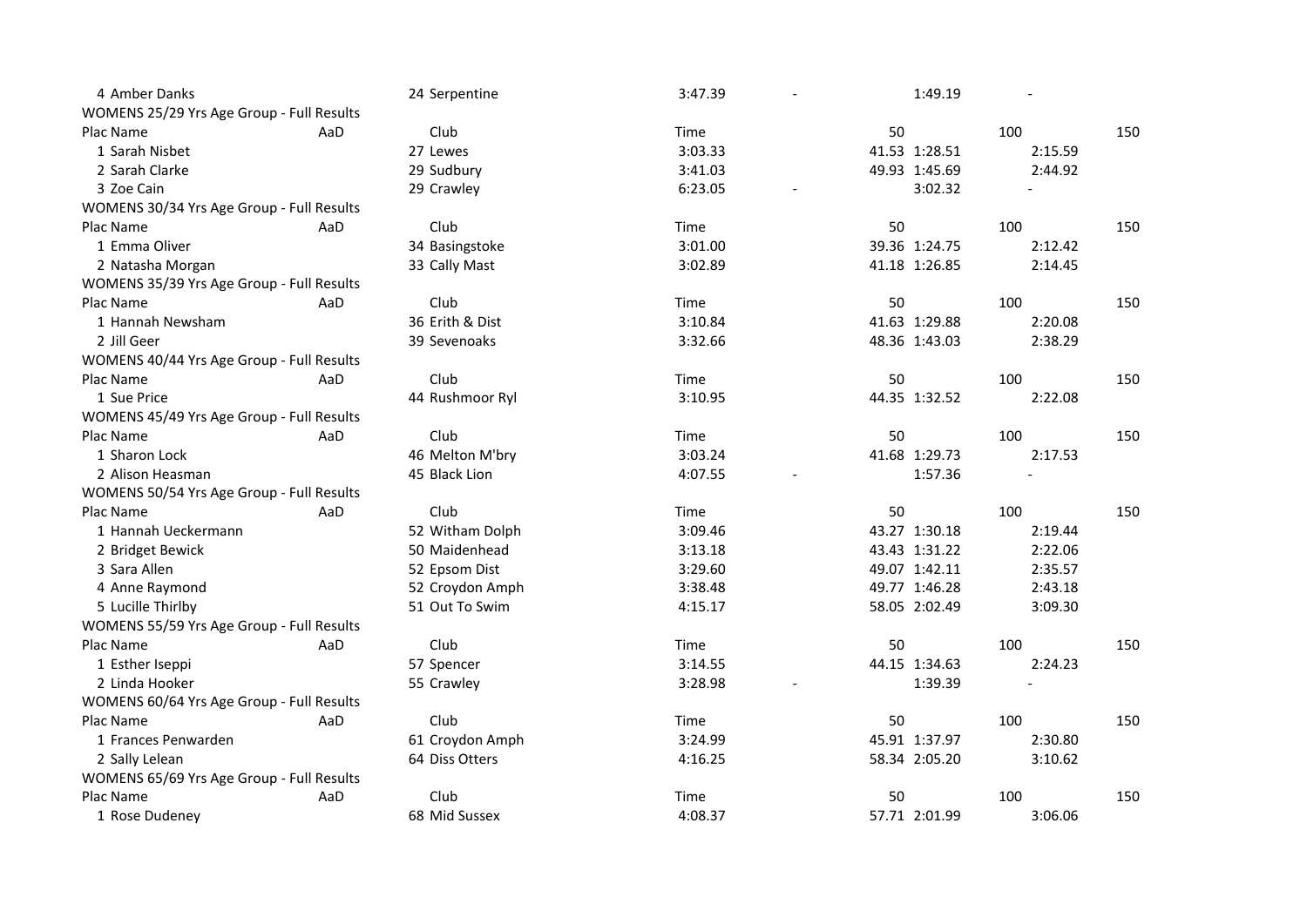| Plac | Name | AaD | Club | Time | | 50 | 100 | 150 |
|---|---|---|---|---|---|---|---|---|
| 4 | Amber Danks | 24 | Serpentine | 3:47.39 | - | | 1:49.19 | - |

WOMENS 25/29 Yrs Age Group - Full Results

| Plac | Name | AaD | Club | Time | | 50 | 100 | 150 |
|---|---|---|---|---|---|---|---|---|
| 1 | Sarah Nisbet | 27 | Lewes | 3:03.33 | | 41.53 | 1:28.51 | 2:15.59 |
| 2 | Sarah Clarke | 29 | Sudbury | 3:41.03 | | 49.93 | 1:45.69 | 2:44.92 |
| 3 | Zoe Cain | 29 | Crawley | 6:23.05 | - | | 3:02.32 | - |

WOMENS 30/34 Yrs Age Group - Full Results

| Plac | Name | AaD | Club | Time | | 50 | 100 | 150 |
|---|---|---|---|---|---|---|---|---|
| 1 | Emma Oliver | 34 | Basingstoke | 3:01.00 | | 39.36 | 1:24.75 | 2:12.42 |
| 2 | Natasha Morgan | 33 | Cally Mast | 3:02.89 | | 41.18 | 1:26.85 | 2:14.45 |

WOMENS 35/39 Yrs Age Group - Full Results

| Plac | Name | AaD | Club | Time | | 50 | 100 | 150 |
|---|---|---|---|---|---|---|---|---|
| 1 | Hannah Newsham | 36 | Erith & Dist | 3:10.84 | | 41.63 | 1:29.88 | 2:20.08 |
| 2 | Jill Geer | 39 | Sevenoaks | 3:32.66 | | 48.36 | 1:43.03 | 2:38.29 |

WOMENS 40/44 Yrs Age Group - Full Results

| Plac | Name | AaD | Club | Time | | 50 | 100 | 150 |
|---|---|---|---|---|---|---|---|---|
| 1 | Sue Price | 44 | Rushmoor Ryl | 3:10.95 | | 44.35 | 1:32.52 | 2:22.08 |

WOMENS 45/49 Yrs Age Group - Full Results

| Plac | Name | AaD | Club | Time | | 50 | 100 | 150 |
|---|---|---|---|---|---|---|---|---|
| 1 | Sharon Lock | 46 | Melton M'bry | 3:03.24 | | 41.68 | 1:29.73 | 2:17.53 |
| 2 | Alison Heasman | 45 | Black Lion | 4:07.55 | - | | 1:57.36 | - |

WOMENS 50/54 Yrs Age Group - Full Results

| Plac | Name | AaD | Club | Time | | 50 | 100 | 150 |
|---|---|---|---|---|---|---|---|---|
| 1 | Hannah Ueckermann | 52 | Witham Dolph | 3:09.46 | | 43.27 | 1:30.18 | 2:19.44 |
| 2 | Bridget Bewick | 50 | Maidenhead | 3:13.18 | | 43.43 | 1:31.22 | 2:22.06 |
| 3 | Sara Allen | 52 | Epsom Dist | 3:29.60 | | 49.07 | 1:42.11 | 2:35.57 |
| 4 | Anne Raymond | 52 | Croydon Amph | 3:38.48 | | 49.77 | 1:46.28 | 2:43.18 |
| 5 | Lucille Thirlby | 51 | Out To Swim | 4:15.17 | | 58.05 | 2:02.49 | 3:09.30 |

WOMENS 55/59 Yrs Age Group - Full Results

| Plac | Name | AaD | Club | Time | | 50 | 100 | 150 |
|---|---|---|---|---|---|---|---|---|
| 1 | Esther Iseppi | 57 | Spencer | 3:14.55 | | 44.15 | 1:34.63 | 2:24.23 |
| 2 | Linda Hooker | 55 | Crawley | 3:28.98 | - | | 1:39.39 | - |

WOMENS 60/64 Yrs Age Group - Full Results

| Plac | Name | AaD | Club | Time | | 50 | 100 | 150 |
|---|---|---|---|---|---|---|---|---|
| 1 | Frances Penwarden | 61 | Croydon Amph | 3:24.99 | | 45.91 | 1:37.97 | 2:30.80 |
| 2 | Sally Lelean | 64 | Diss Otters | 4:16.25 | | 58.34 | 2:05.20 | 3:10.62 |

WOMENS 65/69 Yrs Age Group - Full Results

| Plac | Name | AaD | Club | Time | | 50 | 100 | 150 |
|---|---|---|---|---|---|---|---|---|
| 1 | Rose Dudeney | 68 | Mid Sussex | 4:08.37 | | 57.71 | 2:01.99 | 3:06.06 |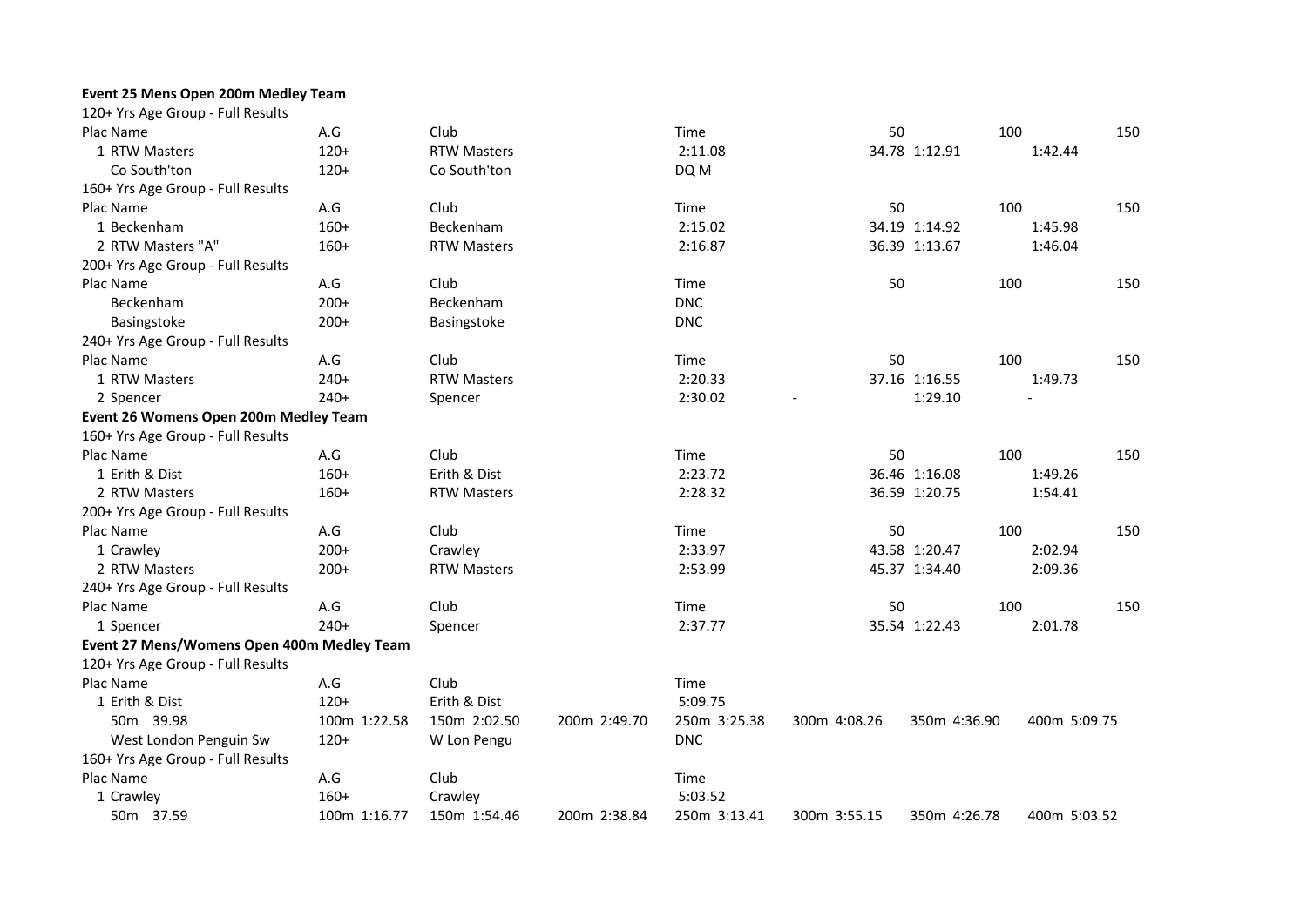**Event 25 Mens Open 200m Medley Team**

120+ Yrs Age Group - Full Results

| Plac Name | A.G | Club | Time | 50 | 100 | 150 |
|---|---|---|---|---|---|---|
| 1 RTW Masters | 120+ | RTW Masters | 2:11.08 | 34.78 | 1:12.91 | 1:42.44 |
| Co South'ton | 120+ | Co South'ton | DQ M | | | |

160+ Yrs Age Group - Full Results

| Plac Name | A.G | Club | Time | 50 | 100 | 150 |
|---|---|---|---|---|---|---|
| 1 Beckenham | 160+ | Beckenham | 2:15.02 | 34.19 | 1:14.92 | 1:45.98 |
| 2 RTW Masters "A" | 160+ | RTW Masters | 2:16.87 | 36.39 | 1:13.67 | 1:46.04 |

200+ Yrs Age Group - Full Results

| Plac Name | A.G | Club | Time | 50 | 100 | 150 |
|---|---|---|---|---|---|---|
| Beckenham | 200+ | Beckenham | DNC | | | |
| Basingstoke | 200+ | Basingstoke | DNC | | | |

240+ Yrs Age Group - Full Results

| Plac Name | A.G | Club | Time | 50 | 100 | 150 |
|---|---|---|---|---|---|---|
| 1 RTW Masters | 240+ | RTW Masters | 2:20.33 | 37.16 | 1:16.55 | 1:49.73 |
| 2 Spencer | 240+ | Spencer | 2:30.02 | - | 1:29.10 | - |

**Event 26 Womens Open 200m Medley Team**

160+ Yrs Age Group - Full Results

| Plac Name | A.G | Club | Time | 50 | 100 | 150 |
|---|---|---|---|---|---|---|
| 1 Erith & Dist | 160+ | Erith & Dist | 2:23.72 | 36.46 | 1:16.08 | 1:49.26 |
| 2 RTW Masters | 160+ | RTW Masters | 2:28.32 | 36.59 | 1:20.75 | 1:54.41 |

200+ Yrs Age Group - Full Results

| Plac Name | A.G | Club | Time | 50 | 100 | 150 |
|---|---|---|---|---|---|---|
| 1 Crawley | 200+ | Crawley | 2:33.97 | 43.58 | 1:20.47 | 2:02.94 |
| 2 RTW Masters | 200+ | RTW Masters | 2:53.99 | 45.37 | 1:34.40 | 2:09.36 |

240+ Yrs Age Group - Full Results

| Plac Name | A.G | Club | Time | 50 | 100 | 150 |
|---|---|---|---|---|---|---|
| 1 Spencer | 240+ | Spencer | 2:37.77 | 35.54 | 1:22.43 | 2:01.78 |

**Event 27 Mens/Womens Open 400m Medley Team**

120+ Yrs Age Group - Full Results

| Plac Name | A.G | Club | | Time | | | |
|---|---|---|---|---|---|---|---|
| 1 Erith & Dist | 120+ | Erith & Dist | | 5:09.75 | | | |
| 50m 39.98 | 100m 1:22.58 | 150m 2:02.50 | 200m 2:49.70 | 250m 3:25.38 | 300m 4:08.26 | 350m 4:36.90 | 400m 5:09.75 |
| West London Penguin Sw | 120+ | W Lon Pengu | | DNC | | | |

160+ Yrs Age Group - Full Results

| Plac Name | A.G | Club | | Time | | | |
|---|---|---|---|---|---|---|---|
| 1 Crawley | 160+ | Crawley | | 5:03.52 | | | |
| 50m 37.59 | 100m 1:16.77 | 150m 1:54.46 | 200m 2:38.84 | 250m 3:13.41 | 300m 3:55.15 | 350m 4:26.78 | 400m 5:03.52 |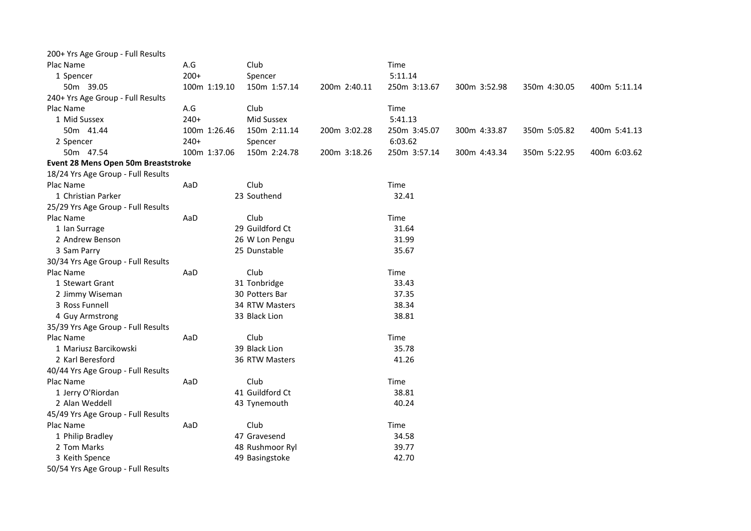200+ Yrs Age Group - Full Results

| Plac | Name | A.G | Club | | Time | | | |
|---|---|---|---|---|---|---|---|---|
| 1 | Spencer | 200+ | Spencer | | 5:11.14 | | | |
| | 50m 39.05 | 100m 1:19.10 | 150m 1:57.14 | 200m 2:40.11 | 250m 3:13.67 | 300m 3:52.98 | 350m 4:30.05 | 400m 5:11.14 |

240+ Yrs Age Group - Full Results

| Plac | Name | A.G | Club | | Time | | | |
|---|---|---|---|---|---|---|---|---|
| 1 | Mid Sussex | 240+ | Mid Sussex | | 5:41.13 | | | |
| | 50m 41.44 | 100m 1:26.46 | 150m 2:11.14 | 200m 3:02.28 | 250m 3:45.07 | 300m 4:33.87 | 350m 5:05.82 | 400m 5:41.13 |
| 2 | Spencer | 240+ | Spencer | | 6:03.62 | | | |
| | 50m 47.54 | 100m 1:37.06 | 150m 2:24.78 | 200m 3:18.26 | 250m 3:57.14 | 300m 4:43.34 | 350m 5:22.95 | 400m 6:03.62 |

**Event 28 Mens Open 50m Breaststroke**

18/24 Yrs Age Group - Full Results

| Plac | Name | AaD | Club | Time |
|---|---|---|---|---|
| 1 | Christian Parker | 23 | Southend | 32.41 |

25/29 Yrs Age Group - Full Results

| Plac | Name | AaD | Club | Time |
|---|---|---|---|---|
| 1 | Ian Surrage | 29 | Guildford Ct | 31.64 |
| 2 | Andrew Benson | 26 | W Lon Pengu | 31.99 |
| 3 | Sam Parry | 25 | Dunstable | 35.67 |

30/34 Yrs Age Group - Full Results

| Plac | Name | AaD | Club | Time |
|---|---|---|---|---|
| 1 | Stewart Grant | 31 | Tonbridge | 33.43 |
| 2 | Jimmy Wiseman | 30 | Potters Bar | 37.35 |
| 3 | Ross Funnell | 34 | RTW Masters | 38.34 |
| 4 | Guy Armstrong | 33 | Black Lion | 38.81 |

35/39 Yrs Age Group - Full Results

| Plac | Name | AaD | Club | Time |
|---|---|---|---|---|
| 1 | Mariusz Barcikowski | 39 | Black Lion | 35.78 |
| 2 | Karl Beresford | 36 | RTW Masters | 41.26 |

40/44 Yrs Age Group - Full Results

| Plac | Name | AaD | Club | Time |
|---|---|---|---|---|
| 1 | Jerry O'Riordan | 41 | Guildford Ct | 38.81 |
| 2 | Alan Weddell | 43 | Tynemouth | 40.24 |

45/49 Yrs Age Group - Full Results

| Plac | Name | AaD | Club | Time |
|---|---|---|---|---|
| 1 | Philip Bradley | 47 | Gravesend | 34.58 |
| 2 | Tom Marks | 48 | Rushmoor Ryl | 39.77 |
| 3 | Keith Spence | 49 | Basingstoke | 42.70 |

50/54 Yrs Age Group - Full Results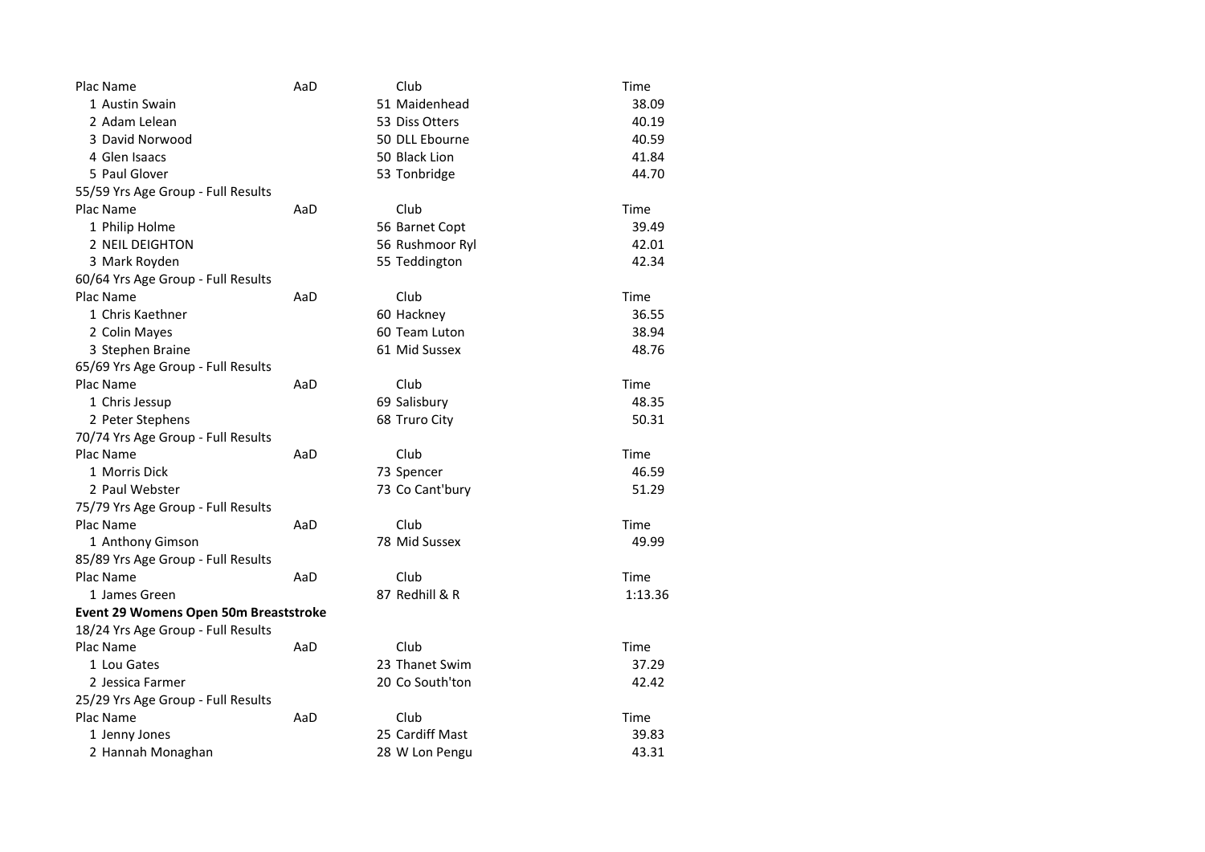| Plac | Name | AaD | Club | Time |
|---|---|---|---|---|
| 1 | Austin Swain | 51 | Maidenhead | 38.09 |
| 2 | Adam Lelean | 53 | Diss Otters | 40.19 |
| 3 | David Norwood | 50 | DLL Ebourne | 40.59 |
| 4 | Glen Isaacs | 50 | Black Lion | 41.84 |
| 5 | Paul Glover | 53 | Tonbridge | 44.70 |

55/59 Yrs Age Group - Full Results

| Plac | Name | AaD | Club | Time |
|---|---|---|---|---|
| 1 | Philip Holme | 56 | Barnet Copt | 39.49 |
| 2 | NEIL DEIGHTON | 56 | Rushmoor Ryl | 42.01 |
| 3 | Mark Royden | 55 | Teddington | 42.34 |

60/64 Yrs Age Group - Full Results

| Plac | Name | AaD | Club | Time |
|---|---|---|---|---|
| 1 | Chris Kaethner | 60 | Hackney | 36.55 |
| 2 | Colin Mayes | 60 | Team Luton | 38.94 |
| 3 | Stephen Braine | 61 | Mid Sussex | 48.76 |

65/69 Yrs Age Group - Full Results

| Plac | Name | AaD | Club | Time |
|---|---|---|---|---|
| 1 | Chris Jessup | 69 | Salisbury | 48.35 |
| 2 | Peter Stephens | 68 | Truro City | 50.31 |

70/74 Yrs Age Group - Full Results

| Plac | Name | AaD | Club | Time |
|---|---|---|---|---|
| 1 | Morris Dick | 73 | Spencer | 46.59 |
| 2 | Paul Webster | 73 | Co Cant'bury | 51.29 |

75/79 Yrs Age Group - Full Results

| Plac | Name | AaD | Club | Time |
|---|---|---|---|---|
| 1 | Anthony Gimson | 78 | Mid Sussex | 49.99 |

85/89 Yrs Age Group - Full Results

| Plac | Name | AaD | Club | Time |
|---|---|---|---|---|
| 1 | James Green | 87 | Redhill & R | 1:13.36 |

**Event 29 Womens Open 50m Breaststroke**

18/24 Yrs Age Group - Full Results

| Plac | Name | AaD | Club | Time |
|---|---|---|---|---|
| 1 | Lou Gates | 23 | Thanet Swim | 37.29 |
| 2 | Jessica Farmer | 20 | Co South'ton | 42.42 |

25/29 Yrs Age Group - Full Results

| Plac | Name | AaD | Club | Time |
|---|---|---|---|---|
| 1 | Jenny Jones | 25 | Cardiff Mast | 39.83 |
| 2 | Hannah Monaghan | 28 | W Lon Pengu | 43.31 |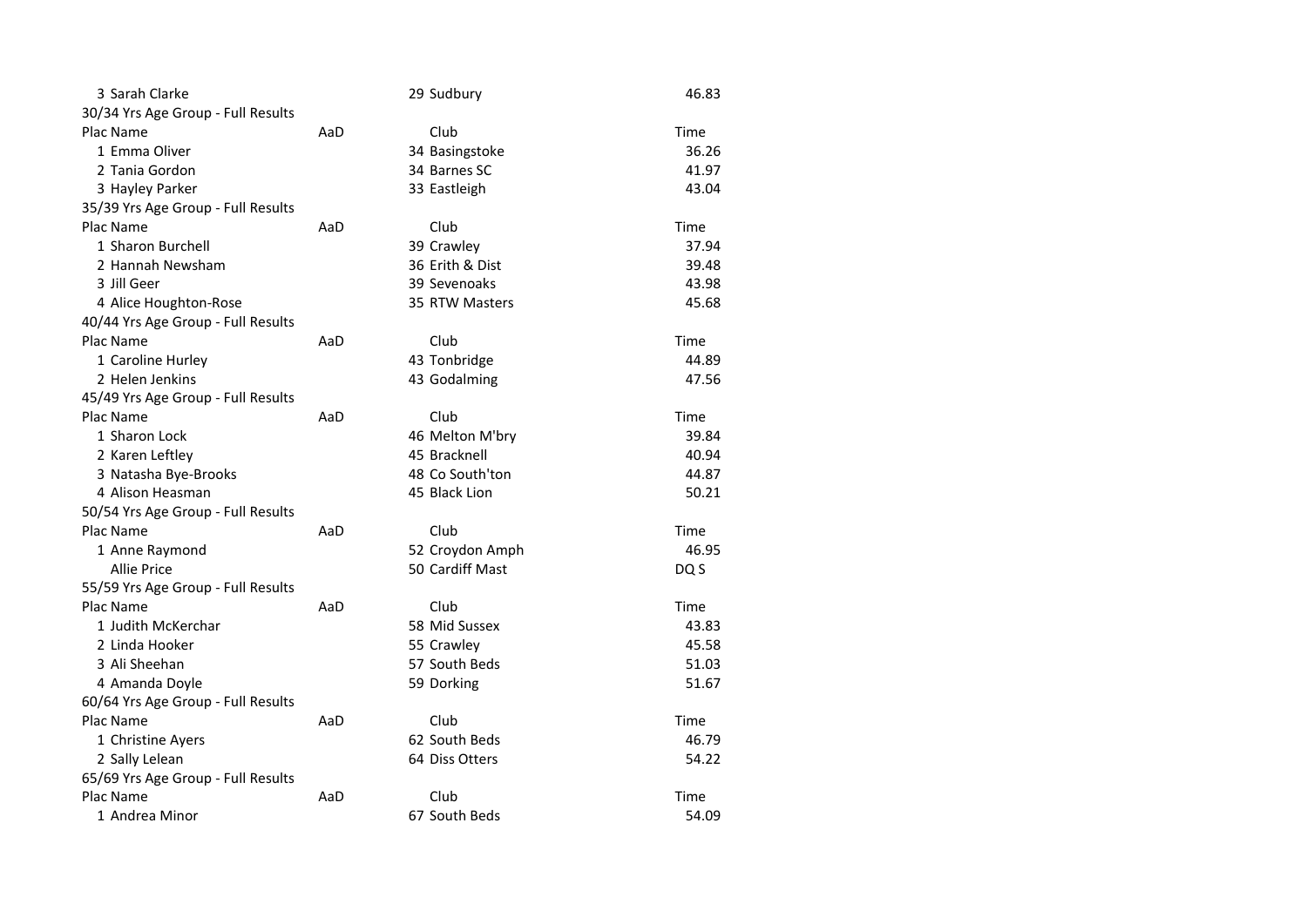| Plac | Name | AaD | Club | Time |
|---|---|---|---|---|
| 3 | Sarah Clarke | 29 | Sudbury | 46.83 |

30/34 Yrs Age Group - Full Results

| Plac | Name | AaD | Club | Time |
|---|---|---|---|---|
| 1 | Emma Oliver | 34 | Basingstoke | 36.26 |
| 2 | Tania Gordon | 34 | Barnes SC | 41.97 |
| 3 | Hayley Parker | 33 | Eastleigh | 43.04 |

35/39 Yrs Age Group - Full Results

| Plac | Name | AaD | Club | Time |
|---|---|---|---|---|
| 1 | Sharon Burchell | 39 | Crawley | 37.94 |
| 2 | Hannah Newsham | 36 | Erith & Dist | 39.48 |
| 3 | Jill Geer | 39 | Sevenoaks | 43.98 |
| 4 | Alice Houghton-Rose | 35 | RTW Masters | 45.68 |

40/44 Yrs Age Group - Full Results

| Plac | Name | AaD | Club | Time |
|---|---|---|---|---|
| 1 | Caroline Hurley | 43 | Tonbridge | 44.89 |
| 2 | Helen Jenkins | 43 | Godalming | 47.56 |

45/49 Yrs Age Group - Full Results

| Plac | Name | AaD | Club | Time |
|---|---|---|---|---|
| 1 | Sharon Lock | 46 | Melton M'bry | 39.84 |
| 2 | Karen Leftley | 45 | Bracknell | 40.94 |
| 3 | Natasha Bye-Brooks | 48 | Co South'ton | 44.87 |
| 4 | Alison Heasman | 45 | Black Lion | 50.21 |

50/54 Yrs Age Group - Full Results

| Plac | Name | AaD | Club | Time |
|---|---|---|---|---|
| 1 | Anne Raymond | 52 | Croydon Amph | 46.95 |
| | Allie Price | 50 | Cardiff Mast | DQ S |

55/59 Yrs Age Group - Full Results

| Plac | Name | AaD | Club | Time |
|---|---|---|---|---|
| 1 | Judith McKerchar | 58 | Mid Sussex | 43.83 |
| 2 | Linda Hooker | 55 | Crawley | 45.58 |
| 3 | Ali Sheehan | 57 | South Beds | 51.03 |
| 4 | Amanda Doyle | 59 | Dorking | 51.67 |

60/64 Yrs Age Group - Full Results

| Plac | Name | AaD | Club | Time |
|---|---|---|---|---|
| 1 | Christine Ayers | 62 | South Beds | 46.79 |
| 2 | Sally Lelean | 64 | Diss Otters | 54.22 |

65/69 Yrs Age Group - Full Results

| Plac | Name | AaD | Club | Time |
|---|---|---|---|---|
| 1 | Andrea Minor | 67 | South Beds | 54.09 |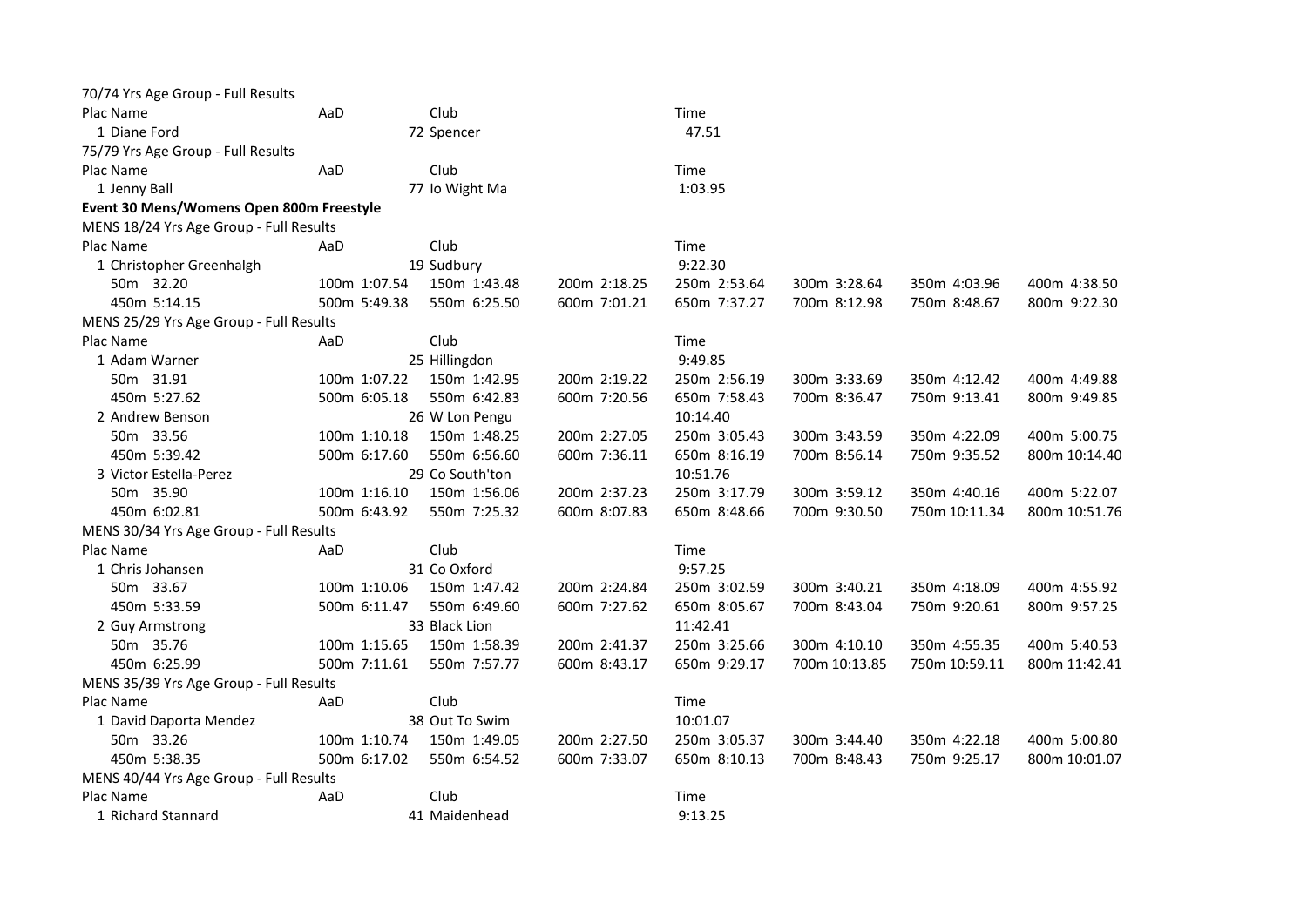70/74 Yrs Age Group - Full Results

| Plac Name | AaD | Club | | Time | | | |
|---|---|---|---|---|---|---|---|
| 1 Diane Ford | | 72 Spencer | | 47.51 | | | |

75/79 Yrs Age Group - Full Results

| Plac Name | AaD | Club | | Time | | | |
|---|---|---|---|---|---|---|---|
| 1 Jenny Ball | | 77 Io Wight Ma | | 1:03.95 | | | |

**Event 30 Mens/Womens Open 800m Freestyle**

MENS 18/24 Yrs Age Group - Full Results

| Plac Name | AaD | Club | | Time | | | |
|---|---|---|---|---|---|---|---|
| 1 Christopher Greenhalgh | | 19 Sudbury | | 9:22.30 | | | |
| 50m 32.20 | 100m 1:07.54 | 150m 1:43.48 | 200m 2:18.25 | 250m 2:53.64 | 300m 3:28.64 | 350m 4:03.96 | 400m 4:38.50 |
| 450m 5:14.15 | 500m 5:49.38 | 550m 6:25.50 | 600m 7:01.21 | 650m 7:37.27 | 700m 8:12.98 | 750m 8:48.67 | 800m 9:22.30 |

MENS 25/29 Yrs Age Group - Full Results

| Plac Name | AaD | Club | | Time | | | |
|---|---|---|---|---|---|---|---|
| 1 Adam Warner | | 25 Hillingdon | | 9:49.85 | | | |
| 50m 31.91 | 100m 1:07.22 | 150m 1:42.95 | 200m 2:19.22 | 250m 2:56.19 | 300m 3:33.69 | 350m 4:12.42 | 400m 4:49.88 |
| 450m 5:27.62 | 500m 6:05.18 | 550m 6:42.83 | 600m 7:20.56 | 650m 7:58.43 | 700m 8:36.47 | 750m 9:13.41 | 800m 9:49.85 |
| 2 Andrew Benson | | 26 W Lon Pengu | | 10:14.40 | | | |
| 50m 33.56 | 100m 1:10.18 | 150m 1:48.25 | 200m 2:27.05 | 250m 3:05.43 | 300m 3:43.59 | 350m 4:22.09 | 400m 5:00.75 |
| 450m 5:39.42 | 500m 6:17.60 | 550m 6:56.60 | 600m 7:36.11 | 650m 8:16.19 | 700m 8:56.14 | 750m 9:35.52 | 800m 10:14.40 |
| 3 Victor Estella-Perez | | 29 Co South'ton | | 10:51.76 | | | |
| 50m 35.90 | 100m 1:16.10 | 150m 1:56.06 | 200m 2:37.23 | 250m 3:17.79 | 300m 3:59.12 | 350m 4:40.16 | 400m 5:22.07 |
| 450m 6:02.81 | 500m 6:43.92 | 550m 7:25.32 | 600m 8:07.83 | 650m 8:48.66 | 700m 9:30.50 | 750m 10:11.34 | 800m 10:51.76 |

MENS 30/34 Yrs Age Group - Full Results

| Plac Name | AaD | Club | | Time | | | |
|---|---|---|---|---|---|---|---|
| 1 Chris Johansen | | 31 Co Oxford | | 9:57.25 | | | |
| 50m 33.67 | 100m 1:10.06 | 150m 1:47.42 | 200m 2:24.84 | 250m 3:02.59 | 300m 3:40.21 | 350m 4:18.09 | 400m 4:55.92 |
| 450m 5:33.59 | 500m 6:11.47 | 550m 6:49.60 | 600m 7:27.62 | 650m 8:05.67 | 700m 8:43.04 | 750m 9:20.61 | 800m 9:57.25 |
| 2 Guy Armstrong | | 33 Black Lion | | 11:42.41 | | | |
| 50m 35.76 | 100m 1:15.65 | 150m 1:58.39 | 200m 2:41.37 | 250m 3:25.66 | 300m 4:10.10 | 350m 4:55.35 | 400m 5:40.53 |
| 450m 6:25.99 | 500m 7:11.61 | 550m 7:57.77 | 600m 8:43.17 | 650m 9:29.17 | 700m 10:13.85 | 750m 10:59.11 | 800m 11:42.41 |

MENS 35/39 Yrs Age Group - Full Results

| Plac Name | AaD | Club | | Time | | | |
|---|---|---|---|---|---|---|---|
| 1 David Daporta Mendez | | 38 Out To Swim | | 10:01.07 | | | |
| 50m 33.26 | 100m 1:10.74 | 150m 1:49.05 | 200m 2:27.50 | 250m 3:05.37 | 300m 3:44.40 | 350m 4:22.18 | 400m 5:00.80 |
| 450m 5:38.35 | 500m 6:17.02 | 550m 6:54.52 | 600m 7:33.07 | 650m 8:10.13 | 700m 8:48.43 | 750m 9:25.17 | 800m 10:01.07 |

MENS 40/44 Yrs Age Group - Full Results

| Plac Name | AaD | Club | | Time | | | |
|---|---|---|---|---|---|---|---|
| 1 Richard Stannard | | 41 Maidenhead | | 9:13.25 | | | |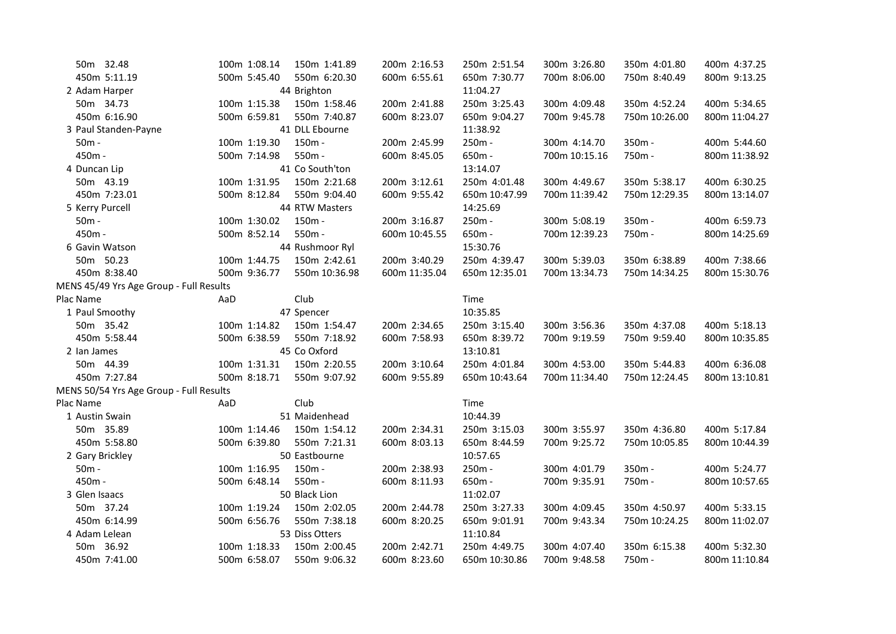| | | | | | | | |
|---|---|---|---|---|---|---|---|
| 50m 32.48 | 100m 1:08.14 | 150m 1:41.89 | 200m 2:16.53 | 250m 2:51.54 | 300m 3:26.80 | 350m 4:01.80 | 400m 4:37.25 |
| 450m 5:11.19 | 500m 5:45.40 | 550m 6:20.30 | 600m 6:55.61 | 650m 7:30.77 | 700m 8:06.00 | 750m 8:40.49 | 800m 9:13.25 |
| 2 Adam Harper | | 44 Brighton | | 11:04.27 | | | |
| 50m 34.73 | 100m 1:15.38 | 150m 1:58.46 | 200m 2:41.88 | 250m 3:25.43 | 300m 4:09.48 | 350m 4:52.24 | 400m 5:34.65 |
| 450m 6:16.90 | 500m 6:59.81 | 550m 7:40.87 | 600m 8:23.07 | 650m 9:04.27 | 700m 9:45.78 | 750m 10:26.00 | 800m 11:04.27 |
| 3 Paul Standen-Payne | | 41 DLL Ebourne | | 11:38.92 | | | |
| 50m - | 100m 1:19.30 | 150m - | 200m 2:45.99 | 250m - | 300m 4:14.70 | 350m - | 400m 5:44.60 |
| 450m - | 500m 7:14.98 | 550m - | 600m 8:45.05 | 650m - | 700m 10:15.16 | 750m - | 800m 11:38.92 |
| 4 Duncan Lip | | 41 Co South'ton | | 13:14.07 | | | |
| 50m 43.19 | 100m 1:31.95 | 150m 2:21.68 | 200m 3:12.61 | 250m 4:01.48 | 300m 4:49.67 | 350m 5:38.17 | 400m 6:30.25 |
| 450m 7:23.01 | 500m 8:12.84 | 550m 9:04.40 | 600m 9:55.42 | 650m 10:47.99 | 700m 11:39.42 | 750m 12:29.35 | 800m 13:14.07 |
| 5 Kerry Purcell | | 44 RTW Masters | | 14:25.69 | | | |
| 50m - | 100m 1:30.02 | 150m - | 200m 3:16.87 | 250m - | 300m 5:08.19 | 350m - | 400m 6:59.73 |
| 450m - | 500m 8:52.14 | 550m - | 600m 10:45.55 | 650m - | 700m 12:39.23 | 750m - | 800m 14:25.69 |
| 6 Gavin Watson | | 44 Rushmoor Ryl | | 15:30.76 | | | |
| 50m 50.23 | 100m 1:44.75 | 150m 2:42.61 | 200m 3:40.29 | 250m 4:39.47 | 300m 5:39.03 | 350m 6:38.89 | 400m 7:38.66 |
| 450m 8:38.40 | 500m 9:36.77 | 550m 10:36.98 | 600m 11:35.04 | 650m 12:35.01 | 700m 13:34.73 | 750m 14:34.25 | 800m 15:30.76 |

MENS 45/49 Yrs Age Group - Full Results

| Plac Name | AaD | Club | | Time | | | |
|---|---|---|---|---|---|---|---|
| 1 Paul Smoothy | | 47 Spencer | | 10:35.85 | | | |
| 50m 35.42 | 100m 1:14.82 | 150m 1:54.47 | 200m 2:34.65 | 250m 3:15.40 | 300m 3:56.36 | 350m 4:37.08 | 400m 5:18.13 |
| 450m 5:58.44 | 500m 6:38.59 | 550m 7:18.92 | 600m 7:58.93 | 650m 8:39.72 | 700m 9:19.59 | 750m 9:59.40 | 800m 10:35.85 |
| 2 Ian James | | 45 Co Oxford | | 13:10.81 | | | |
| 50m 44.39 | 100m 1:31.31 | 150m 2:20.55 | 200m 3:10.64 | 250m 4:01.84 | 300m 4:53.00 | 350m 5:44.83 | 400m 6:36.08 |
| 450m 7:27.84 | 500m 8:18.71 | 550m 9:07.92 | 600m 9:55.89 | 650m 10:43.64 | 700m 11:34.40 | 750m 12:24.45 | 800m 13:10.81 |

MENS 50/54 Yrs Age Group - Full Results

| Plac Name | AaD | Club | | Time | | | |
|---|---|---|---|---|---|---|---|
| 1 Austin Swain | | 51 Maidenhead | | 10:44.39 | | | |
| 50m 35.89 | 100m 1:14.46 | 150m 1:54.12 | 200m 2:34.31 | 250m 3:15.03 | 300m 3:55.97 | 350m 4:36.80 | 400m 5:17.84 |
| 450m 5:58.80 | 500m 6:39.80 | 550m 7:21.31 | 600m 8:03.13 | 650m 8:44.59 | 700m 9:25.72 | 750m 10:05.85 | 800m 10:44.39 |
| 2 Gary Brickley | | 50 Eastbourne | | 10:57.65 | | | |
| 50m - | 100m 1:16.95 | 150m - | 200m 2:38.93 | 250m - | 300m 4:01.79 | 350m - | 400m 5:24.77 |
| 450m - | 500m 6:48.14 | 550m - | 600m 8:11.93 | 650m - | 700m 9:35.91 | 750m - | 800m 10:57.65 |
| 3 Glen Isaacs | | 50 Black Lion | | 11:02.07 | | | |
| 50m 37.24 | 100m 1:19.24 | 150m 2:02.05 | 200m 2:44.78 | 250m 3:27.33 | 300m 4:09.45 | 350m 4:50.97 | 400m 5:33.15 |
| 450m 6:14.99 | 500m 6:56.76 | 550m 7:38.18 | 600m 8:20.25 | 650m 9:01.91 | 700m 9:43.34 | 750m 10:24.25 | 800m 11:02.07 |
| 4 Adam Lelean | | 53 Diss Otters | | 11:10.84 | | | |
| 50m 36.92 | 100m 1:18.33 | 150m 2:00.45 | 200m 2:42.71 | 250m 4:49.75 | 300m 4:07.40 | 350m 6:15.38 | 400m 5:32.30 |
| 450m 7:41.00 | 500m 6:58.07 | 550m 9:06.32 | 600m 8:23.60 | 650m 10:30.86 | 700m 9:48.58 | 750m - | 800m 11:10.84 |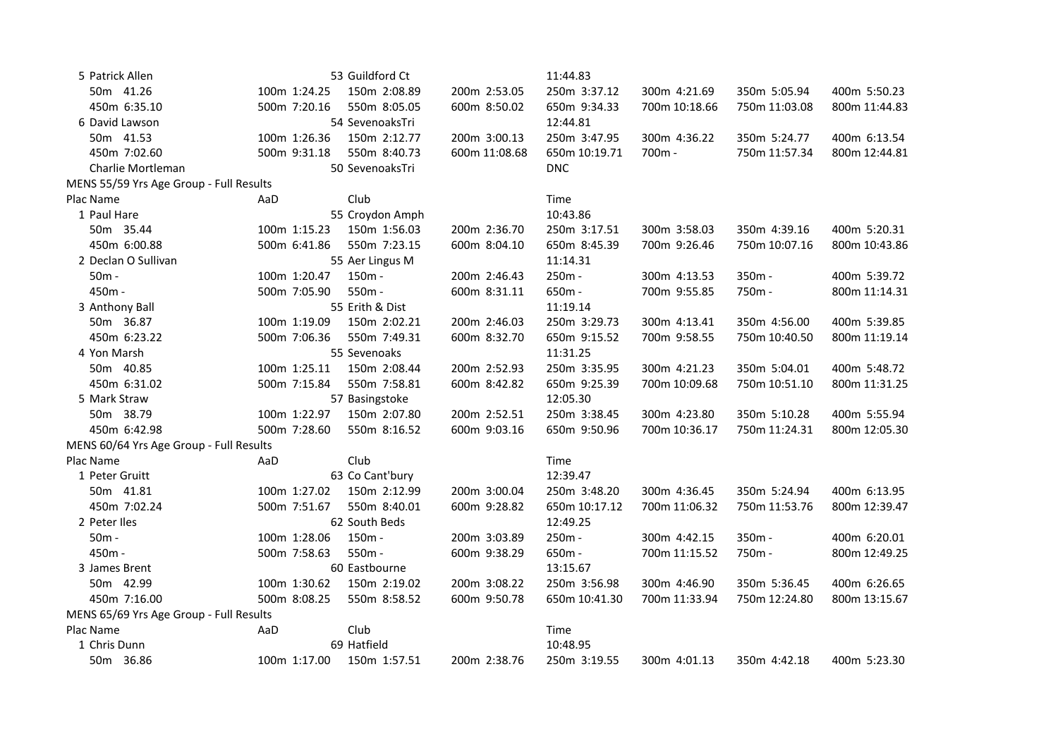| Plac Name | AaD | Club | | Time | | | |
|---|---|---|---|---|---|---|---|
| 5 Patrick Allen | | 53 Guildford Ct | | 11:44.83 | | | |
| 50m 41.26 | 100m 1:24.25 | 150m 2:08.89 | 200m 2:53.05 | 250m 3:37.12 | 300m 4:21.69 | 350m 5:05.94 | 400m 5:50.23 |
| 450m 6:35.10 | 500m 7:20.16 | 550m 8:05.05 | 600m 8:50.02 | 650m 9:34.33 | 700m 10:18.66 | 750m 11:03.08 | 800m 11:44.83 |
| 6 David Lawson | | 54 SevenoaksTri | | 12:44.81 | | | |
| 50m 41.53 | 100m 1:26.36 | 150m 2:12.77 | 200m 3:00.13 | 250m 3:47.95 | 300m 4:36.22 | 350m 5:24.77 | 400m 6:13.54 |
| 450m 7:02.60 | 500m 9:31.18 | 550m 8:40.73 | 600m 11:08.68 | 650m 10:19.71 | 700m - | 750m 11:57.34 | 800m 12:44.81 |
| Charlie Mortleman | | 50 SevenoaksTri | | DNC | | | |

MENS 55/59 Yrs Age Group - Full Results

| Plac Name | AaD | Club | | Time | | | |
|---|---|---|---|---|---|---|---|
| 1 Paul Hare | | 55 Croydon Amph | | 10:43.86 | | | |
| 50m 35.44 | 100m 1:15.23 | 150m 1:56.03 | 200m 2:36.70 | 250m 3:17.51 | 300m 3:58.03 | 350m 4:39.16 | 400m 5:20.31 |
| 450m 6:00.88 | 500m 6:41.86 | 550m 7:23.15 | 600m 8:04.10 | 650m 8:45.39 | 700m 9:26.46 | 750m 10:07.16 | 800m 10:43.86 |
| 2 Declan O Sullivan | | 55 Aer Lingus M | | 11:14.31 | | | |
| 50m - | 100m 1:20.47 | 150m - | 200m 2:46.43 | 250m - | 300m 4:13.53 | 350m - | 400m 5:39.72 |
| 450m - | 500m 7:05.90 | 550m - | 600m 8:31.11 | 650m - | 700m 9:55.85 | 750m - | 800m 11:14.31 |
| 3 Anthony Ball | | 55 Erith & Dist | | 11:19.14 | | | |
| 50m 36.87 | 100m 1:19.09 | 150m 2:02.21 | 200m 2:46.03 | 250m 3:29.73 | 300m 4:13.41 | 350m 4:56.00 | 400m 5:39.85 |
| 450m 6:23.22 | 500m 7:06.36 | 550m 7:49.31 | 600m 8:32.70 | 650m 9:15.52 | 700m 9:58.55 | 750m 10:40.50 | 800m 11:19.14 |
| 4 Yon Marsh | | 55 Sevenoaks | | 11:31.25 | | | |
| 50m 40.85 | 100m 1:25.11 | 150m 2:08.44 | 200m 2:52.93 | 250m 3:35.95 | 300m 4:21.23 | 350m 5:04.01 | 400m 5:48.72 |
| 450m 6:31.02 | 500m 7:15.84 | 550m 7:58.81 | 600m 8:42.82 | 650m 9:25.39 | 700m 10:09.68 | 750m 10:51.10 | 800m 11:31.25 |
| 5 Mark Straw | | 57 Basingstoke | | 12:05.30 | | | |
| 50m 38.79 | 100m 1:22.97 | 150m 2:07.80 | 200m 2:52.51 | 250m 3:38.45 | 300m 4:23.80 | 350m 5:10.28 | 400m 5:55.94 |
| 450m 6:42.98 | 500m 7:28.60 | 550m 8:16.52 | 600m 9:03.16 | 650m 9:50.96 | 700m 10:36.17 | 750m 11:24.31 | 800m 12:05.30 |

MENS 60/64 Yrs Age Group - Full Results

| Plac Name | AaD | Club | | Time | | | |
|---|---|---|---|---|---|---|---|
| 1 Peter Gruitt | | 63 Co Cant'bury | | 12:39.47 | | | |
| 50m 41.81 | 100m 1:27.02 | 150m 2:12.99 | 200m 3:00.04 | 250m 3:48.20 | 300m 4:36.45 | 350m 5:24.94 | 400m 6:13.95 |
| 450m 7:02.24 | 500m 7:51.67 | 550m 8:40.01 | 600m 9:28.82 | 650m 10:17.12 | 700m 11:06.32 | 750m 11:53.76 | 800m 12:39.47 |
| 2 Peter Iles | | 62 South Beds | | 12:49.25 | | | |
| 50m - | 100m 1:28.06 | 150m - | 200m 3:03.89 | 250m - | 300m 4:42.15 | 350m - | 400m 6:20.01 |
| 450m - | 500m 7:58.63 | 550m - | 600m 9:38.29 | 650m - | 700m 11:15.52 | 750m - | 800m 12:49.25 |
| 3 James Brent | | 60 Eastbourne | | 13:15.67 | | | |
| 50m 42.99 | 100m 1:30.62 | 150m 2:19.02 | 200m 3:08.22 | 250m 3:56.98 | 300m 4:46.90 | 350m 5:36.45 | 400m 6:26.65 |
| 450m 7:16.00 | 500m 8:08.25 | 550m 8:58.52 | 600m 9:50.78 | 650m 10:41.30 | 700m 11:33.94 | 750m 12:24.80 | 800m 13:15.67 |

MENS 65/69 Yrs Age Group - Full Results

| Plac Name | AaD | Club | | Time | | | |
|---|---|---|---|---|---|---|---|
| 1 Chris Dunn | | 69 Hatfield | | 10:48.95 | | | |
| 50m 36.86 | 100m 1:17.00 | 150m 1:57.51 | 200m 2:38.76 | 250m 3:19.55 | 300m 4:01.13 | 350m 4:42.18 | 400m 5:23.30 |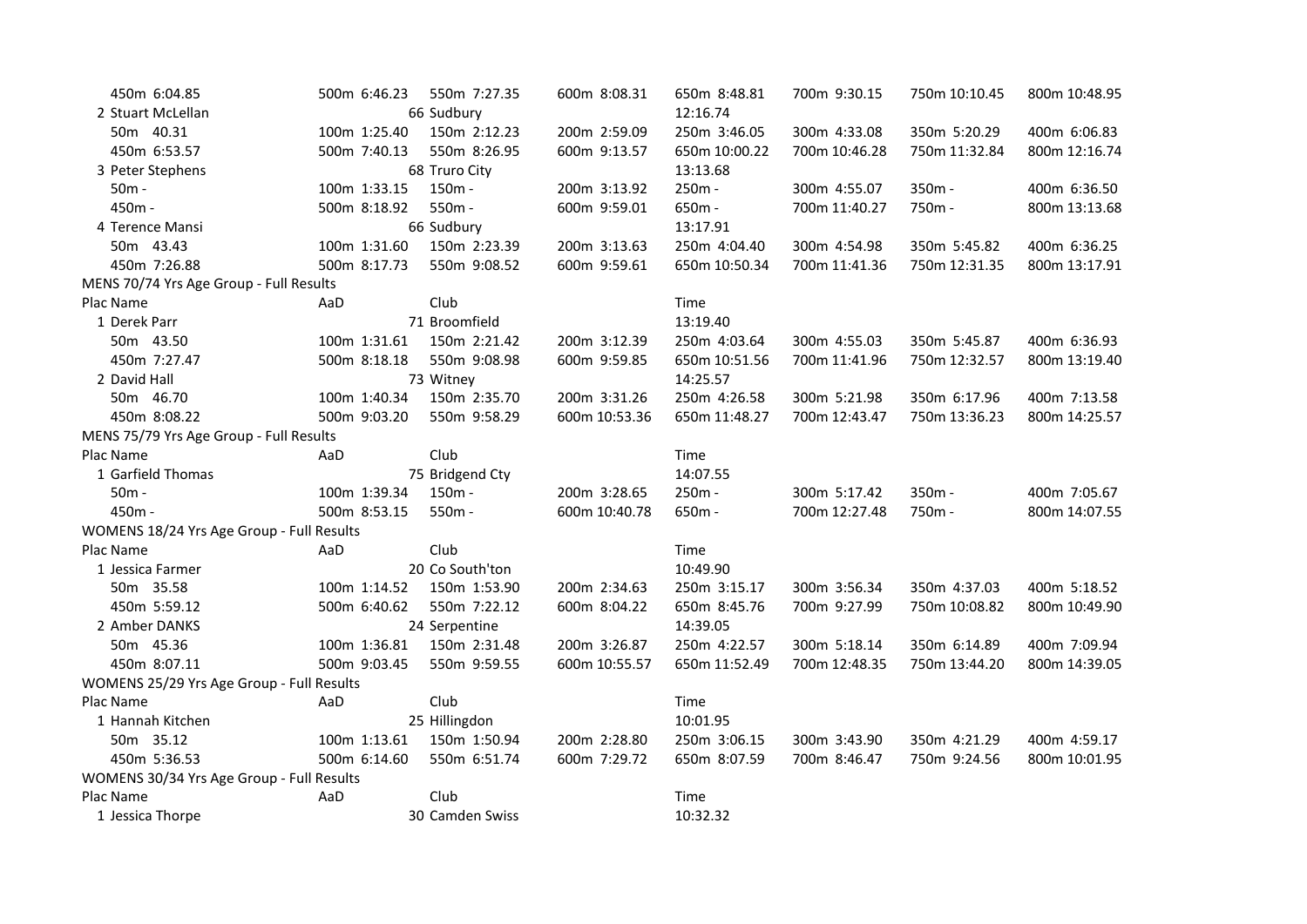| | | | | | | | |
|---|---|---|---|---|---|---|---|
| 450m 6:04.85 | 500m 6:46.23 | 550m 7:27.35 | 600m 8:08.31 | 650m 8:48.81 | 700m 9:30.15 | 750m 10:10.45 | 800m 10:48.95 |
| 2 Stuart McLellan | | 66 Sudbury | | 12:16.74 | | | |
| 50m 40.31 | 100m 1:25.40 | 150m 2:12.23 | 200m 2:59.09 | 250m 3:46.05 | 300m 4:33.08 | 350m 5:20.29 | 400m 6:06.83 |
| 450m 6:53.57 | 500m 7:40.13 | 550m 8:26.95 | 600m 9:13.57 | 650m 10:00.22 | 700m 10:46.28 | 750m 11:32.84 | 800m 12:16.74 |
| 3 Peter Stephens | | 68 Truro City | | 13:13.68 | | | |
| 50m - | 100m 1:33.15 | 150m - | 200m 3:13.92 | 250m - | 300m 4:55.07 | 350m - | 400m 6:36.50 |
| 450m - | 500m 8:18.92 | 550m - | 600m 9:59.01 | 650m - | 700m 11:40.27 | 750m - | 800m 13:13.68 |
| 4 Terence Mansi | | 66 Sudbury | | 13:17.91 | | | |
| 50m 43.43 | 100m 1:31.60 | 150m 2:23.39 | 200m 3:13.63 | 250m 4:04.40 | 300m 4:54.98 | 350m 5:45.82 | 400m 6:36.25 |
| 450m 7:26.88 | 500m 8:17.73 | 550m 9:08.52 | 600m 9:59.61 | 650m 10:50.34 | 700m 11:41.36 | 750m 12:31.35 | 800m 13:17.91 |

MENS 70/74 Yrs Age Group - Full Results

| Plac Name | AaD | Club | | Time | | | |
|---|---|---|---|---|---|---|---|
| 1 Derek Parr | | 71 Broomfield | | 13:19.40 | | | |
| 50m 43.50 | 100m 1:31.61 | 150m 2:21.42 | 200m 3:12.39 | 250m 4:03.64 | 300m 4:55.03 | 350m 5:45.87 | 400m 6:36.93 |
| 450m 7:27.47 | 500m 8:18.18 | 550m 9:08.98 | 600m 9:59.85 | 650m 10:51.56 | 700m 11:41.96 | 750m 12:32.57 | 800m 13:19.40 |
| 2 David Hall | | 73 Witney | | 14:25.57 | | | |
| 50m 46.70 | 100m 1:40.34 | 150m 2:35.70 | 200m 3:31.26 | 250m 4:26.58 | 300m 5:21.98 | 350m 6:17.96 | 400m 7:13.58 |
| 450m 8:08.22 | 500m 9:03.20 | 550m 9:58.29 | 600m 10:53.36 | 650m 11:48.27 | 700m 12:43.47 | 750m 13:36.23 | 800m 14:25.57 |

MENS 75/79 Yrs Age Group - Full Results

| Plac Name | AaD | Club | | Time | | | |
|---|---|---|---|---|---|---|---|
| 1 Garfield Thomas | | 75 Bridgend Cty | | 14:07.55 | | | |
| 50m - | 100m 1:39.34 | 150m - | 200m 3:28.65 | 250m - | 300m 5:17.42 | 350m - | 400m 7:05.67 |
| 450m - | 500m 8:53.15 | 550m - | 600m 10:40.78 | 650m - | 700m 12:27.48 | 750m - | 800m 14:07.55 |

WOMENS 18/24 Yrs Age Group - Full Results

| Plac Name | AaD | Club | | Time | | | |
|---|---|---|---|---|---|---|---|
| 1 Jessica Farmer | | 20 Co South'ton | | 10:49.90 | | | |
| 50m 35.58 | 100m 1:14.52 | 150m 1:53.90 | 200m 2:34.63 | 250m 3:15.17 | 300m 3:56.34 | 350m 4:37.03 | 400m 5:18.52 |
| 450m 5:59.12 | 500m 6:40.62 | 550m 7:22.12 | 600m 8:04.22 | 650m 8:45.76 | 700m 9:27.99 | 750m 10:08.82 | 800m 10:49.90 |
| 2 Amber DANKS | | 24 Serpentine | | 14:39.05 | | | |
| 50m 45.36 | 100m 1:36.81 | 150m 2:31.48 | 200m 3:26.87 | 250m 4:22.57 | 300m 5:18.14 | 350m 6:14.89 | 400m 7:09.94 |
| 450m 8:07.11 | 500m 9:03.45 | 550m 9:59.55 | 600m 10:55.57 | 650m 11:52.49 | 700m 12:48.35 | 750m 13:44.20 | 800m 14:39.05 |

WOMENS 25/29 Yrs Age Group - Full Results

| Plac Name | AaD | Club | | Time | | | |
|---|---|---|---|---|---|---|---|
| 1 Hannah Kitchen | | 25 Hillingdon | | 10:01.95 | | | |
| 50m 35.12 | 100m 1:13.61 | 150m 1:50.94 | 200m 2:28.80 | 250m 3:06.15 | 300m 3:43.90 | 350m 4:21.29 | 400m 4:59.17 |
| 450m 5:36.53 | 500m 6:14.60 | 550m 6:51.74 | 600m 7:29.72 | 650m 8:07.59 | 700m 8:46.47 | 750m 9:24.56 | 800m 10:01.95 |

WOMENS 30/34 Yrs Age Group - Full Results

| Plac Name | AaD | Club | | Time | | | |
|---|---|---|---|---|---|---|---|
| 1 Jessica Thorpe | | 30 Camden Swiss | | 10:32.32 | | | |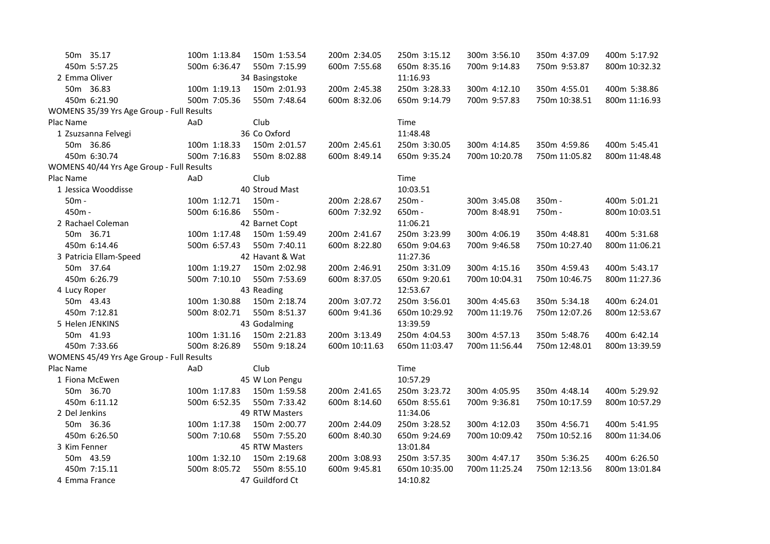| | | | | | | | |
|---|---|---|---|---|---|---|---|
| 50m 35.17 | 100m 1:13.84 | 150m 1:53.54 | 200m 2:34.05 | 250m 3:15.12 | 300m 3:56.10 | 350m 4:37.09 | 400m 5:17.92 |
| 450m 5:57.25 | 500m 6:36.47 | 550m 7:15.99 | 600m 7:55.68 | 650m 8:35.16 | 700m 9:14.83 | 750m 9:53.87 | 800m 10:32.32 |
| 2 Emma Oliver | | 34 Basingstoke | | 11:16.93 | | | |
| 50m 36.83 | 100m 1:19.13 | 150m 2:01.93 | 200m 2:45.38 | 250m 3:28.33 | 300m 4:12.10 | 350m 4:55.01 | 400m 5:38.86 |
| 450m 6:21.90 | 500m 7:05.36 | 550m 7:48.64 | 600m 8:32.06 | 650m 9:14.79 | 700m 9:57.83 | 750m 10:38.51 | 800m 11:16.93 |

WOMENS 35/39 Yrs Age Group - Full Results

| Plac Name | AaD | Club | | Time | | | |
|---|---|---|---|---|---|---|---|
| 1 Zsuzsanna Felvegi | | 36 Co Oxford | | 11:48.48 | | | |
| 50m 36.86 | 100m 1:18.33 | 150m 2:01.57 | 200m 2:45.61 | 250m 3:30.05 | 300m 4:14.85 | 350m 4:59.86 | 400m 5:45.41 |
| 450m 6:30.74 | 500m 7:16.83 | 550m 8:02.88 | 600m 8:49.14 | 650m 9:35.24 | 700m 10:20.78 | 750m 11:05.82 | 800m 11:48.48 |

WOMENS 40/44 Yrs Age Group - Full Results

| Plac Name | AaD | Club | | Time | | | |
|---|---|---|---|---|---|---|---|
| 1 Jessica Wooddisse | | 40 Stroud Mast | | 10:03.51 | | | |
| 50m - | 100m 1:12.71 | 150m - | 200m 2:28.67 | 250m - | 300m 3:45.08 | 350m - | 400m 5:01.21 |
| 450m - | 500m 6:16.86 | 550m - | 600m 7:32.92 | 650m - | 700m 8:48.91 | 750m - | 800m 10:03.51 |
| 2 Rachael Coleman | | 42 Barnet Copt | | 11:06.21 | | | |
| 50m 36.71 | 100m 1:17.48 | 150m 1:59.49 | 200m 2:41.67 | 250m 3:23.99 | 300m 4:06.19 | 350m 4:48.81 | 400m 5:31.68 |
| 450m 6:14.46 | 500m 6:57.43 | 550m 7:40.11 | 600m 8:22.80 | 650m 9:04.63 | 700m 9:46.58 | 750m 10:27.40 | 800m 11:06.21 |
| 3 Patricia Ellam-Speed | | 42 Havant & Wat | | 11:27.36 | | | |
| 50m 37.64 | 100m 1:19.27 | 150m 2:02.98 | 200m 2:46.91 | 250m 3:31.09 | 300m 4:15.16 | 350m 4:59.43 | 400m 5:43.17 |
| 450m 6:26.79 | 500m 7:10.10 | 550m 7:53.69 | 600m 8:37.05 | 650m 9:20.61 | 700m 10:04.31 | 750m 10:46.75 | 800m 11:27.36 |
| 4 Lucy Roper | | 43 Reading | | 12:53.67 | | | |
| 50m 43.43 | 100m 1:30.88 | 150m 2:18.74 | 200m 3:07.72 | 250m 3:56.01 | 300m 4:45.63 | 350m 5:34.18 | 400m 6:24.01 |
| 450m 7:12.81 | 500m 8:02.71 | 550m 8:51.37 | 600m 9:41.36 | 650m 10:29.92 | 700m 11:19.76 | 750m 12:07.26 | 800m 12:53.67 |
| 5 Helen JENKINS | | 43 Godalming | | 13:39.59 | | | |
| 50m 41.93 | 100m 1:31.16 | 150m 2:21.83 | 200m 3:13.49 | 250m 4:04.53 | 300m 4:57.13 | 350m 5:48.76 | 400m 6:42.14 |
| 450m 7:33.66 | 500m 8:26.89 | 550m 9:18.24 | 600m 10:11.63 | 650m 11:03.47 | 700m 11:56.44 | 750m 12:48.01 | 800m 13:39.59 |

WOMENS 45/49 Yrs Age Group - Full Results

| Plac Name | AaD | Club | | Time | | | |
|---|---|---|---|---|---|---|---|
| 1 Fiona McEwen | | 45 W Lon Pengu | | 10:57.29 | | | |
| 50m 36.70 | 100m 1:17.83 | 150m 1:59.58 | 200m 2:41.65 | 250m 3:23.72 | 300m 4:05.95 | 350m 4:48.14 | 400m 5:29.92 |
| 450m 6:11.12 | 500m 6:52.35 | 550m 7:33.42 | 600m 8:14.60 | 650m 8:55.61 | 700m 9:36.81 | 750m 10:17.59 | 800m 10:57.29 |
| 2 Del Jenkins | | 49 RTW Masters | | 11:34.06 | | | |
| 50m 36.36 | 100m 1:17.38 | 150m 2:00.77 | 200m 2:44.09 | 250m 3:28.52 | 300m 4:12.03 | 350m 4:56.71 | 400m 5:41.95 |
| 450m 6:26.50 | 500m 7:10.68 | 550m 7:55.20 | 600m 8:40.30 | 650m 9:24.69 | 700m 10:09.42 | 750m 10:52.16 | 800m 11:34.06 |
| 3 Kim Fenner | | 45 RTW Masters | | 13:01.84 | | | |
| 50m 43.59 | 100m 1:32.10 | 150m 2:19.68 | 200m 3:08.93 | 250m 3:57.35 | 300m 4:47.17 | 350m 5:36.25 | 400m 6:26.50 |
| 450m 7:15.11 | 500m 8:05.72 | 550m 8:55.10 | 600m 9:45.81 | 650m 10:35.00 | 700m 11:25.24 | 750m 12:13.56 | 800m 13:01.84 |
| 4 Emma France | | 47 Guildford Ct | | 14:10.82 | | | |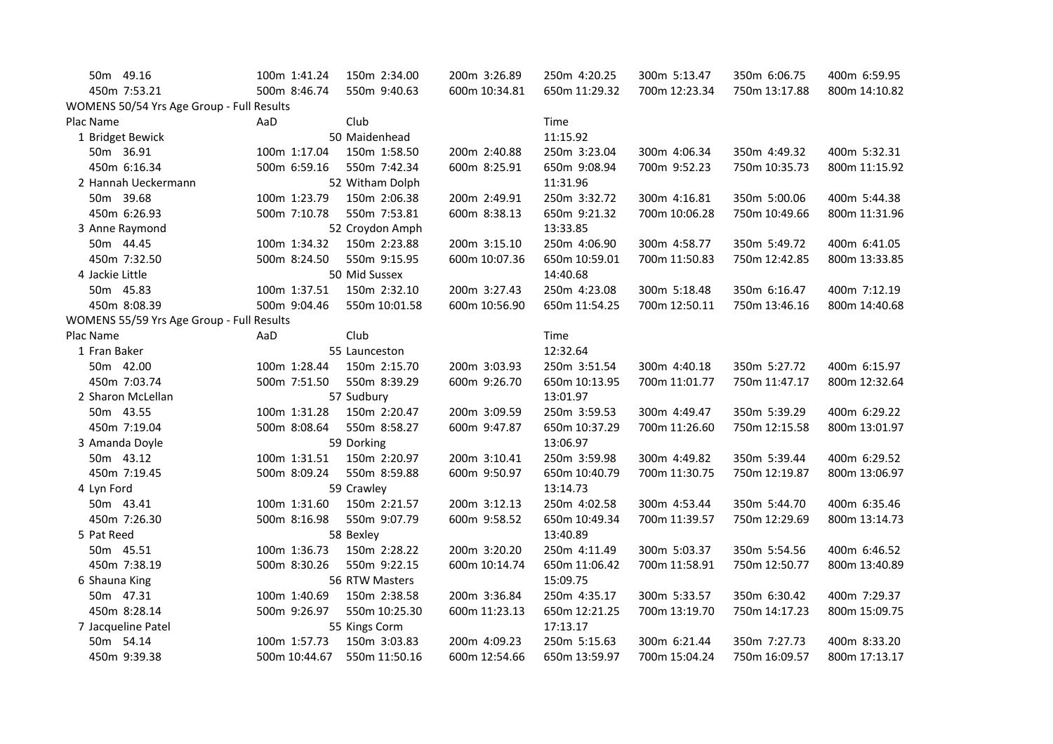| | | | | | | | |
|---|---|---|---|---|---|---|---|
| 50m 49.16 | 100m 1:41.24 | 150m 2:34.00 | 200m 3:26.89 | 250m 4:20.25 | 300m 5:13.47 | 350m 6:06.75 | 400m 6:59.95 |
| 450m 7:53.21 | 500m 8:46.74 | 550m 9:40.63 | 600m 10:34.81 | 650m 11:29.32 | 700m 12:23.34 | 750m 13:17.88 | 800m 14:10.82 |

WOMENS 50/54 Yrs Age Group - Full Results

| Plac Name | AaD | Club | | Time | | | |
|---|---|---|---|---|---|---|---|
| 1 Bridget Bewick | | 50 Maidenhead | | 11:15.92 | | | |
| 50m 36.91 | 100m 1:17.04 | 150m 1:58.50 | 200m 2:40.88 | 250m 3:23.04 | 300m 4:06.34 | 350m 4:49.32 | 400m 5:32.31 |
| 450m 6:16.34 | 500m 6:59.16 | 550m 7:42.34 | 600m 8:25.91 | 650m 9:08.94 | 700m 9:52.23 | 750m 10:35.73 | 800m 11:15.92 |
| 2 Hannah Ueckermann | | 52 Witham Dolph | | 11:31.96 | | | |
| 50m 39.68 | 100m 1:23.79 | 150m 2:06.38 | 200m 2:49.91 | 250m 3:32.72 | 300m 4:16.81 | 350m 5:00.06 | 400m 5:44.38 |
| 450m 6:26.93 | 500m 7:10.78 | 550m 7:53.81 | 600m 8:38.13 | 650m 9:21.32 | 700m 10:06.28 | 750m 10:49.66 | 800m 11:31.96 |
| 3 Anne Raymond | | 52 Croydon Amph | | 13:33.85 | | | |
| 50m 44.45 | 100m 1:34.32 | 150m 2:23.88 | 200m 3:15.10 | 250m 4:06.90 | 300m 4:58.77 | 350m 5:49.72 | 400m 6:41.05 |
| 450m 7:32.50 | 500m 8:24.50 | 550m 9:15.95 | 600m 10:07.36 | 650m 10:59.01 | 700m 11:50.83 | 750m 12:42.85 | 800m 13:33.85 |
| 4 Jackie Little | | 50 Mid Sussex | | 14:40.68 | | | |
| 50m 45.83 | 100m 1:37.51 | 150m 2:32.10 | 200m 3:27.43 | 250m 4:23.08 | 300m 5:18.48 | 350m 6:16.47 | 400m 7:12.19 |
| 450m 8:08.39 | 500m 9:04.46 | 550m 10:01.58 | 600m 10:56.90 | 650m 11:54.25 | 700m 12:50.11 | 750m 13:46.16 | 800m 14:40.68 |

WOMENS 55/59 Yrs Age Group - Full Results

| Plac Name | AaD | Club | | Time | | | |
|---|---|---|---|---|---|---|---|
| 1 Fran Baker | | 55 Launceston | | 12:32.64 | | | |
| 50m 42.00 | 100m 1:28.44 | 150m 2:15.70 | 200m 3:03.93 | 250m 3:51.54 | 300m 4:40.18 | 350m 5:27.72 | 400m 6:15.97 |
| 450m 7:03.74 | 500m 7:51.50 | 550m 8:39.29 | 600m 9:26.70 | 650m 10:13.95 | 700m 11:01.77 | 750m 11:47.17 | 800m 12:32.64 |
| 2 Sharon McLellan | | 57 Sudbury | | 13:01.97 | | | |
| 50m 43.55 | 100m 1:31.28 | 150m 2:20.47 | 200m 3:09.59 | 250m 3:59.53 | 300m 4:49.47 | 350m 5:39.29 | 400m 6:29.22 |
| 450m 7:19.04 | 500m 8:08.64 | 550m 8:58.27 | 600m 9:47.87 | 650m 10:37.29 | 700m 11:26.60 | 750m 12:15.58 | 800m 13:01.97 |
| 3 Amanda Doyle | | 59 Dorking | | 13:06.97 | | | |
| 50m 43.12 | 100m 1:31.51 | 150m 2:20.97 | 200m 3:10.41 | 250m 3:59.98 | 300m 4:49.82 | 350m 5:39.44 | 400m 6:29.52 |
| 450m 7:19.45 | 500m 8:09.24 | 550m 8:59.88 | 600m 9:50.97 | 650m 10:40.79 | 700m 11:30.75 | 750m 12:19.87 | 800m 13:06.97 |
| 4 Lyn Ford | | 59 Crawley | | 13:14.73 | | | |
| 50m 43.41 | 100m 1:31.60 | 150m 2:21.57 | 200m 3:12.13 | 250m 4:02.58 | 300m 4:53.44 | 350m 5:44.70 | 400m 6:35.46 |
| 450m 7:26.30 | 500m 8:16.98 | 550m 9:07.79 | 600m 9:58.52 | 650m 10:49.34 | 700m 11:39.57 | 750m 12:29.69 | 800m 13:14.73 |
| 5 Pat Reed | | 58 Bexley | | 13:40.89 | | | |
| 50m 45.51 | 100m 1:36.73 | 150m 2:28.22 | 200m 3:20.20 | 250m 4:11.49 | 300m 5:03.37 | 350m 5:54.56 | 400m 6:46.52 |
| 450m 7:38.19 | 500m 8:30.26 | 550m 9:22.15 | 600m 10:14.74 | 650m 11:06.42 | 700m 11:58.91 | 750m 12:50.77 | 800m 13:40.89 |
| 6 Shauna King | | 56 RTW Masters | | 15:09.75 | | | |
| 50m 47.31 | 100m 1:40.69 | 150m 2:38.58 | 200m 3:36.84 | 250m 4:35.17 | 300m 5:33.57 | 350m 6:30.42 | 400m 7:29.37 |
| 450m 8:28.14 | 500m 9:26.97 | 550m 10:25.30 | 600m 11:23.13 | 650m 12:21.25 | 700m 13:19.70 | 750m 14:17.23 | 800m 15:09.75 |
| 7 Jacqueline Patel | | 55 Kings Corm | | 17:13.17 | | | |
| 50m 54.14 | 100m 1:57.73 | 150m 3:03.83 | 200m 4:09.23 | 250m 5:15.63 | 300m 6:21.44 | 350m 7:27.73 | 400m 8:33.20 |
| 450m 9:39.38 | 500m 10:44.67 | 550m 11:50.16 | 600m 12:54.66 | 650m 13:59.97 | 700m 15:04.24 | 750m 16:09.57 | 800m 17:13.17 |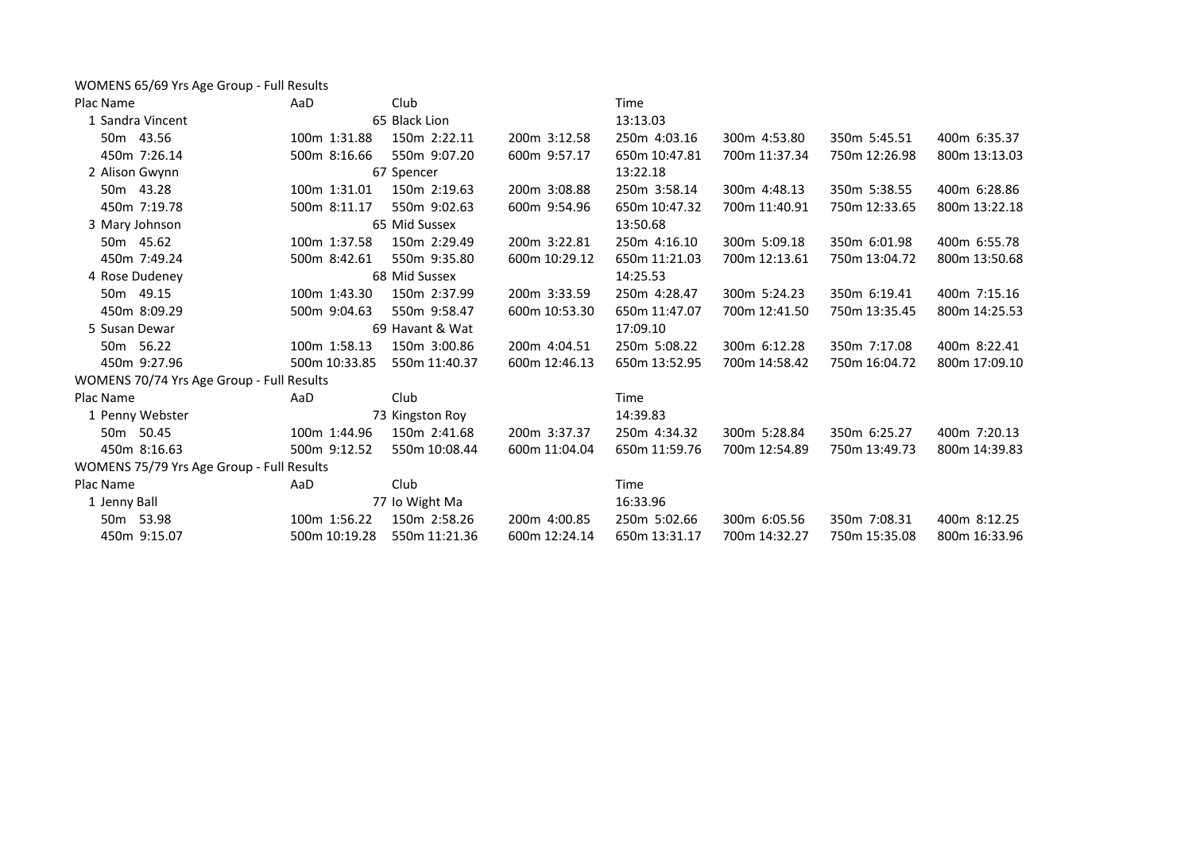WOMENS 65/69 Yrs Age Group - Full Results

| Plac Name | AaD | Club | | Time | | | |
|---|---|---|---|---|---|---|---|
| 1 Sandra Vincent | 65 | Black Lion | | 13:13.03 | | | |
| 50m 43.56 | 100m 1:31.88 | 150m 2:22.11 | 200m 3:12.58 | 250m 4:03.16 | 300m 4:53.80 | 350m 5:45.51 | 400m 6:35.37 |
| 450m 7:26.14 | 500m 8:16.66 | 550m 9:07.20 | 600m 9:57.17 | 650m 10:47.81 | 700m 11:37.34 | 750m 12:26.98 | 800m 13:13.03 |
| 2 Alison Gwynn | 67 | Spencer | | 13:22.18 | | | |
| 50m 43.28 | 100m 1:31.01 | 150m 2:19.63 | 200m 3:08.88 | 250m 3:58.14 | 300m 4:48.13 | 350m 5:38.55 | 400m 6:28.86 |
| 450m 7:19.78 | 500m 8:11.17 | 550m 9:02.63 | 600m 9:54.96 | 650m 10:47.32 | 700m 11:40.91 | 750m 12:33.65 | 800m 13:22.18 |
| 3 Mary Johnson | 65 | Mid Sussex | | 13:50.68 | | | |
| 50m 45.62 | 100m 1:37.58 | 150m 2:29.49 | 200m 3:22.81 | 250m 4:16.10 | 300m 5:09.18 | 350m 6:01.98 | 400m 6:55.78 |
| 450m 7:49.24 | 500m 8:42.61 | 550m 9:35.80 | 600m 10:29.12 | 650m 11:21.03 | 700m 12:13.61 | 750m 13:04.72 | 800m 13:50.68 |
| 4 Rose Dudeney | 68 | Mid Sussex | | 14:25.53 | | | |
| 50m 49.15 | 100m 1:43.30 | 150m 2:37.99 | 200m 3:33.59 | 250m 4:28.47 | 300m 5:24.23 | 350m 6:19.41 | 400m 7:15.16 |
| 450m 8:09.29 | 500m 9:04.63 | 550m 9:58.47 | 600m 10:53.30 | 650m 11:47.07 | 700m 12:41.50 | 750m 13:35.45 | 800m 14:25.53 |
| 5 Susan Dewar | 69 | Havant & Wat | | 17:09.10 | | | |
| 50m 56.22 | 100m 1:58.13 | 150m 3:00.86 | 200m 4:04.51 | 250m 5:08.22 | 300m 6:12.28 | 350m 7:17.08 | 400m 8:22.41 |
| 450m 9:27.96 | 500m 10:33.85 | 550m 11:40.37 | 600m 12:46.13 | 650m 13:52.95 | 700m 14:58.42 | 750m 16:04.72 | 800m 17:09.10 |

WOMENS 70/74 Yrs Age Group - Full Results

| Plac Name | AaD | Club | | Time | | | |
|---|---|---|---|---|---|---|---|
| 1 Penny Webster | 73 | Kingston Roy | | 14:39.83 | | | |
| 50m 50.45 | 100m 1:44.96 | 150m 2:41.68 | 200m 3:37.37 | 250m 4:34.32 | 300m 5:28.84 | 350m 6:25.27 | 400m 7:20.13 |
| 450m 8:16.63 | 500m 9:12.52 | 550m 10:08.44 | 600m 11:04.04 | 650m 11:59.76 | 700m 12:54.89 | 750m 13:49.73 | 800m 14:39.83 |

WOMENS 75/79 Yrs Age Group - Full Results

| Plac Name | AaD | Club | | Time | | | |
|---|---|---|---|---|---|---|---|
| 1 Jenny Ball | 77 | Io Wight Ma | | 16:33.96 | | | |
| 50m 53.98 | 100m 1:56.22 | 150m 2:58.26 | 200m 4:00.85 | 250m 5:02.66 | 300m 6:05.56 | 350m 7:08.31 | 400m 8:12.25 |
| 450m 9:15.07 | 500m 10:19.28 | 550m 11:21.36 | 600m 12:24.14 | 650m 13:31.17 | 700m 14:32.27 | 750m 15:35.08 | 800m 16:33.96 |